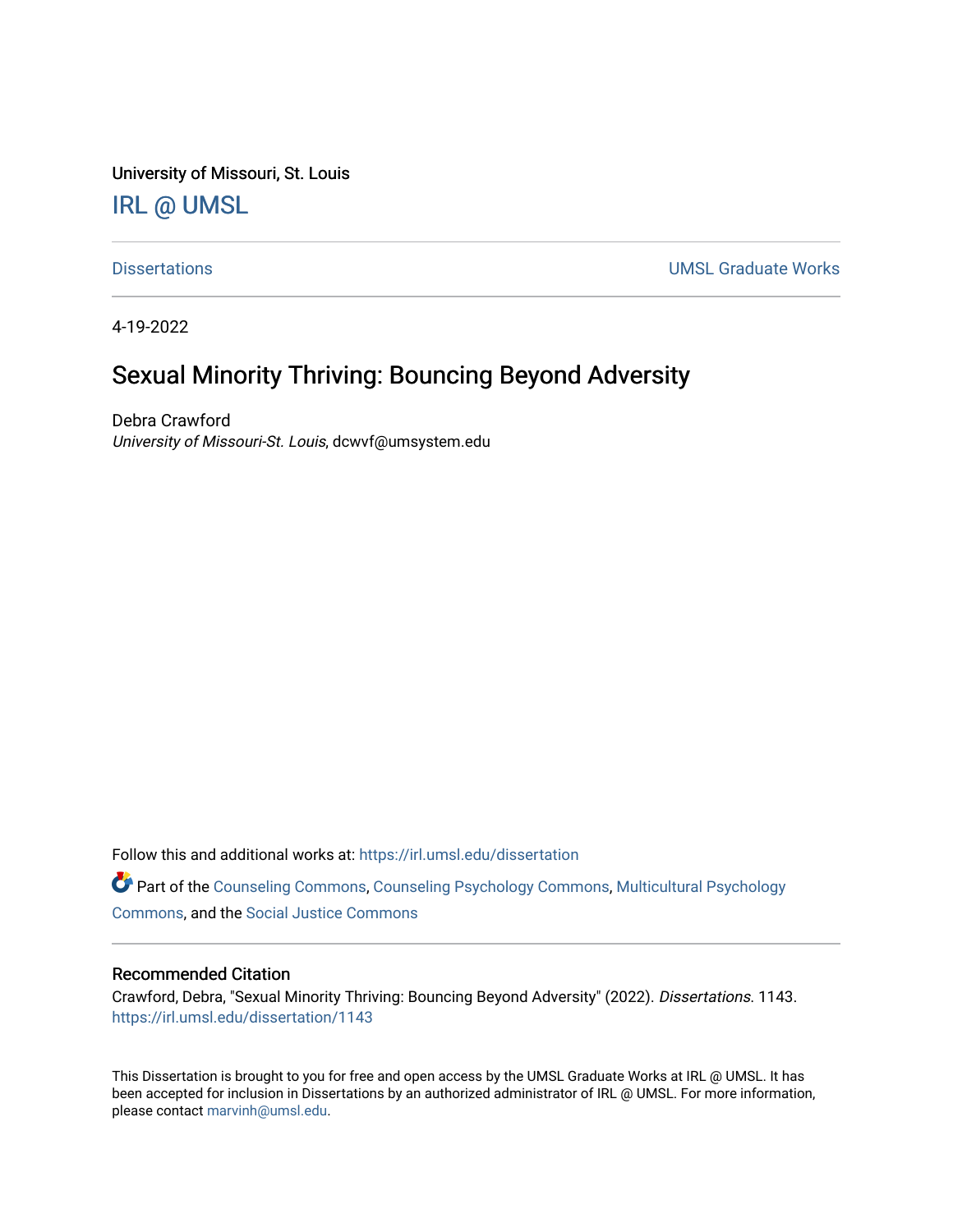University of Missouri, St. Louis

IRL @ UMSL

Dissertations | UMSL Graduate Works

4-19-2022

# Sexual Minority Thriving: Bouncing Beyond Adversity

Debra Crawford
*University of Missouri-St. Louis*, dcwvf@umsystem.edu

Follow this and additional works at: https://irl.umsl.edu/dissertation

Part of the Counseling Commons, Counseling Psychology Commons, Multicultural Psychology Commons, and the Social Justice Commons

## Recommended Citation

Crawford, Debra, "Sexual Minority Thriving: Bouncing Beyond Adversity" (2022). *Dissertations*. 1143.
https://irl.umsl.edu/dissertation/1143

This Dissertation is brought to you for free and open access by the UMSL Graduate Works at IRL @ UMSL. It has been accepted for inclusion in Dissertations by an authorized administrator of IRL @ UMSL. For more information, please contact marvinh@umsl.edu.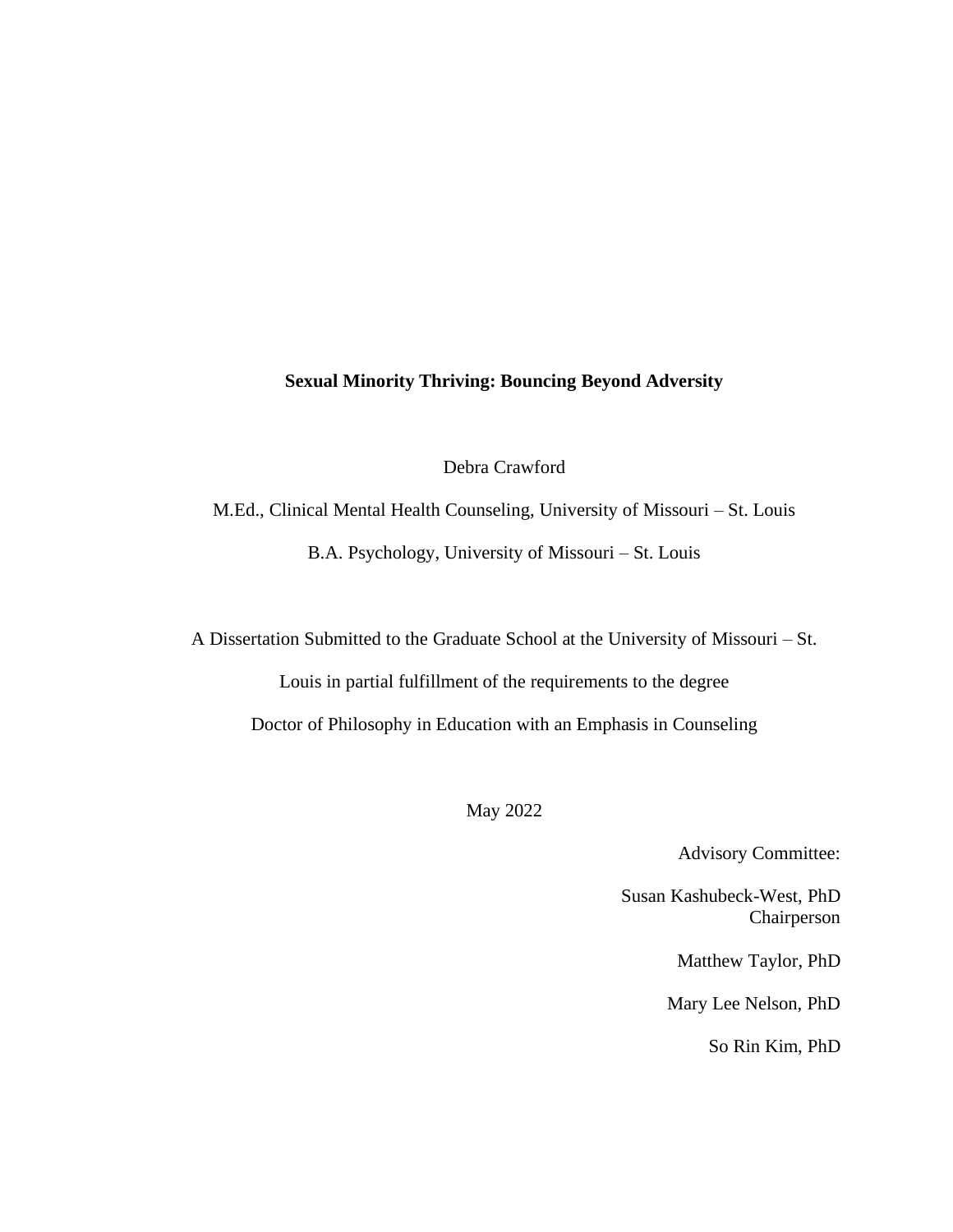**Sexual Minority Thriving: Bouncing Beyond Adversity**

Debra Crawford

M.Ed., Clinical Mental Health Counseling, University of Missouri – St. Louis

B.A. Psychology, University of Missouri – St. Louis

A Dissertation Submitted to the Graduate School at the University of Missouri – St. Louis in partial fulfillment of the requirements to the degree Doctor of Philosophy in Education with an Emphasis in Counseling

May 2022

Advisory Committee:

Susan Kashubeck-West, PhD
Chairperson

Matthew Taylor, PhD

Mary Lee Nelson, PhD

So Rin Kim, PhD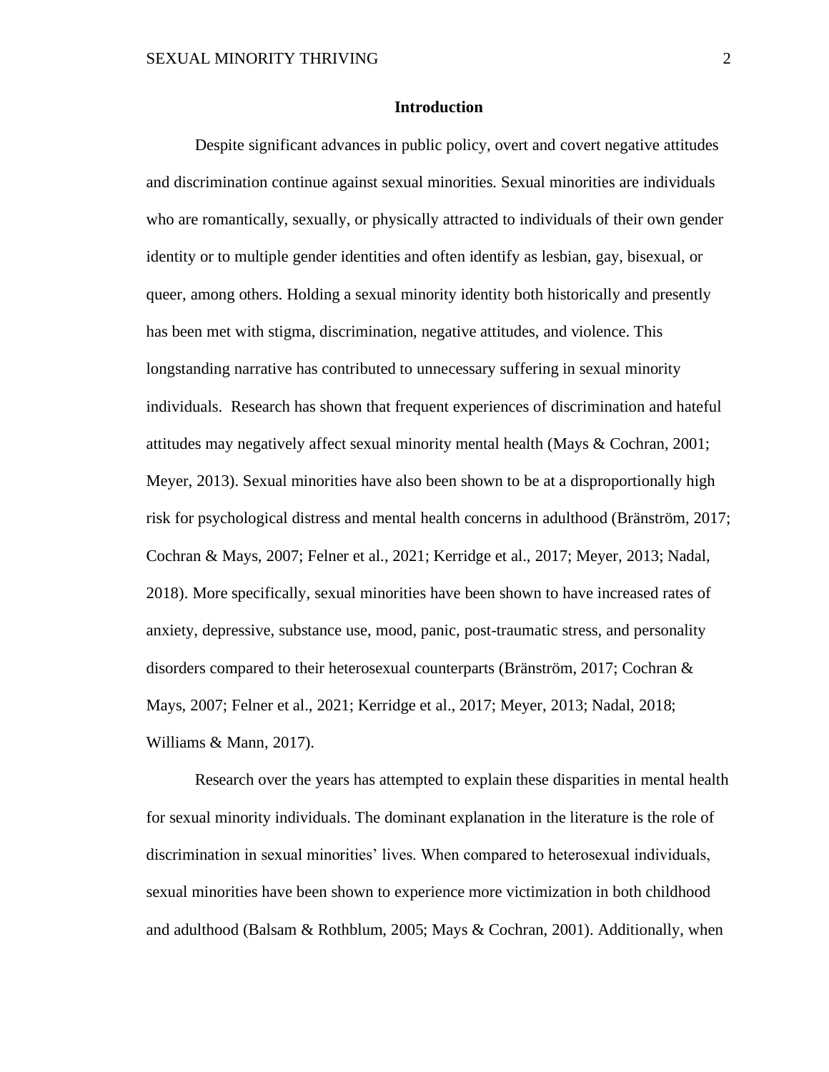## Introduction

Despite significant advances in public policy, overt and covert negative attitudes and discrimination continue against sexual minorities. Sexual minorities are individuals who are romantically, sexually, or physically attracted to individuals of their own gender identity or to multiple gender identities and often identify as lesbian, gay, bisexual, or queer, among others. Holding a sexual minority identity both historically and presently has been met with stigma, discrimination, negative attitudes, and violence. This longstanding narrative has contributed to unnecessary suffering in sexual minority individuals. Research has shown that frequent experiences of discrimination and hateful attitudes may negatively affect sexual minority mental health (Mays & Cochran, 2001; Meyer, 2013). Sexual minorities have also been shown to be at a disproportionally high risk for psychological distress and mental health concerns in adulthood (Bränström, 2017; Cochran & Mays, 2007; Felner et al., 2021; Kerridge et al., 2017; Meyer, 2013; Nadal, 2018). More specifically, sexual minorities have been shown to have increased rates of anxiety, depressive, substance use, mood, panic, post-traumatic stress, and personality disorders compared to their heterosexual counterparts (Bränström, 2017; Cochran & Mays, 2007; Felner et al., 2021; Kerridge et al., 2017; Meyer, 2013; Nadal, 2018; Williams & Mann, 2017).

Research over the years has attempted to explain these disparities in mental health for sexual minority individuals. The dominant explanation in the literature is the role of discrimination in sexual minorities' lives. When compared to heterosexual individuals, sexual minorities have been shown to experience more victimization in both childhood and adulthood (Balsam & Rothblum, 2005; Mays & Cochran, 2001). Additionally, when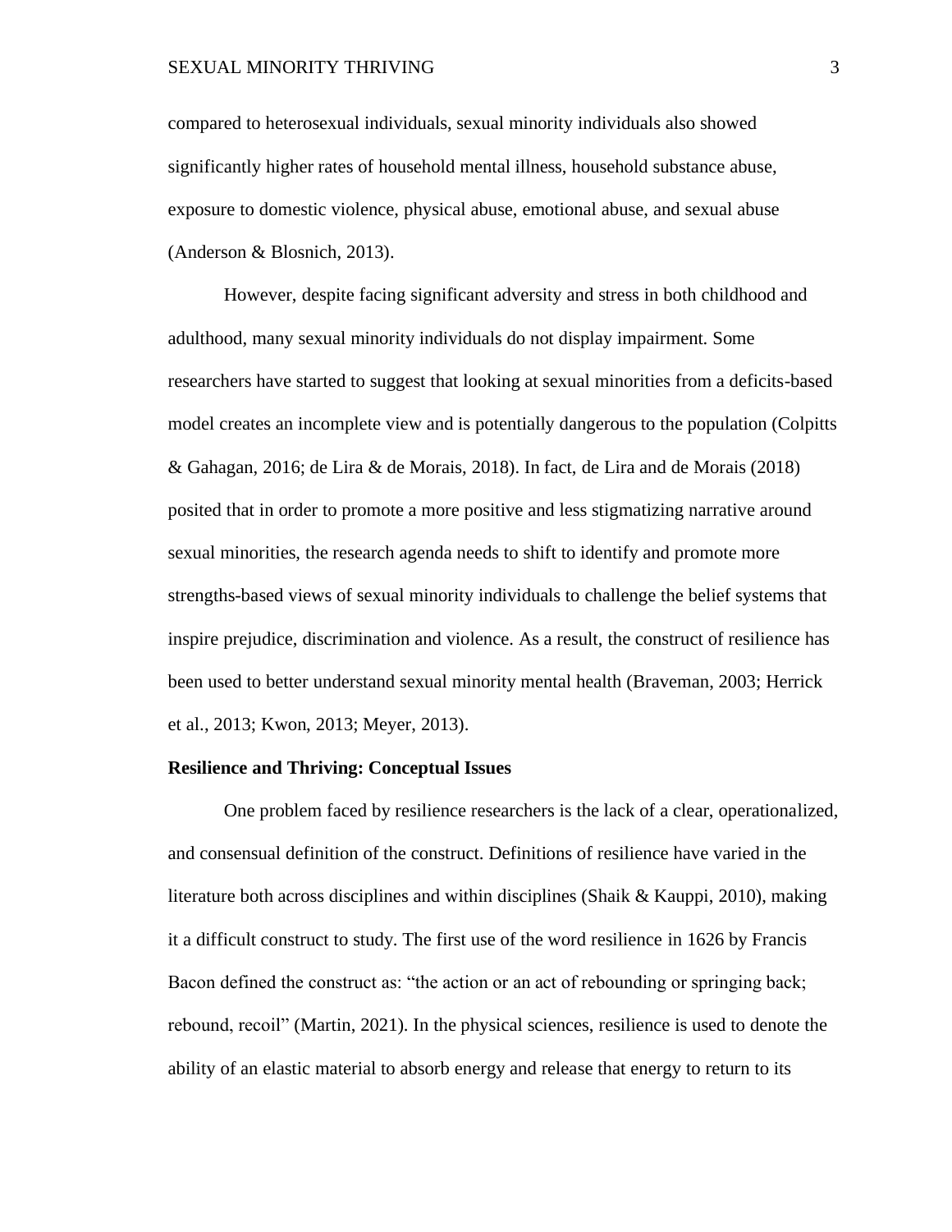compared to heterosexual individuals, sexual minority individuals also showed significantly higher rates of household mental illness, household substance abuse, exposure to domestic violence, physical abuse, emotional abuse, and sexual abuse (Anderson & Blosnich, 2013).

However, despite facing significant adversity and stress in both childhood and adulthood, many sexual minority individuals do not display impairment. Some researchers have started to suggest that looking at sexual minorities from a deficits-based model creates an incomplete view and is potentially dangerous to the population (Colpitts & Gahagan, 2016; de Lira & de Morais, 2018). In fact, de Lira and de Morais (2018) posited that in order to promote a more positive and less stigmatizing narrative around sexual minorities, the research agenda needs to shift to identify and promote more strengths-based views of sexual minority individuals to challenge the belief systems that inspire prejudice, discrimination and violence. As a result, the construct of resilience has been used to better understand sexual minority mental health (Braveman, 2003; Herrick et al., 2013; Kwon, 2013; Meyer, 2013).

## Resilience and Thriving: Conceptual Issues

One problem faced by resilience researchers is the lack of a clear, operationalized, and consensual definition of the construct. Definitions of resilience have varied in the literature both across disciplines and within disciplines (Shaik & Kauppi, 2010), making it a difficult construct to study. The first use of the word resilience in 1626 by Francis Bacon defined the construct as: "the action or an act of rebounding or springing back; rebound, recoil" (Martin, 2021). In the physical sciences, resilience is used to denote the ability of an elastic material to absorb energy and release that energy to return to its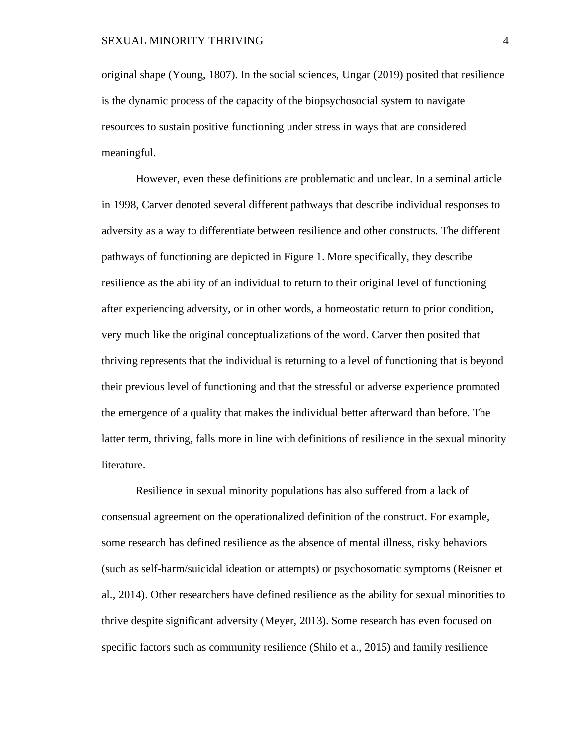original shape (Young, 1807). In the social sciences, Ungar (2019) posited that resilience is the dynamic process of the capacity of the biopsychosocial system to navigate resources to sustain positive functioning under stress in ways that are considered meaningful.

However, even these definitions are problematic and unclear. In a seminal article in 1998, Carver denoted several different pathways that describe individual responses to adversity as a way to differentiate between resilience and other constructs. The different pathways of functioning are depicted in Figure 1. More specifically, they describe resilience as the ability of an individual to return to their original level of functioning after experiencing adversity, or in other words, a homeostatic return to prior condition, very much like the original conceptualizations of the word. Carver then posited that thriving represents that the individual is returning to a level of functioning that is beyond their previous level of functioning and that the stressful or adverse experience promoted the emergence of a quality that makes the individual better afterward than before. The latter term, thriving, falls more in line with definitions of resilience in the sexual minority literature.

Resilience in sexual minority populations has also suffered from a lack of consensual agreement on the operationalized definition of the construct. For example, some research has defined resilience as the absence of mental illness, risky behaviors (such as self-harm/suicidal ideation or attempts) or psychosomatic symptoms (Reisner et al., 2014). Other researchers have defined resilience as the ability for sexual minorities to thrive despite significant adversity (Meyer, 2013). Some research has even focused on specific factors such as community resilience (Shilo et a., 2015) and family resilience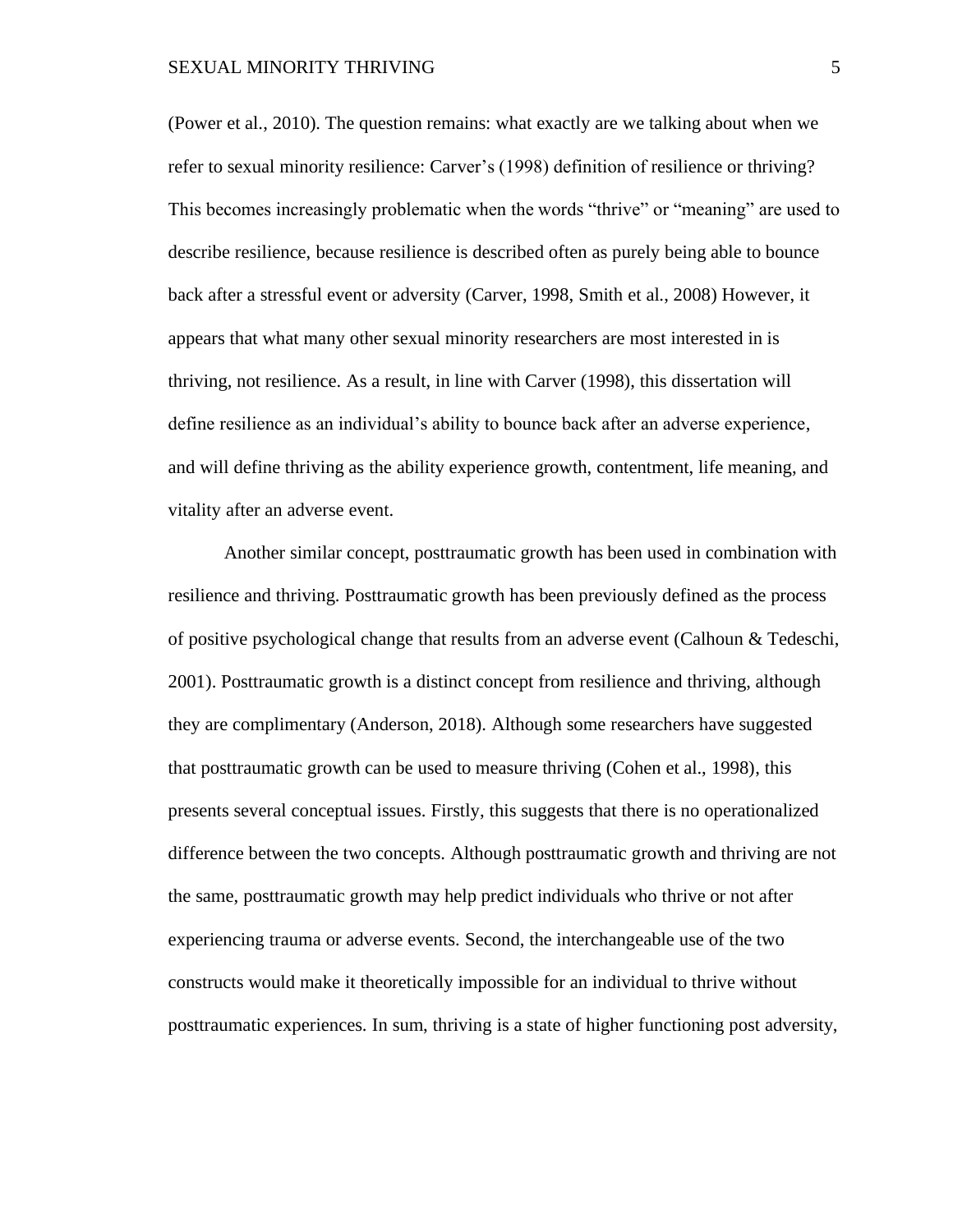(Power et al., 2010). The question remains: what exactly are we talking about when we refer to sexual minority resilience: Carver's (1998) definition of resilience or thriving? This becomes increasingly problematic when the words "thrive" or "meaning" are used to describe resilience, because resilience is described often as purely being able to bounce back after a stressful event or adversity (Carver, 1998, Smith et al., 2008) However, it appears that what many other sexual minority researchers are most interested in is thriving, not resilience. As a result, in line with Carver (1998), this dissertation will define resilience as an individual's ability to bounce back after an adverse experience, and will define thriving as the ability experience growth, contentment, life meaning, and vitality after an adverse event.

Another similar concept, posttraumatic growth has been used in combination with resilience and thriving. Posttraumatic growth has been previously defined as the process of positive psychological change that results from an adverse event (Calhoun & Tedeschi, 2001). Posttraumatic growth is a distinct concept from resilience and thriving, although they are complimentary (Anderson, 2018). Although some researchers have suggested that posttraumatic growth can be used to measure thriving (Cohen et al., 1998), this presents several conceptual issues. Firstly, this suggests that there is no operationalized difference between the two concepts. Although posttraumatic growth and thriving are not the same, posttraumatic growth may help predict individuals who thrive or not after experiencing trauma or adverse events. Second, the interchangeable use of the two constructs would make it theoretically impossible for an individual to thrive without posttraumatic experiences. In sum, thriving is a state of higher functioning post adversity,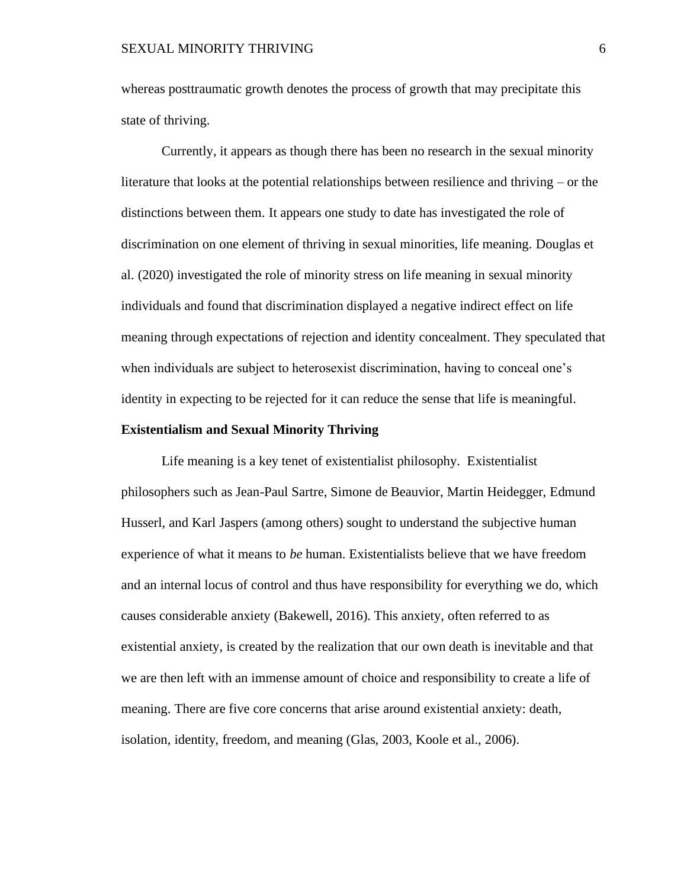whereas posttraumatic growth denotes the process of growth that may precipitate this state of thriving.

Currently, it appears as though there has been no research in the sexual minority literature that looks at the potential relationships between resilience and thriving – or the distinctions between them. It appears one study to date has investigated the role of discrimination on one element of thriving in sexual minorities, life meaning. Douglas et al. (2020) investigated the role of minority stress on life meaning in sexual minority individuals and found that discrimination displayed a negative indirect effect on life meaning through expectations of rejection and identity concealment. They speculated that when individuals are subject to heterosexist discrimination, having to conceal one's identity in expecting to be rejected for it can reduce the sense that life is meaningful.

**Existentialism and Sexual Minority Thriving**

Life meaning is a key tenet of existentialist philosophy. Existentialist philosophers such as Jean-Paul Sartre, Simone de Beauvior, Martin Heidegger, Edmund Husserl, and Karl Jaspers (among others) sought to understand the subjective human experience of what it means to *be* human. Existentialists believe that we have freedom and an internal locus of control and thus have responsibility for everything we do, which causes considerable anxiety (Bakewell, 2016). This anxiety, often referred to as existential anxiety, is created by the realization that our own death is inevitable and that we are then left with an immense amount of choice and responsibility to create a life of meaning. There are five core concerns that arise around existential anxiety: death, isolation, identity, freedom, and meaning (Glas, 2003, Koole et al., 2006).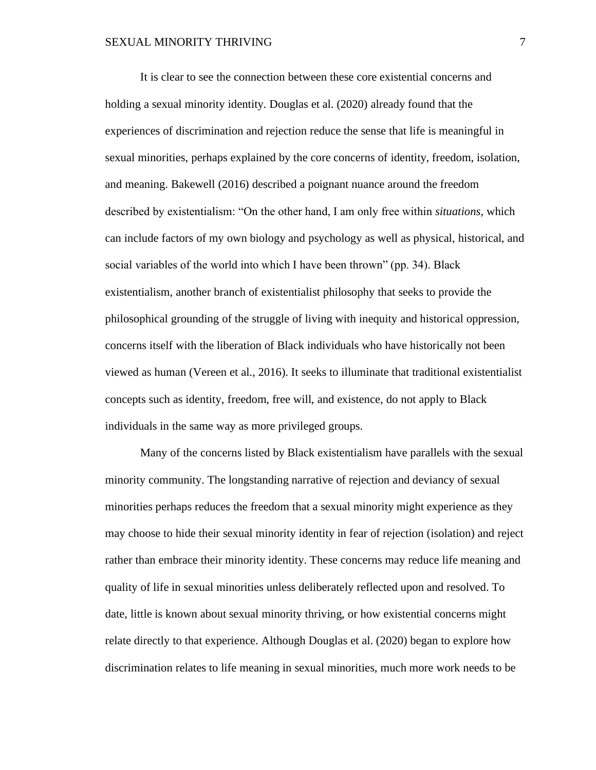It is clear to see the connection between these core existential concerns and holding a sexual minority identity. Douglas et al. (2020) already found that the experiences of discrimination and rejection reduce the sense that life is meaningful in sexual minorities, perhaps explained by the core concerns of identity, freedom, isolation, and meaning. Bakewell (2016) described a poignant nuance around the freedom described by existentialism: "On the other hand, I am only free within *situations*, which can include factors of my own biology and psychology as well as physical, historical, and social variables of the world into which I have been thrown" (pp. 34). Black existentialism, another branch of existentialist philosophy that seeks to provide the philosophical grounding of the struggle of living with inequity and historical oppression, concerns itself with the liberation of Black individuals who have historically not been viewed as human (Vereen et al., 2016). It seeks to illuminate that traditional existentialist concepts such as identity, freedom, free will, and existence, do not apply to Black individuals in the same way as more privileged groups.

Many of the concerns listed by Black existentialism have parallels with the sexual minority community. The longstanding narrative of rejection and deviancy of sexual minorities perhaps reduces the freedom that a sexual minority might experience as they may choose to hide their sexual minority identity in fear of rejection (isolation) and reject rather than embrace their minority identity. These concerns may reduce life meaning and quality of life in sexual minorities unless deliberately reflected upon and resolved. To date, little is known about sexual minority thriving, or how existential concerns might relate directly to that experience. Although Douglas et al. (2020) began to explore how discrimination relates to life meaning in sexual minorities, much more work needs to be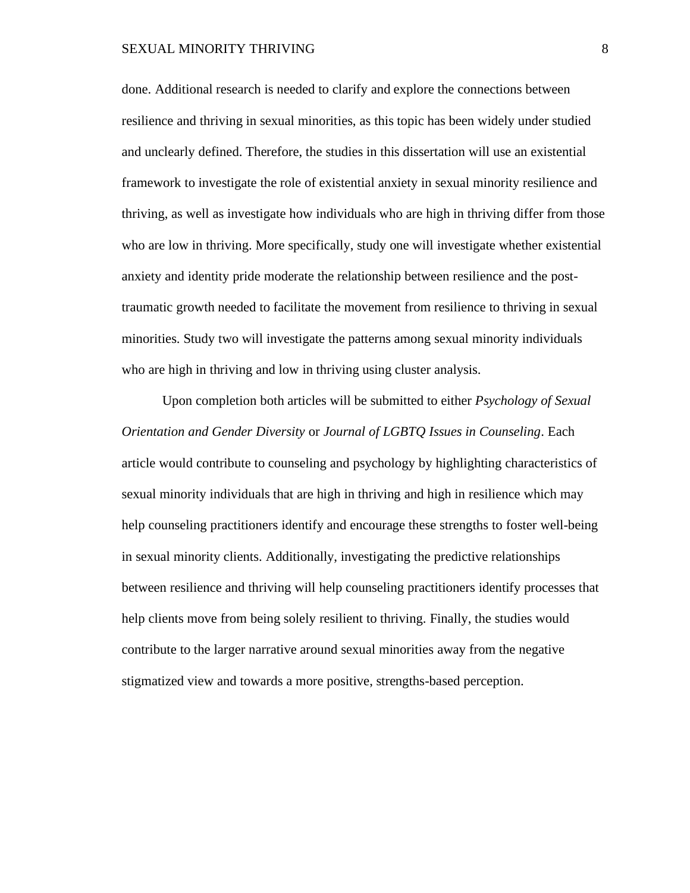done. Additional research is needed to clarify and explore the connections between resilience and thriving in sexual minorities, as this topic has been widely under studied and unclearly defined. Therefore, the studies in this dissertation will use an existential framework to investigate the role of existential anxiety in sexual minority resilience and thriving, as well as investigate how individuals who are high in thriving differ from those who are low in thriving. More specifically, study one will investigate whether existential anxiety and identity pride moderate the relationship between resilience and the post-traumatic growth needed to facilitate the movement from resilience to thriving in sexual minorities. Study two will investigate the patterns among sexual minority individuals who are high in thriving and low in thriving using cluster analysis.

Upon completion both articles will be submitted to either *Psychology of Sexual Orientation and Gender Diversity* or *Journal of LGBTQ Issues in Counseling*. Each article would contribute to counseling and psychology by highlighting characteristics of sexual minority individuals that are high in thriving and high in resilience which may help counseling practitioners identify and encourage these strengths to foster well-being in sexual minority clients. Additionally, investigating the predictive relationships between resilience and thriving will help counseling practitioners identify processes that help clients move from being solely resilient to thriving. Finally, the studies would contribute to the larger narrative around sexual minorities away from the negative stigmatized view and towards a more positive, strengths-based perception.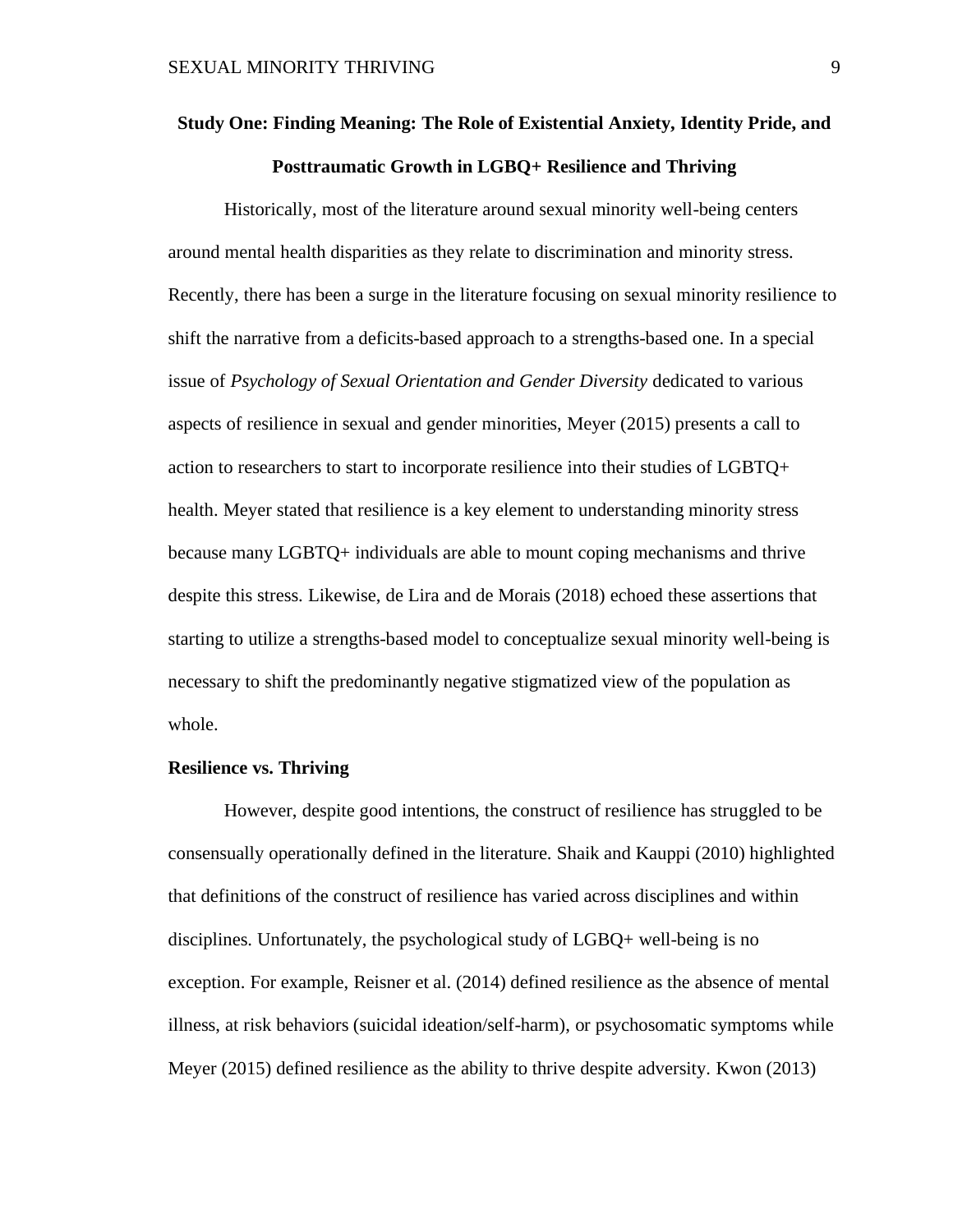## Study One: Finding Meaning: The Role of Existential Anxiety, Identity Pride, and Posttraumatic Growth in LGBQ+ Resilience and Thriving

Historically, most of the literature around sexual minority well-being centers around mental health disparities as they relate to discrimination and minority stress. Recently, there has been a surge in the literature focusing on sexual minority resilience to shift the narrative from a deficits-based approach to a strengths-based one. In a special issue of *Psychology of Sexual Orientation and Gender Diversity* dedicated to various aspects of resilience in sexual and gender minorities, Meyer (2015) presents a call to action to researchers to start to incorporate resilience into their studies of LGBTQ+ health. Meyer stated that resilience is a key element to understanding minority stress because many LGBTQ+ individuals are able to mount coping mechanisms and thrive despite this stress. Likewise, de Lira and de Morais (2018) echoed these assertions that starting to utilize a strengths-based model to conceptualize sexual minority well-being is necessary to shift the predominantly negative stigmatized view of the population as whole.

### Resilience vs. Thriving

However, despite good intentions, the construct of resilience has struggled to be consensually operationally defined in the literature. Shaik and Kauppi (2010) highlighted that definitions of the construct of resilience has varied across disciplines and within disciplines. Unfortunately, the psychological study of LGBQ+ well-being is no exception. For example, Reisner et al. (2014) defined resilience as the absence of mental illness, at risk behaviors (suicidal ideation/self-harm), or psychosomatic symptoms while Meyer (2015) defined resilience as the ability to thrive despite adversity. Kwon (2013)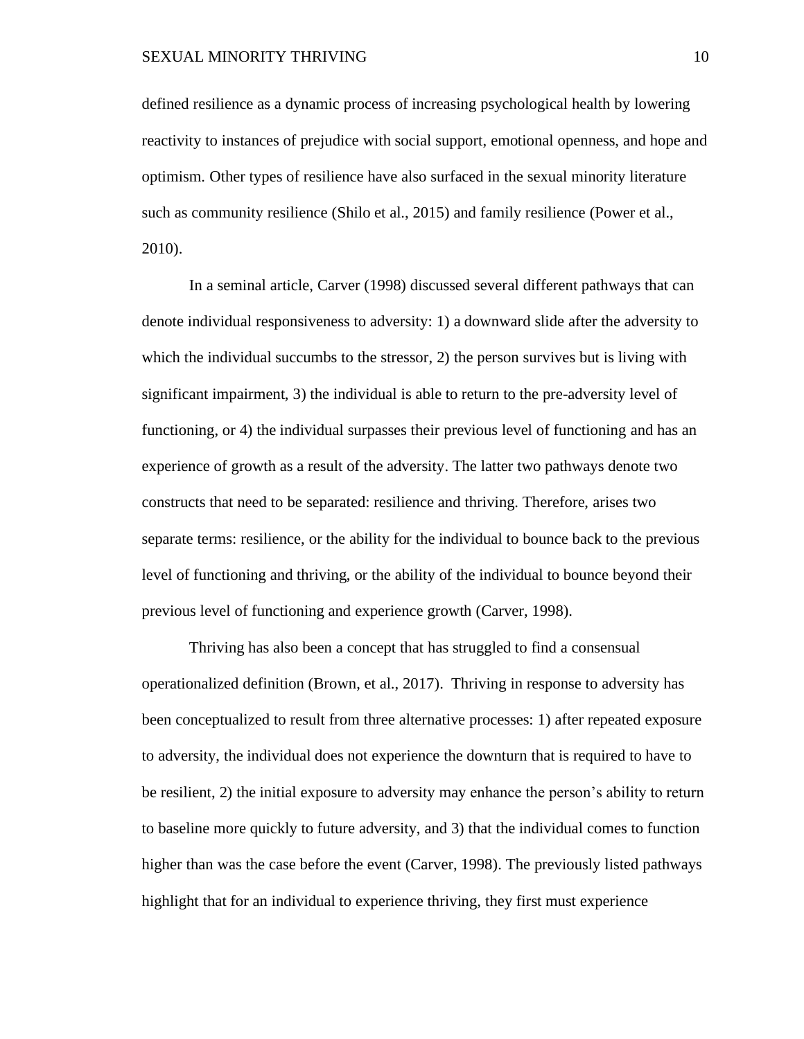defined resilience as a dynamic process of increasing psychological health by lowering reactivity to instances of prejudice with social support, emotional openness, and hope and optimism. Other types of resilience have also surfaced in the sexual minority literature such as community resilience (Shilo et al., 2015) and family resilience (Power et al., 2010).

In a seminal article, Carver (1998) discussed several different pathways that can denote individual responsiveness to adversity: 1) a downward slide after the adversity to which the individual succumbs to the stressor, 2) the person survives but is living with significant impairment, 3) the individual is able to return to the pre-adversity level of functioning, or 4) the individual surpasses their previous level of functioning and has an experience of growth as a result of the adversity. The latter two pathways denote two constructs that need to be separated: resilience and thriving. Therefore, arises two separate terms: resilience, or the ability for the individual to bounce back to the previous level of functioning and thriving, or the ability of the individual to bounce beyond their previous level of functioning and experience growth (Carver, 1998).

Thriving has also been a concept that has struggled to find a consensual operationalized definition (Brown, et al., 2017). Thriving in response to adversity has been conceptualized to result from three alternative processes: 1) after repeated exposure to adversity, the individual does not experience the downturn that is required to have to be resilient, 2) the initial exposure to adversity may enhance the person's ability to return to baseline more quickly to future adversity, and 3) that the individual comes to function higher than was the case before the event (Carver, 1998). The previously listed pathways highlight that for an individual to experience thriving, they first must experience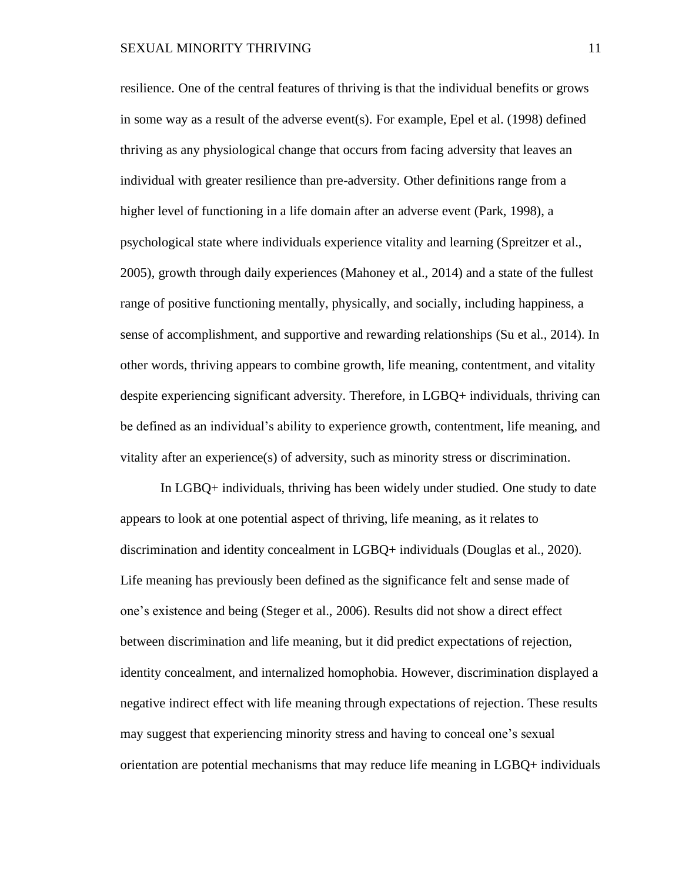resilience. One of the central features of thriving is that the individual benefits or grows in some way as a result of the adverse event(s). For example, Epel et al. (1998) defined thriving as any physiological change that occurs from facing adversity that leaves an individual with greater resilience than pre-adversity. Other definitions range from a higher level of functioning in a life domain after an adverse event (Park, 1998), a psychological state where individuals experience vitality and learning (Spreitzer et al., 2005), growth through daily experiences (Mahoney et al., 2014) and a state of the fullest range of positive functioning mentally, physically, and socially, including happiness, a sense of accomplishment, and supportive and rewarding relationships (Su et al., 2014). In other words, thriving appears to combine growth, life meaning, contentment, and vitality despite experiencing significant adversity. Therefore, in LGBQ+ individuals, thriving can be defined as an individual's ability to experience growth, contentment, life meaning, and vitality after an experience(s) of adversity, such as minority stress or discrimination.

In LGBQ+ individuals, thriving has been widely under studied. One study to date appears to look at one potential aspect of thriving, life meaning, as it relates to discrimination and identity concealment in LGBQ+ individuals (Douglas et al., 2020). Life meaning has previously been defined as the significance felt and sense made of one's existence and being (Steger et al., 2006). Results did not show a direct effect between discrimination and life meaning, but it did predict expectations of rejection, identity concealment, and internalized homophobia. However, discrimination displayed a negative indirect effect with life meaning through expectations of rejection. These results may suggest that experiencing minority stress and having to conceal one's sexual orientation are potential mechanisms that may reduce life meaning in LGBQ+ individuals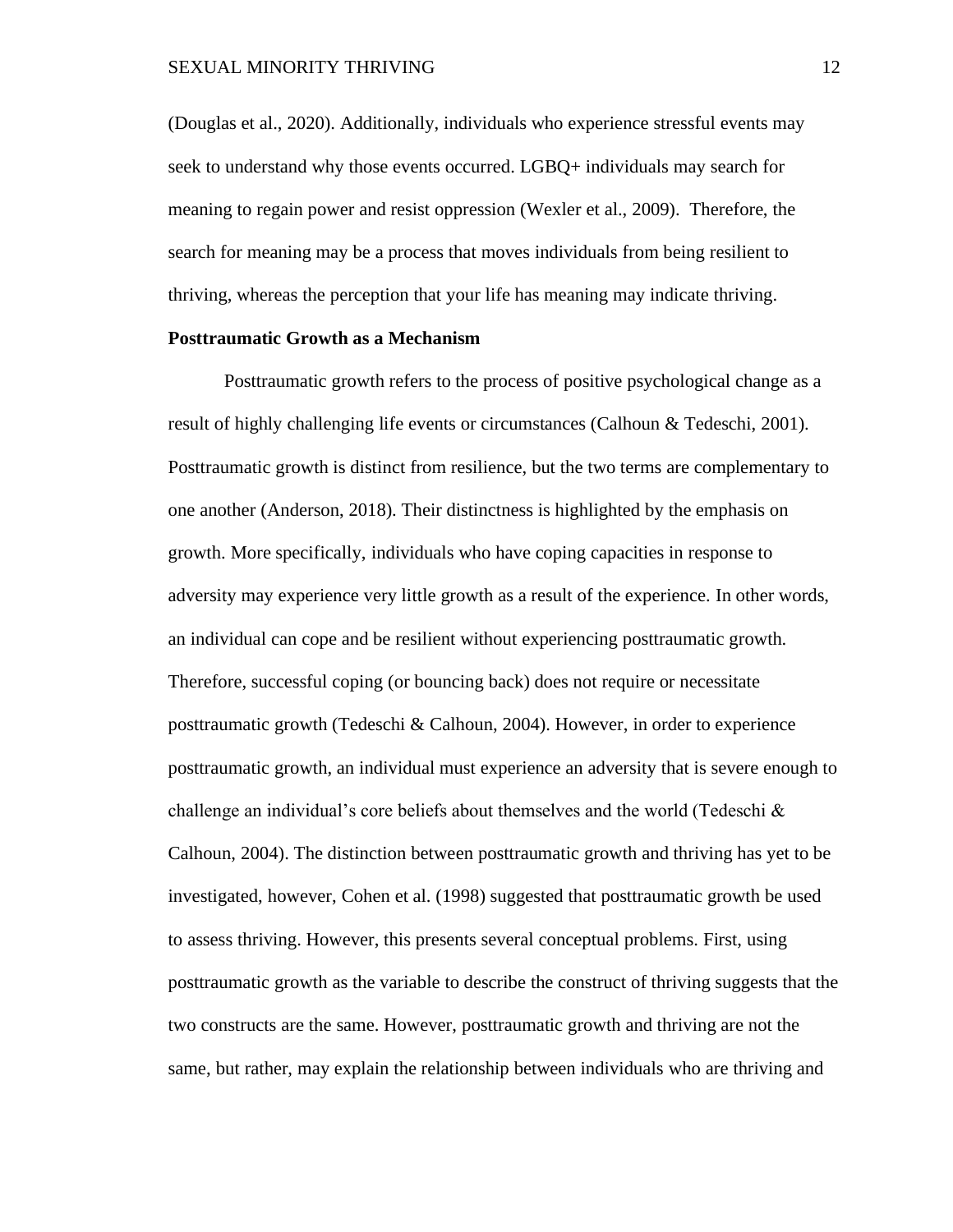(Douglas et al., 2020). Additionally, individuals who experience stressful events may seek to understand why those events occurred. LGBQ+ individuals may search for meaning to regain power and resist oppression (Wexler et al., 2009). Therefore, the search for meaning may be a process that moves individuals from being resilient to thriving, whereas the perception that your life has meaning may indicate thriving.

**Posttraumatic Growth as a Mechanism**

Posttraumatic growth refers to the process of positive psychological change as a result of highly challenging life events or circumstances (Calhoun & Tedeschi, 2001). Posttraumatic growth is distinct from resilience, but the two terms are complementary to one another (Anderson, 2018). Their distinctness is highlighted by the emphasis on growth. More specifically, individuals who have coping capacities in response to adversity may experience very little growth as a result of the experience. In other words, an individual can cope and be resilient without experiencing posttraumatic growth. Therefore, successful coping (or bouncing back) does not require or necessitate posttraumatic growth (Tedeschi & Calhoun, 2004). However, in order to experience posttraumatic growth, an individual must experience an adversity that is severe enough to challenge an individual's core beliefs about themselves and the world (Tedeschi & Calhoun, 2004). The distinction between posttraumatic growth and thriving has yet to be investigated, however, Cohen et al. (1998) suggested that posttraumatic growth be used to assess thriving. However, this presents several conceptual problems. First, using posttraumatic growth as the variable to describe the construct of thriving suggests that the two constructs are the same. However, posttraumatic growth and thriving are not the same, but rather, may explain the relationship between individuals who are thriving and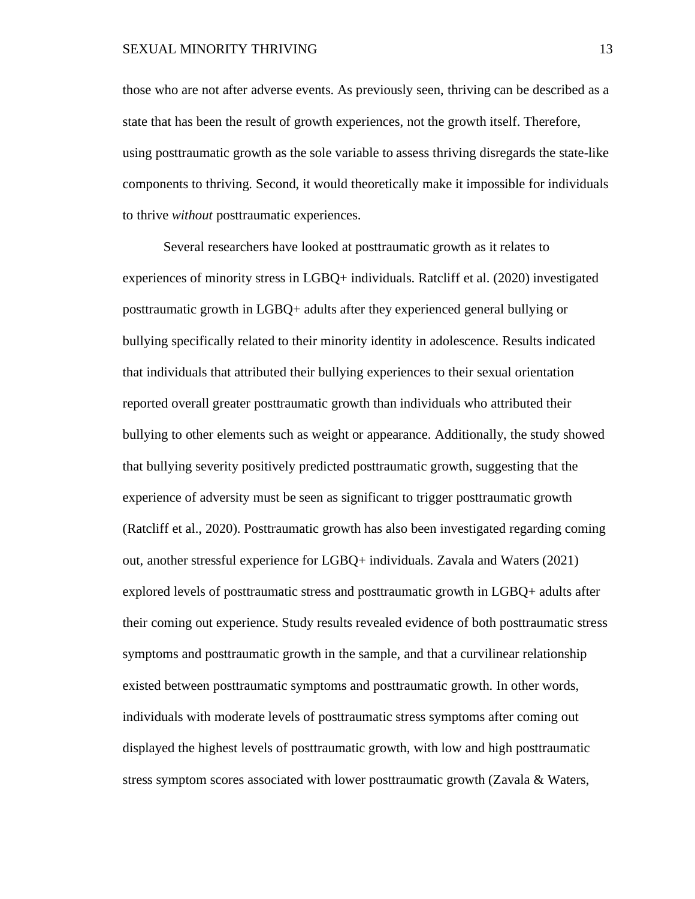those who are not after adverse events. As previously seen, thriving can be described as a state that has been the result of growth experiences, not the growth itself. Therefore, using posttraumatic growth as the sole variable to assess thriving disregards the state-like components to thriving. Second, it would theoretically make it impossible for individuals to thrive *without* posttraumatic experiences.

Several researchers have looked at posttraumatic growth as it relates to experiences of minority stress in LGBQ+ individuals. Ratcliff et al. (2020) investigated posttraumatic growth in LGBQ+ adults after they experienced general bullying or bullying specifically related to their minority identity in adolescence. Results indicated that individuals that attributed their bullying experiences to their sexual orientation reported overall greater posttraumatic growth than individuals who attributed their bullying to other elements such as weight or appearance. Additionally, the study showed that bullying severity positively predicted posttraumatic growth, suggesting that the experience of adversity must be seen as significant to trigger posttraumatic growth (Ratcliff et al., 2020). Posttraumatic growth has also been investigated regarding coming out, another stressful experience for LGBQ+ individuals. Zavala and Waters (2021) explored levels of posttraumatic stress and posttraumatic growth in LGBQ+ adults after their coming out experience. Study results revealed evidence of both posttraumatic stress symptoms and posttraumatic growth in the sample, and that a curvilinear relationship existed between posttraumatic symptoms and posttraumatic growth. In other words, individuals with moderate levels of posttraumatic stress symptoms after coming out displayed the highest levels of posttraumatic growth, with low and high posttraumatic stress symptom scores associated with lower posttraumatic growth (Zavala & Waters,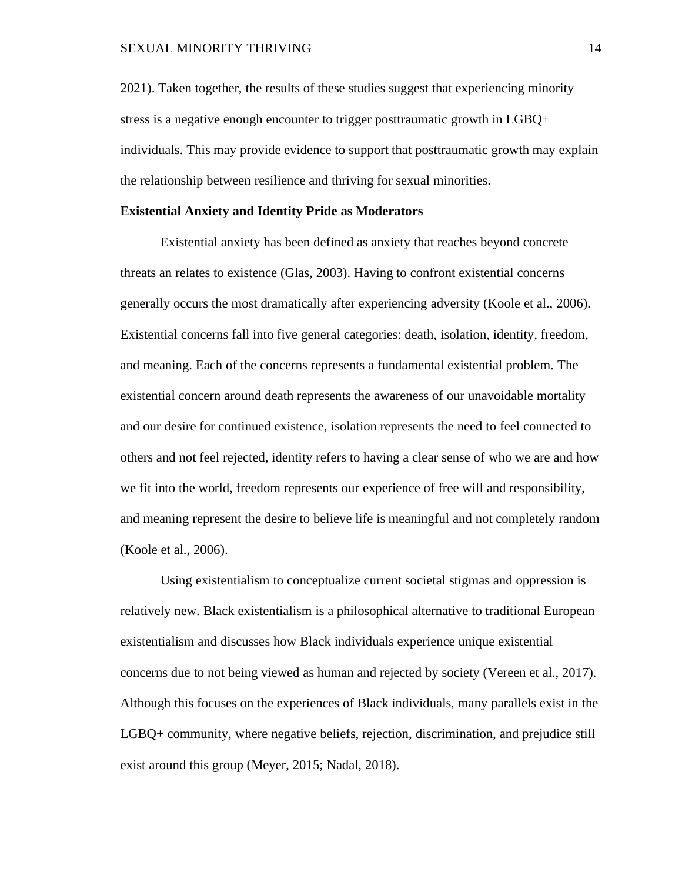2021). Taken together, the results of these studies suggest that experiencing minority stress is a negative enough encounter to trigger posttraumatic growth in LGBQ+ individuals. This may provide evidence to support that posttraumatic growth may explain the relationship between resilience and thriving for sexual minorities.

**Existential Anxiety and Identity Pride as Moderators**

Existential anxiety has been defined as anxiety that reaches beyond concrete threats an relates to existence (Glas, 2003). Having to confront existential concerns generally occurs the most dramatically after experiencing adversity (Koole et al., 2006). Existential concerns fall into five general categories: death, isolation, identity, freedom, and meaning. Each of the concerns represents a fundamental existential problem. The existential concern around death represents the awareness of our unavoidable mortality and our desire for continued existence, isolation represents the need to feel connected to others and not feel rejected, identity refers to having a clear sense of who we are and how we fit into the world, freedom represents our experience of free will and responsibility, and meaning represent the desire to believe life is meaningful and not completely random (Koole et al., 2006).

Using existentialism to conceptualize current societal stigmas and oppression is relatively new. Black existentialism is a philosophical alternative to traditional European existentialism and discusses how Black individuals experience unique existential concerns due to not being viewed as human and rejected by society (Vereen et al., 2017). Although this focuses on the experiences of Black individuals, many parallels exist in the LGBQ+ community, where negative beliefs, rejection, discrimination, and prejudice still exist around this group (Meyer, 2015; Nadal, 2018).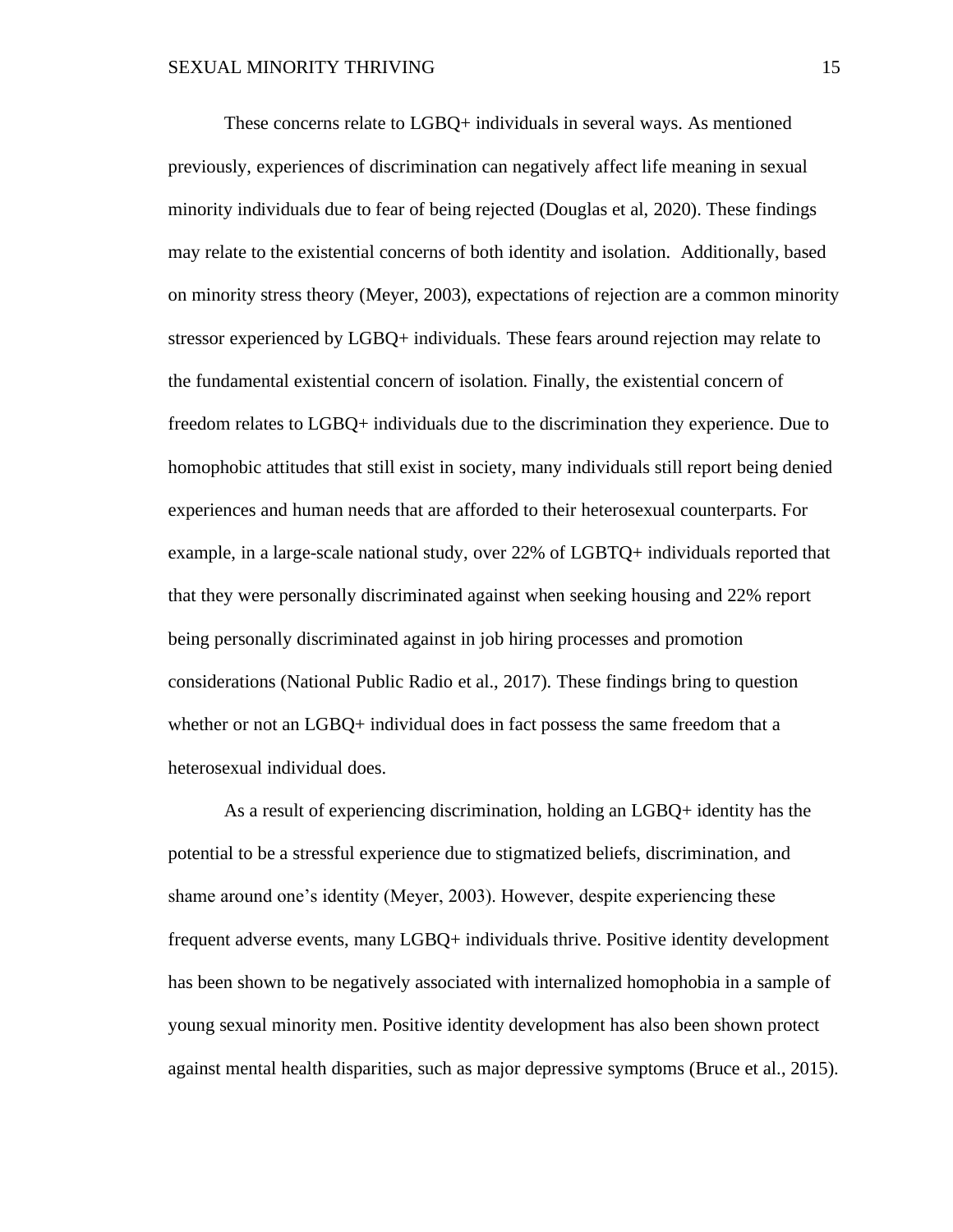These concerns relate to LGBQ+ individuals in several ways. As mentioned previously, experiences of discrimination can negatively affect life meaning in sexual minority individuals due to fear of being rejected (Douglas et al, 2020). These findings may relate to the existential concerns of both identity and isolation. Additionally, based on minority stress theory (Meyer, 2003), expectations of rejection are a common minority stressor experienced by LGBQ+ individuals. These fears around rejection may relate to the fundamental existential concern of isolation. Finally, the existential concern of freedom relates to LGBQ+ individuals due to the discrimination they experience. Due to homophobic attitudes that still exist in society, many individuals still report being denied experiences and human needs that are afforded to their heterosexual counterparts. For example, in a large-scale national study, over 22% of LGBTQ+ individuals reported that that they were personally discriminated against when seeking housing and 22% report being personally discriminated against in job hiring processes and promotion considerations (National Public Radio et al., 2017). These findings bring to question whether or not an LGBQ+ individual does in fact possess the same freedom that a heterosexual individual does.

As a result of experiencing discrimination, holding an LGBQ+ identity has the potential to be a stressful experience due to stigmatized beliefs, discrimination, and shame around one's identity (Meyer, 2003). However, despite experiencing these frequent adverse events, many LGBQ+ individuals thrive. Positive identity development has been shown to be negatively associated with internalized homophobia in a sample of young sexual minority men. Positive identity development has also been shown protect against mental health disparities, such as major depressive symptoms (Bruce et al., 2015).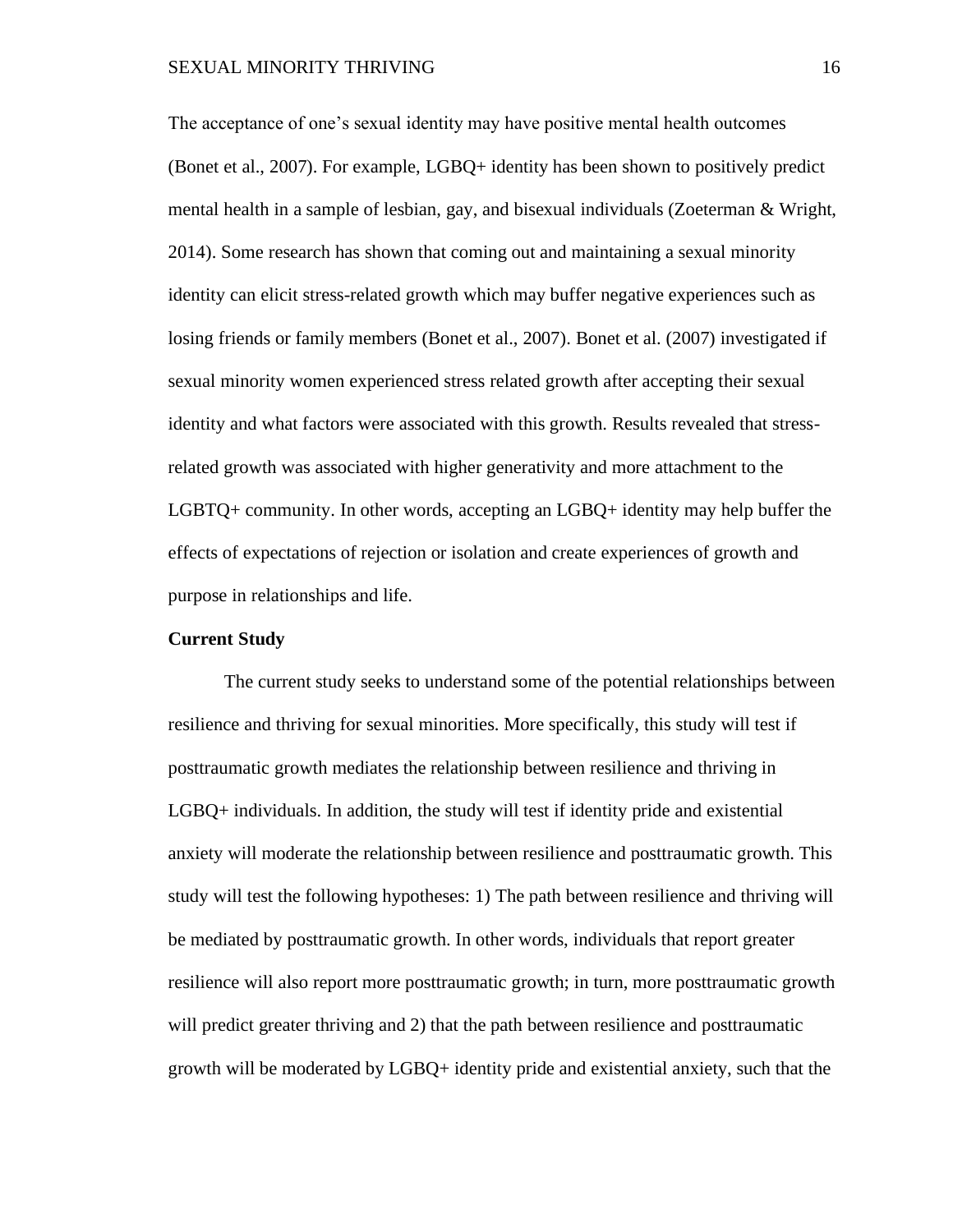The acceptance of one's sexual identity may have positive mental health outcomes (Bonet et al., 2007). For example, LGBQ+ identity has been shown to positively predict mental health in a sample of lesbian, gay, and bisexual individuals (Zoeterman & Wright, 2014). Some research has shown that coming out and maintaining a sexual minority identity can elicit stress-related growth which may buffer negative experiences such as losing friends or family members (Bonet et al., 2007). Bonet et al. (2007) investigated if sexual minority women experienced stress related growth after accepting their sexual identity and what factors were associated with this growth. Results revealed that stress-related growth was associated with higher generativity and more attachment to the LGBTQ+ community. In other words, accepting an LGBQ+ identity may help buffer the effects of expectations of rejection or isolation and create experiences of growth and purpose in relationships and life.

**Current Study**

The current study seeks to understand some of the potential relationships between resilience and thriving for sexual minorities. More specifically, this study will test if posttraumatic growth mediates the relationship between resilience and thriving in LGBQ+ individuals. In addition, the study will test if identity pride and existential anxiety will moderate the relationship between resilience and posttraumatic growth. This study will test the following hypotheses: 1) The path between resilience and thriving will be mediated by posttraumatic growth. In other words, individuals that report greater resilience will also report more posttraumatic growth; in turn, more posttraumatic growth will predict greater thriving and 2) that the path between resilience and posttraumatic growth will be moderated by LGBQ+ identity pride and existential anxiety, such that the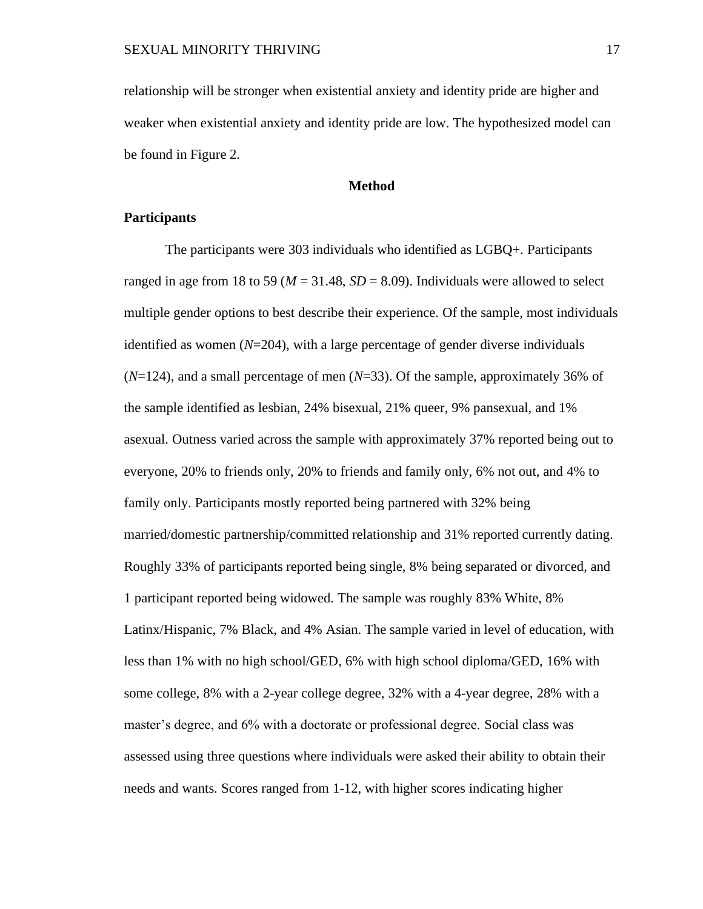relationship will be stronger when existential anxiety and identity pride are higher and weaker when existential anxiety and identity pride are low. The hypothesized model can be found in Figure 2.

# Method

## Participants

The participants were 303 individuals who identified as LGBQ+. Participants ranged in age from 18 to 59 ($M$ = 31.48, $SD$ = 8.09). Individuals were allowed to select multiple gender options to best describe their experience. Of the sample, most individuals identified as women ($N$=204), with a large percentage of gender diverse individuals ($N$=124), and a small percentage of men ($N$=33). Of the sample, approximately 36% of the sample identified as lesbian, 24% bisexual, 21% queer, 9% pansexual, and 1% asexual. Outness varied across the sample with approximately 37% reported being out to everyone, 20% to friends only, 20% to friends and family only, 6% not out, and 4% to family only. Participants mostly reported being partnered with 32% being married/domestic partnership/committed relationship and 31% reported currently dating. Roughly 33% of participants reported being single, 8% being separated or divorced, and 1 participant reported being widowed. The sample was roughly 83% White, 8% Latinx/Hispanic, 7% Black, and 4% Asian. The sample varied in level of education, with less than 1% with no high school/GED, 6% with high school diploma/GED, 16% with some college, 8% with a 2-year college degree, 32% with a 4-year degree, 28% with a master's degree, and 6% with a doctorate or professional degree. Social class was assessed using three questions where individuals were asked their ability to obtain their needs and wants. Scores ranged from 1-12, with higher scores indicating higher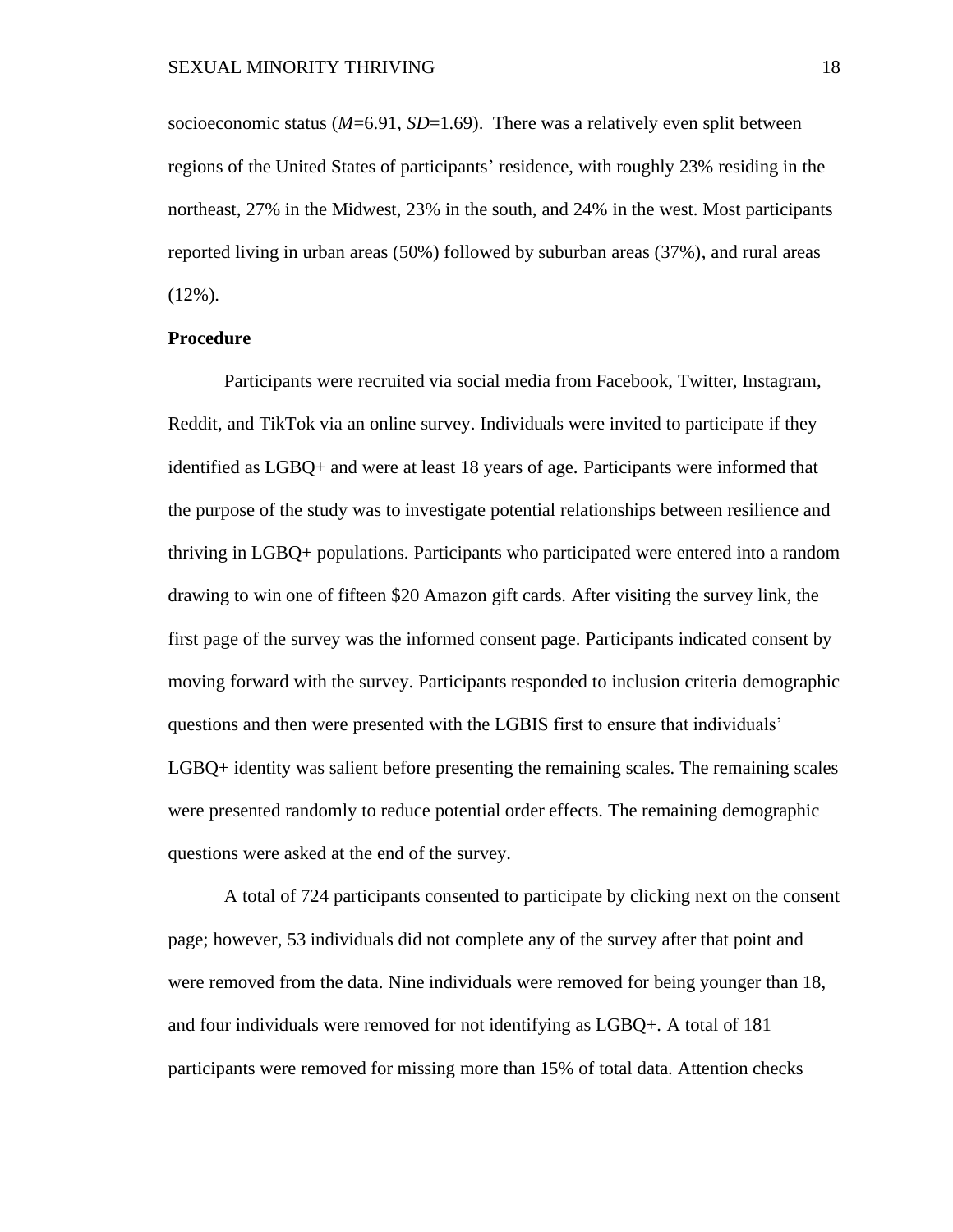socioeconomic status (*M*=6.91, *SD*=1.69). There was a relatively even split between regions of the United States of participants' residence, with roughly 23% residing in the northeast, 27% in the Midwest, 23% in the south, and 24% in the west. Most participants reported living in urban areas (50%) followed by suburban areas (37%), and rural areas (12%).

**Procedure**

Participants were recruited via social media from Facebook, Twitter, Instagram, Reddit, and TikTok via an online survey. Individuals were invited to participate if they identified as LGBQ+ and were at least 18 years of age. Participants were informed that the purpose of the study was to investigate potential relationships between resilience and thriving in LGBQ+ populations. Participants who participated were entered into a random drawing to win one of fifteen $20 Amazon gift cards. After visiting the survey link, the first page of the survey was the informed consent page. Participants indicated consent by moving forward with the survey. Participants responded to inclusion criteria demographic questions and then were presented with the LGBIS first to ensure that individuals' LGBQ+ identity was salient before presenting the remaining scales. The remaining scales were presented randomly to reduce potential order effects. The remaining demographic questions were asked at the end of the survey.

A total of 724 participants consented to participate by clicking next on the consent page; however, 53 individuals did not complete any of the survey after that point and were removed from the data. Nine individuals were removed for being younger than 18, and four individuals were removed for not identifying as LGBQ+. A total of 181 participants were removed for missing more than 15% of total data. Attention checks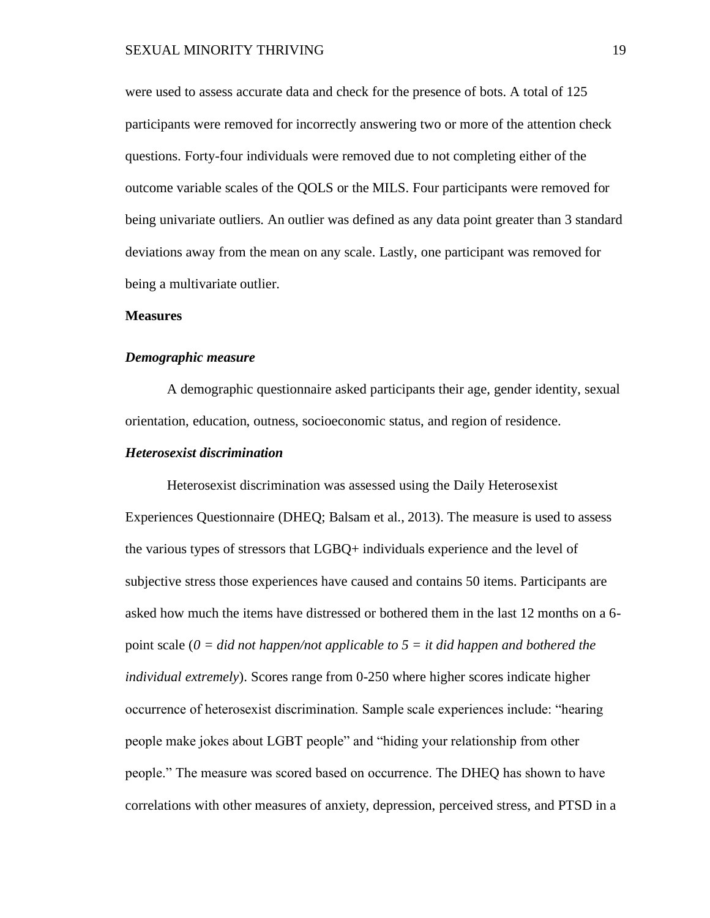were used to assess accurate data and check for the presence of bots. A total of 125 participants were removed for incorrectly answering two or more of the attention check questions. Forty-four individuals were removed due to not completing either of the outcome variable scales of the QOLS or the MILS. Four participants were removed for being univariate outliers. An outlier was defined as any data point greater than 3 standard deviations away from the mean on any scale. Lastly, one participant was removed for being a multivariate outlier.

## Measures

### *Demographic measure*

A demographic questionnaire asked participants their age, gender identity, sexual orientation, education, outness, socioeconomic status, and region of residence.

### *Heterosexist discrimination*

Heterosexist discrimination was assessed using the Daily Heterosexist Experiences Questionnaire (DHEQ; Balsam et al., 2013). The measure is used to assess the various types of stressors that LGBQ+ individuals experience and the level of subjective stress those experiences have caused and contains 50 items. Participants are asked how much the items have distressed or bothered them in the last 12 months on a 6-point scale (*0 = did not happen/not applicable to 5 = it did happen and bothered the individual extremely*). Scores range from 0-250 where higher scores indicate higher occurrence of heterosexist discrimination. Sample scale experiences include: "hearing people make jokes about LGBT people" and "hiding your relationship from other people." The measure was scored based on occurrence. The DHEQ has shown to have correlations with other measures of anxiety, depression, perceived stress, and PTSD in a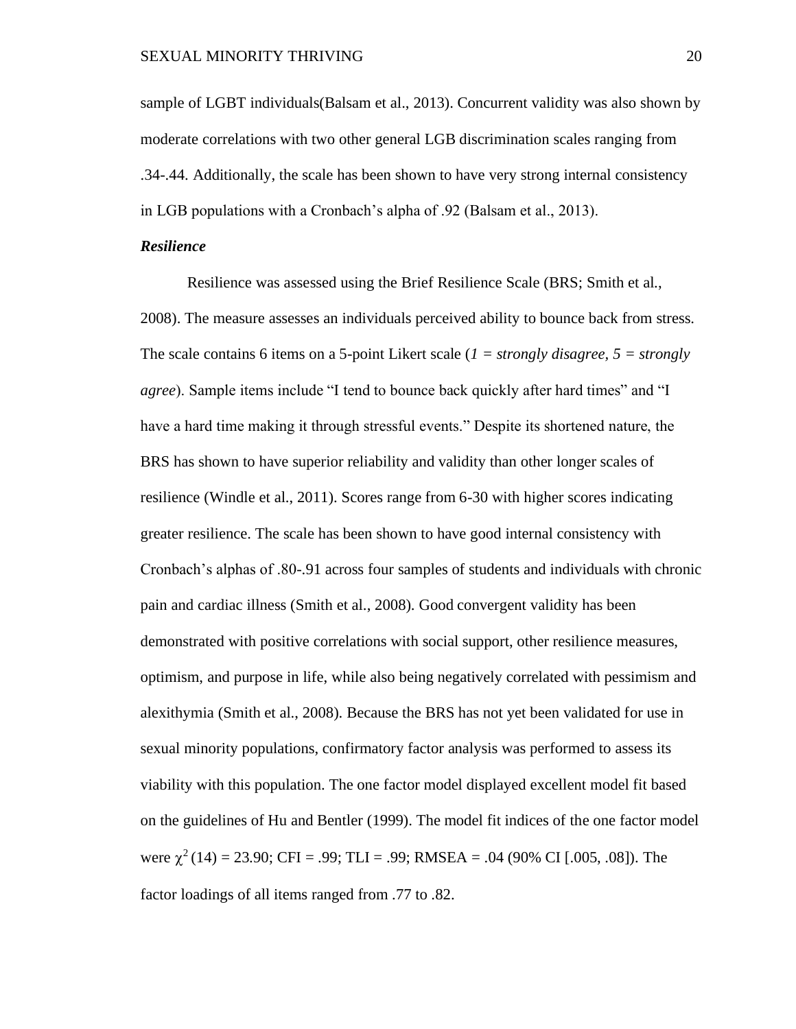sample of LGBT individuals(Balsam et al., 2013). Concurrent validity was also shown by moderate correlations with two other general LGB discrimination scales ranging from .34-.44. Additionally, the scale has been shown to have very strong internal consistency in LGB populations with a Cronbach's alpha of .92 (Balsam et al., 2013).

### *Resilience*

Resilience was assessed using the Brief Resilience Scale (BRS; Smith et al., 2008). The measure assesses an individuals perceived ability to bounce back from stress. The scale contains 6 items on a 5-point Likert scale (*1 = strongly disagree, 5 = strongly agree*). Sample items include "I tend to bounce back quickly after hard times" and "I have a hard time making it through stressful events." Despite its shortened nature, the BRS has shown to have superior reliability and validity than other longer scales of resilience (Windle et al., 2011). Scores range from 6-30 with higher scores indicating greater resilience. The scale has been shown to have good internal consistency with Cronbach's alphas of .80-.91 across four samples of students and individuals with chronic pain and cardiac illness (Smith et al., 2008). Good convergent validity has been demonstrated with positive correlations with social support, other resilience measures, optimism, and purpose in life, while also being negatively correlated with pessimism and alexithymia (Smith et al., 2008). Because the BRS has not yet been validated for use in sexual minority populations, confirmatory factor analysis was performed to assess its viability with this population. The one factor model displayed excellent model fit based on the guidelines of Hu and Bentler (1999). The model fit indices of the one factor model were $\chi^2$ (14) = 23.90; CFI = .99; TLI = .99; RMSEA = .04 (90% CI [.005, .08]). The factor loadings of all items ranged from .77 to .82.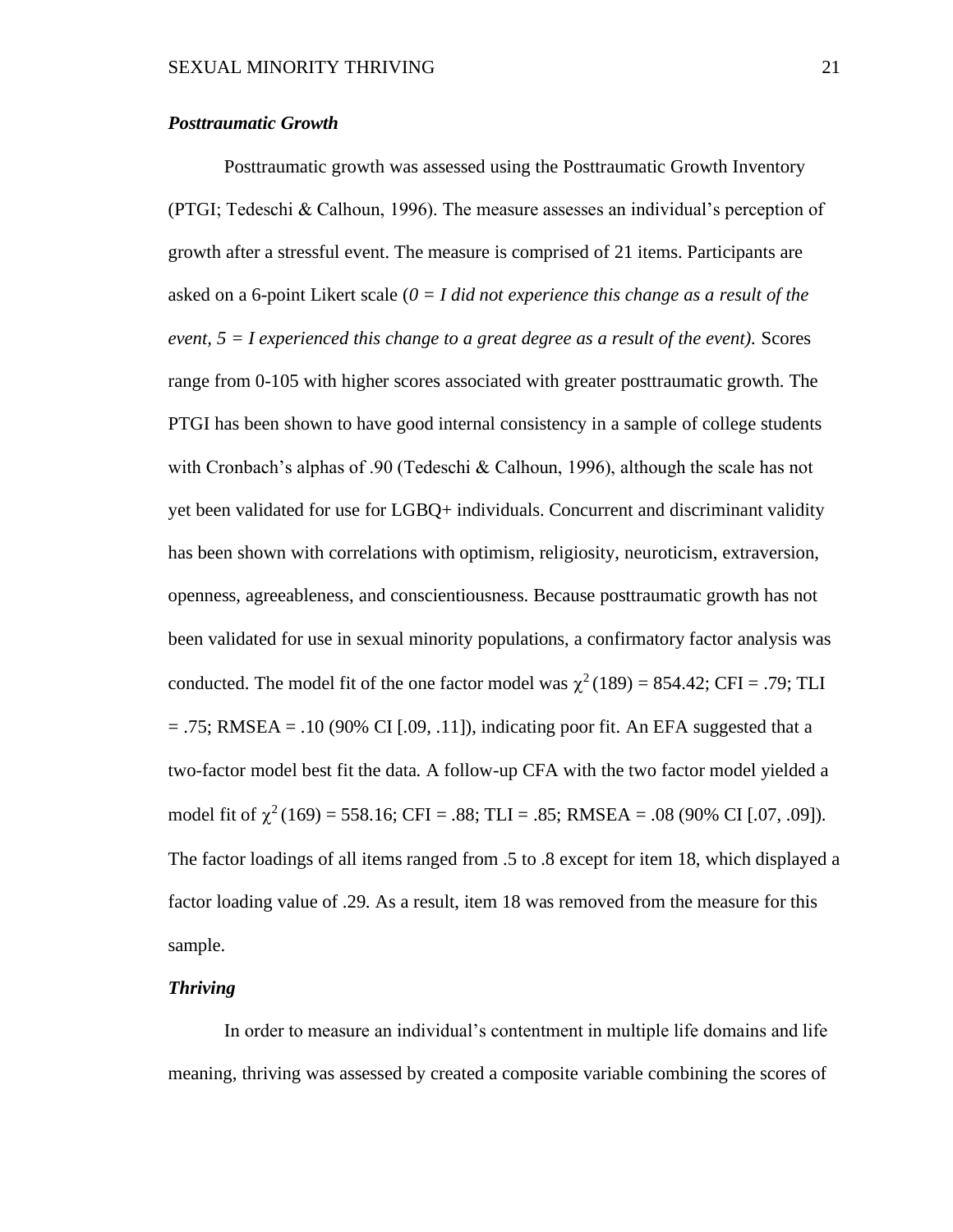### ***Posttraumatic Growth***

Posttraumatic growth was assessed using the Posttraumatic Growth Inventory (PTGI; Tedeschi & Calhoun, 1996). The measure assesses an individual's perception of growth after a stressful event. The measure is comprised of 21 items. Participants are asked on a 6-point Likert scale (*0 = I did not experience this change as a result of the event, 5 = I experienced this change to a great degree as a result of the event).* Scores range from 0-105 with higher scores associated with greater posttraumatic growth. The PTGI has been shown to have good internal consistency in a sample of college students with Cronbach's alphas of .90 (Tedeschi & Calhoun, 1996), although the scale has not yet been validated for use for LGBQ+ individuals. Concurrent and discriminant validity has been shown with correlations with optimism, religiosity, neuroticism, extraversion, openness, agreeableness, and conscientiousness. Because posttraumatic growth has not been validated for use in sexual minority populations, a confirmatory factor analysis was conducted. The model fit of the one factor model was $\chi^2(189) = 854.42$; CFI = .79; TLI = .75; RMSEA = .10 (90% CI [.09, .11]), indicating poor fit. An EFA suggested that a two-factor model best fit the data. A follow-up CFA with the two factor model yielded a model fit of $\chi^2(169) = 558.16$; CFI = .88; TLI = .85; RMSEA = .08 (90% CI [.07, .09]). The factor loadings of all items ranged from .5 to .8 except for item 18, which displayed a factor loading value of .29. As a result, item 18 was removed from the measure for this sample.

### ***Thriving***

In order to measure an individual's contentment in multiple life domains and life meaning, thriving was assessed by created a composite variable combining the scores of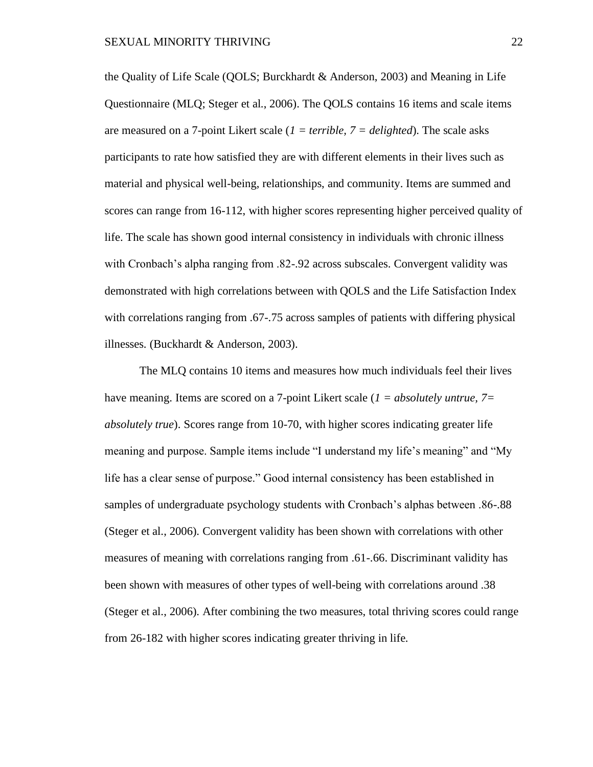the Quality of Life Scale (QOLS; Burckhardt & Anderson, 2003) and Meaning in Life Questionnaire (MLQ; Steger et al., 2006). The QOLS contains 16 items and scale items are measured on a 7-point Likert scale (*1 = terrible*, *7 = delighted*). The scale asks participants to rate how satisfied they are with different elements in their lives such as material and physical well-being, relationships, and community. Items are summed and scores can range from 16-112, with higher scores representing higher perceived quality of life. The scale has shown good internal consistency in individuals with chronic illness with Cronbach's alpha ranging from .82-.92 across subscales. Convergent validity was demonstrated with high correlations between with QOLS and the Life Satisfaction Index with correlations ranging from .67-.75 across samples of patients with differing physical illnesses. (Buckhardt & Anderson, 2003).

The MLQ contains 10 items and measures how much individuals feel their lives have meaning. Items are scored on a 7-point Likert scale (*1 = absolutely untrue, 7= absolutely true*). Scores range from 10-70, with higher scores indicating greater life meaning and purpose. Sample items include "I understand my life's meaning" and "My life has a clear sense of purpose." Good internal consistency has been established in samples of undergraduate psychology students with Cronbach's alphas between .86-.88 (Steger et al., 2006). Convergent validity has been shown with correlations with other measures of meaning with correlations ranging from .61-.66. Discriminant validity has been shown with measures of other types of well-being with correlations around .38 (Steger et al., 2006). After combining the two measures, total thriving scores could range from 26-182 with higher scores indicating greater thriving in life.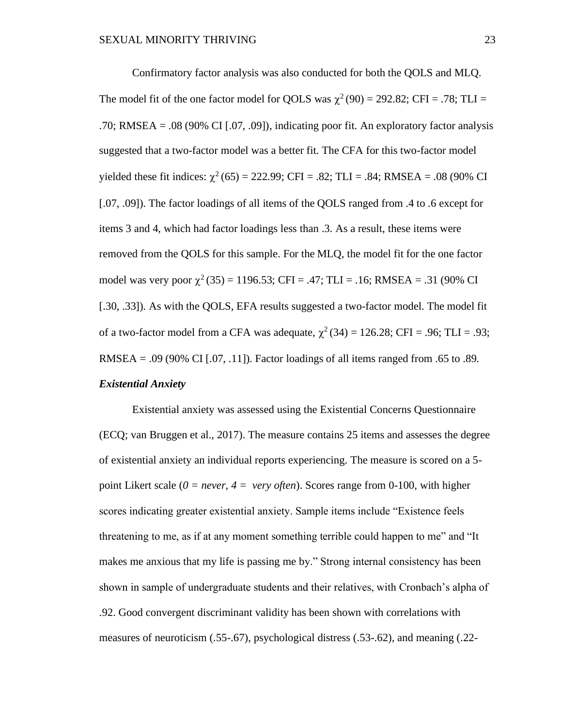Confirmatory factor analysis was also conducted for both the QOLS and MLQ. The model fit of the one factor model for QOLS was $\chi^2$ (90) = 292.82; CFI = .78; TLI = .70; RMSEA = .08 (90% CI [.07, .09]), indicating poor fit. An exploratory factor analysis suggested that a two-factor model was a better fit. The CFA for this two-factor model yielded these fit indices: $\chi^2$ (65) = 222.99; CFI = .82; TLI = .84; RMSEA = .08 (90% CI [.07, .09]). The factor loadings of all items of the QOLS ranged from .4 to .6 except for items 3 and 4, which had factor loadings less than .3. As a result, these items were removed from the QOLS for this sample. For the MLQ, the model fit for the one factor model was very poor $\chi^2$ (35) = 1196.53; CFI = .47; TLI = .16; RMSEA = .31 (90% CI [.30, .33]). As with the QOLS, EFA results suggested a two-factor model. The model fit of a two-factor model from a CFA was adequate, $\chi^2$ (34) = 126.28; CFI = .96; TLI = .93; RMSEA = .09 (90% CI [.07, .11]). Factor loadings of all items ranged from .65 to .89.

### *Existential Anxiety*

Existential anxiety was assessed using the Existential Concerns Questionnaire (ECQ; van Bruggen et al., 2017). The measure contains 25 items and assesses the degree of existential anxiety an individual reports experiencing. The measure is scored on a 5-point Likert scale (*0 = never, 4 = very often*). Scores range from 0-100, with higher scores indicating greater existential anxiety. Sample items include "Existence feels threatening to me, as if at any moment something terrible could happen to me" and "It makes me anxious that my life is passing me by." Strong internal consistency has been shown in sample of undergraduate students and their relatives, with Cronbach's alpha of .92. Good convergent discriminant validity has been shown with correlations with measures of neuroticism (.55-.67), psychological distress (.53-.62), and meaning (.22-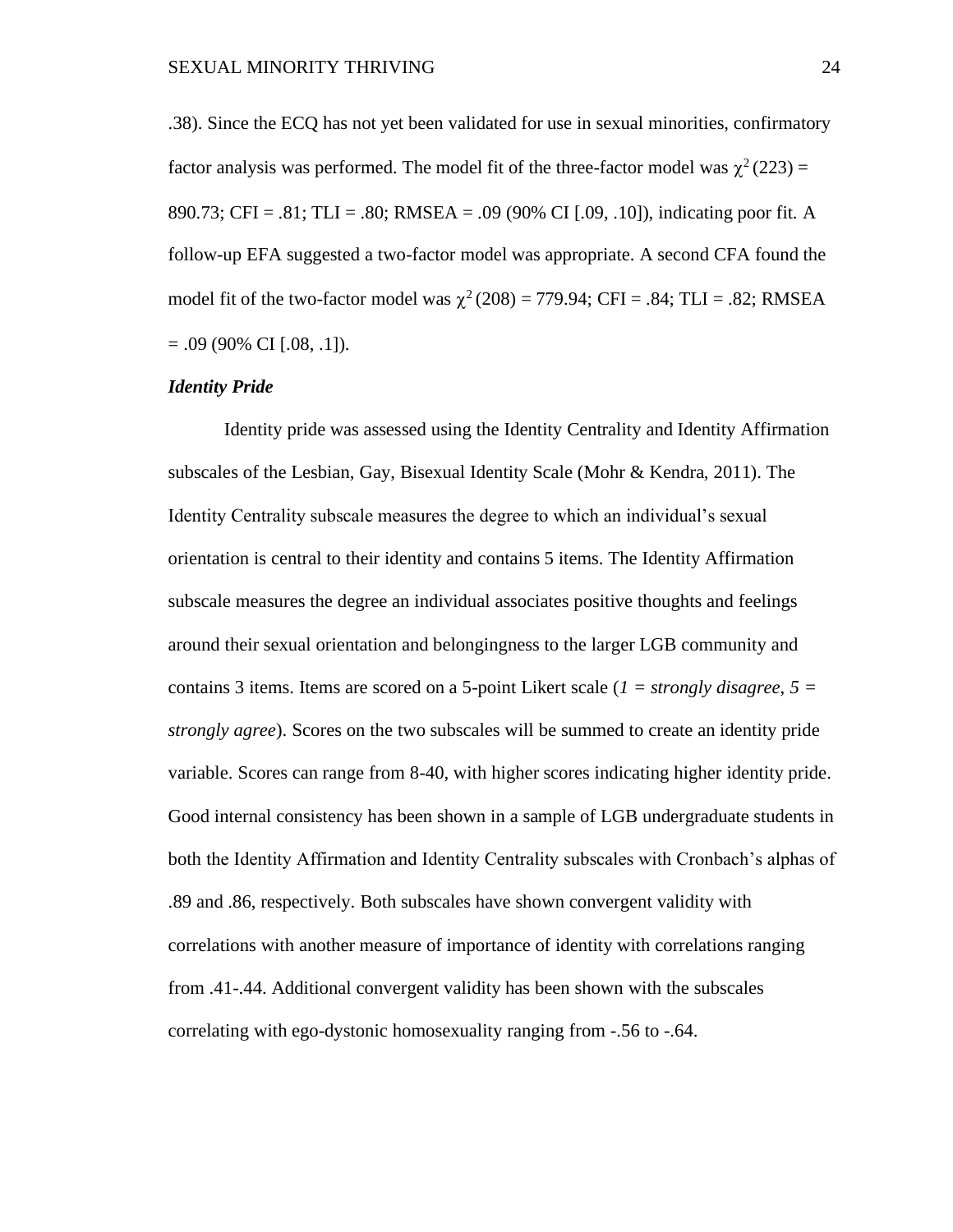.38). Since the ECQ has not yet been validated for use in sexual minorities, confirmatory factor analysis was performed. The model fit of the three-factor model was $\chi^2$ (223) = 890.73; CFI = .81; TLI = .80; RMSEA = .09 (90% CI [.09, .10]), indicating poor fit. A follow-up EFA suggested a two-factor model was appropriate. A second CFA found the model fit of the two-factor model was $\chi^2$ (208) = 779.94; CFI = .84; TLI = .82; RMSEA = .09 (90% CI [.08, .1]).

### *Identity Pride*

Identity pride was assessed using the Identity Centrality and Identity Affirmation subscales of the Lesbian, Gay, Bisexual Identity Scale (Mohr & Kendra, 2011). The Identity Centrality subscale measures the degree to which an individual's sexual orientation is central to their identity and contains 5 items. The Identity Affirmation subscale measures the degree an individual associates positive thoughts and feelings around their sexual orientation and belongingness to the larger LGB community and contains 3 items. Items are scored on a 5-point Likert scale (*1 = strongly disagree, 5 = strongly agree*). Scores on the two subscales will be summed to create an identity pride variable. Scores can range from 8-40, with higher scores indicating higher identity pride. Good internal consistency has been shown in a sample of LGB undergraduate students in both the Identity Affirmation and Identity Centrality subscales with Cronbach's alphas of .89 and .86, respectively. Both subscales have shown convergent validity with correlations with another measure of importance of identity with correlations ranging from .41-.44. Additional convergent validity has been shown with the subscales correlating with ego-dystonic homosexuality ranging from -.56 to -.64.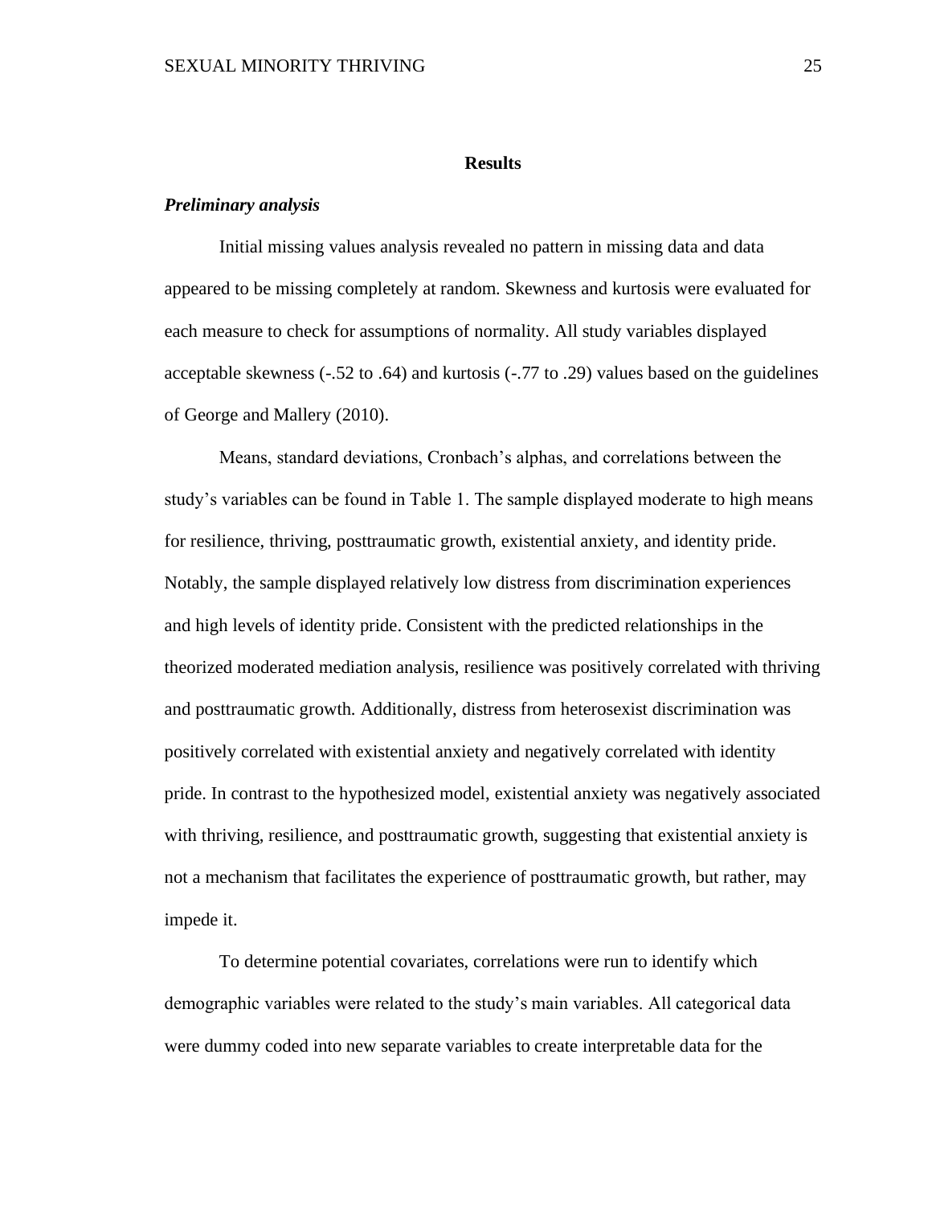# Results

### *Preliminary analysis*

Initial missing values analysis revealed no pattern in missing data and data appeared to be missing completely at random. Skewness and kurtosis were evaluated for each measure to check for assumptions of normality. All study variables displayed acceptable skewness (-.52 to .64) and kurtosis (-.77 to .29) values based on the guidelines of George and Mallery (2010).

Means, standard deviations, Cronbach's alphas, and correlations between the study's variables can be found in Table 1. The sample displayed moderate to high means for resilience, thriving, posttraumatic growth, existential anxiety, and identity pride. Notably, the sample displayed relatively low distress from discrimination experiences and high levels of identity pride. Consistent with the predicted relationships in the theorized moderated mediation analysis, resilience was positively correlated with thriving and posttraumatic growth. Additionally, distress from heterosexist discrimination was positively correlated with existential anxiety and negatively correlated with identity pride. In contrast to the hypothesized model, existential anxiety was negatively associated with thriving, resilience, and posttraumatic growth, suggesting that existential anxiety is not a mechanism that facilitates the experience of posttraumatic growth, but rather, may impede it.

To determine potential covariates, correlations were run to identify which demographic variables were related to the study's main variables. All categorical data were dummy coded into new separate variables to create interpretable data for the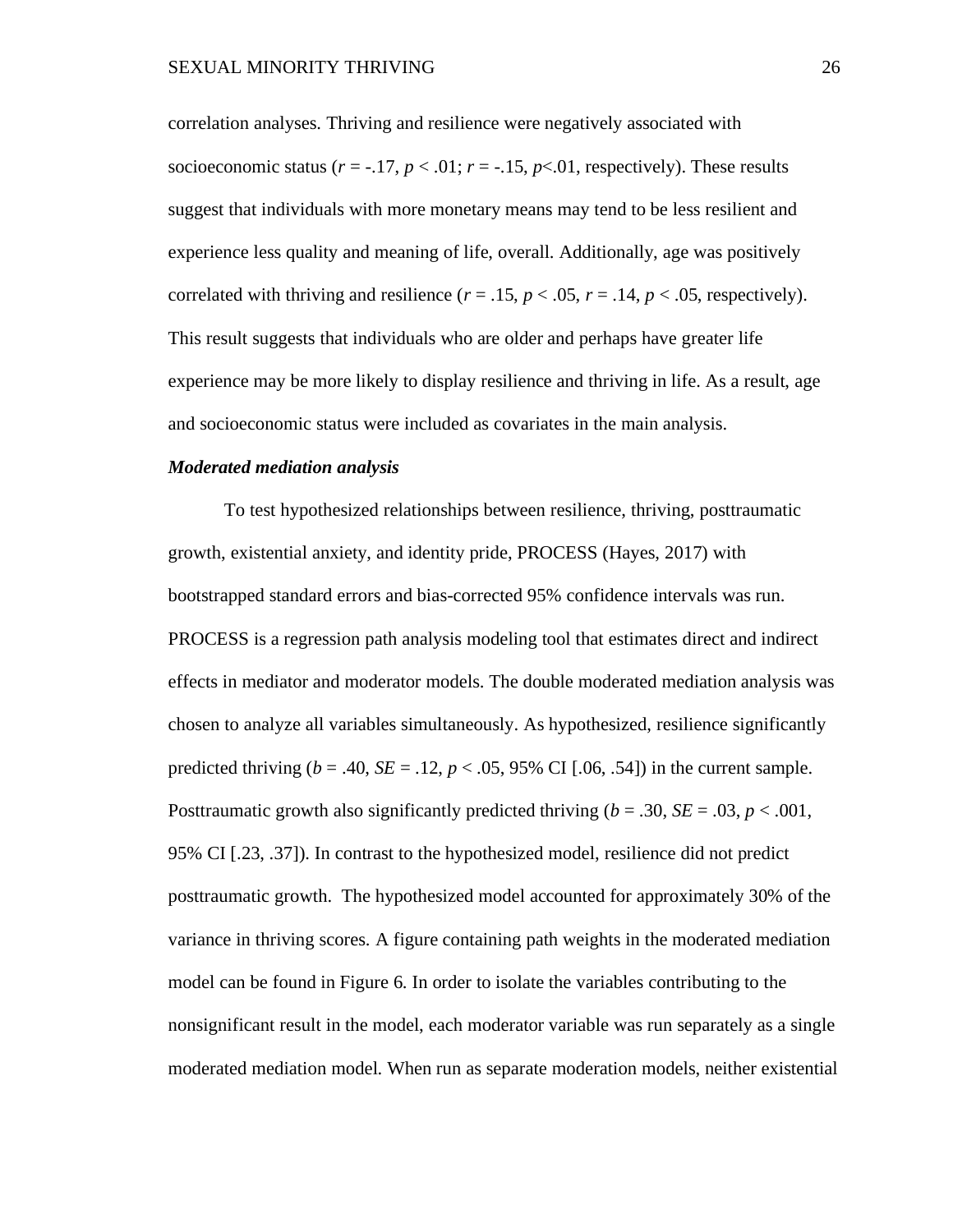correlation analyses. Thriving and resilience were negatively associated with socioeconomic status ($r = -.17$, $p < .01$; $r = -.15$, $p<.01$, respectively). These results suggest that individuals with more monetary means may tend to be less resilient and experience less quality and meaning of life, overall. Additionally, age was positively correlated with thriving and resilience ($r = .15$, $p < .05$, $r = .14$, $p < .05$, respectively). This result suggests that individuals who are older and perhaps have greater life experience may be more likely to display resilience and thriving in life. As a result, age and socioeconomic status were included as covariates in the main analysis.

***Moderated mediation analysis***

To test hypothesized relationships between resilience, thriving, posttraumatic growth, existential anxiety, and identity pride, PROCESS (Hayes, 2017) with bootstrapped standard errors and bias-corrected 95% confidence intervals was run. PROCESS is a regression path analysis modeling tool that estimates direct and indirect effects in mediator and moderator models. The double moderated mediation analysis was chosen to analyze all variables simultaneously. As hypothesized, resilience significantly predicted thriving ($b = .40$, $SE = .12$, $p < .05$, 95% CI [.06, .54]) in the current sample. Posttraumatic growth also significantly predicted thriving ($b = .30$, $SE = .03$, $p < .001$, 95% CI [.23, .37]). In contrast to the hypothesized model, resilience did not predict posttraumatic growth. The hypothesized model accounted for approximately 30% of the variance in thriving scores. A figure containing path weights in the moderated mediation model can be found in Figure 6. In order to isolate the variables contributing to the nonsignificant result in the model, each moderator variable was run separately as a single moderated mediation model. When run as separate moderation models, neither existential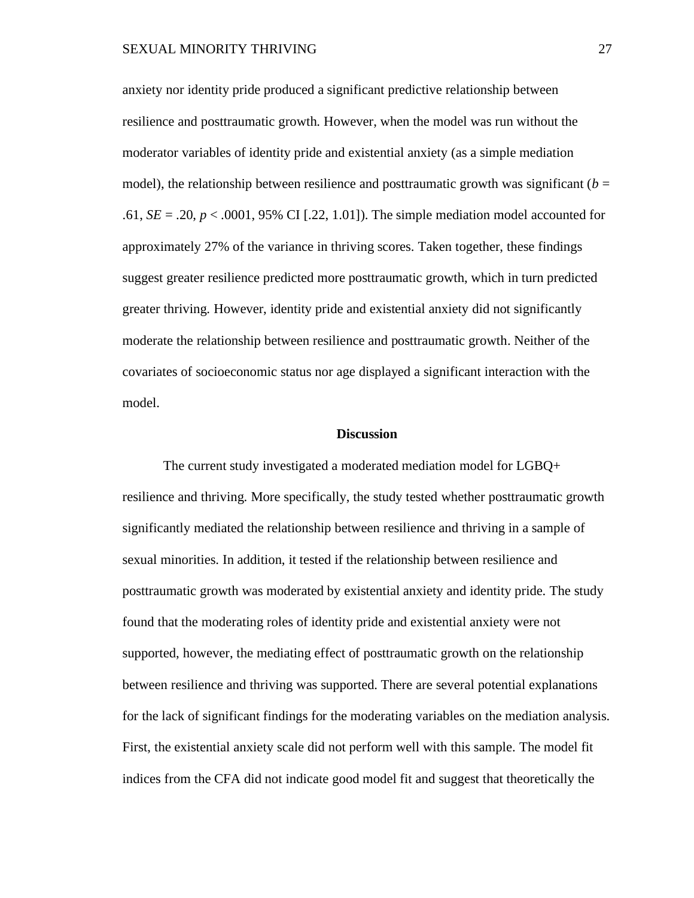anxiety nor identity pride produced a significant predictive relationship between resilience and posttraumatic growth. However, when the model was run without the moderator variables of identity pride and existential anxiety (as a simple mediation model), the relationship between resilience and posttraumatic growth was significant ($b$ = .61, $SE$ = .20, $p$ < .0001, 95% CI [.22, 1.01]). The simple mediation model accounted for approximately 27% of the variance in thriving scores. Taken together, these findings suggest greater resilience predicted more posttraumatic growth, which in turn predicted greater thriving. However, identity pride and existential anxiety did not significantly moderate the relationship between resilience and posttraumatic growth. Neither of the covariates of socioeconomic status nor age displayed a significant interaction with the model.

## Discussion

The current study investigated a moderated mediation model for LGBQ+ resilience and thriving. More specifically, the study tested whether posttraumatic growth significantly mediated the relationship between resilience and thriving in a sample of sexual minorities. In addition, it tested if the relationship between resilience and posttraumatic growth was moderated by existential anxiety and identity pride. The study found that the moderating roles of identity pride and existential anxiety were not supported, however, the mediating effect of posttraumatic growth on the relationship between resilience and thriving was supported. There are several potential explanations for the lack of significant findings for the moderating variables on the mediation analysis. First, the existential anxiety scale did not perform well with this sample. The model fit indices from the CFA did not indicate good model fit and suggest that theoretically the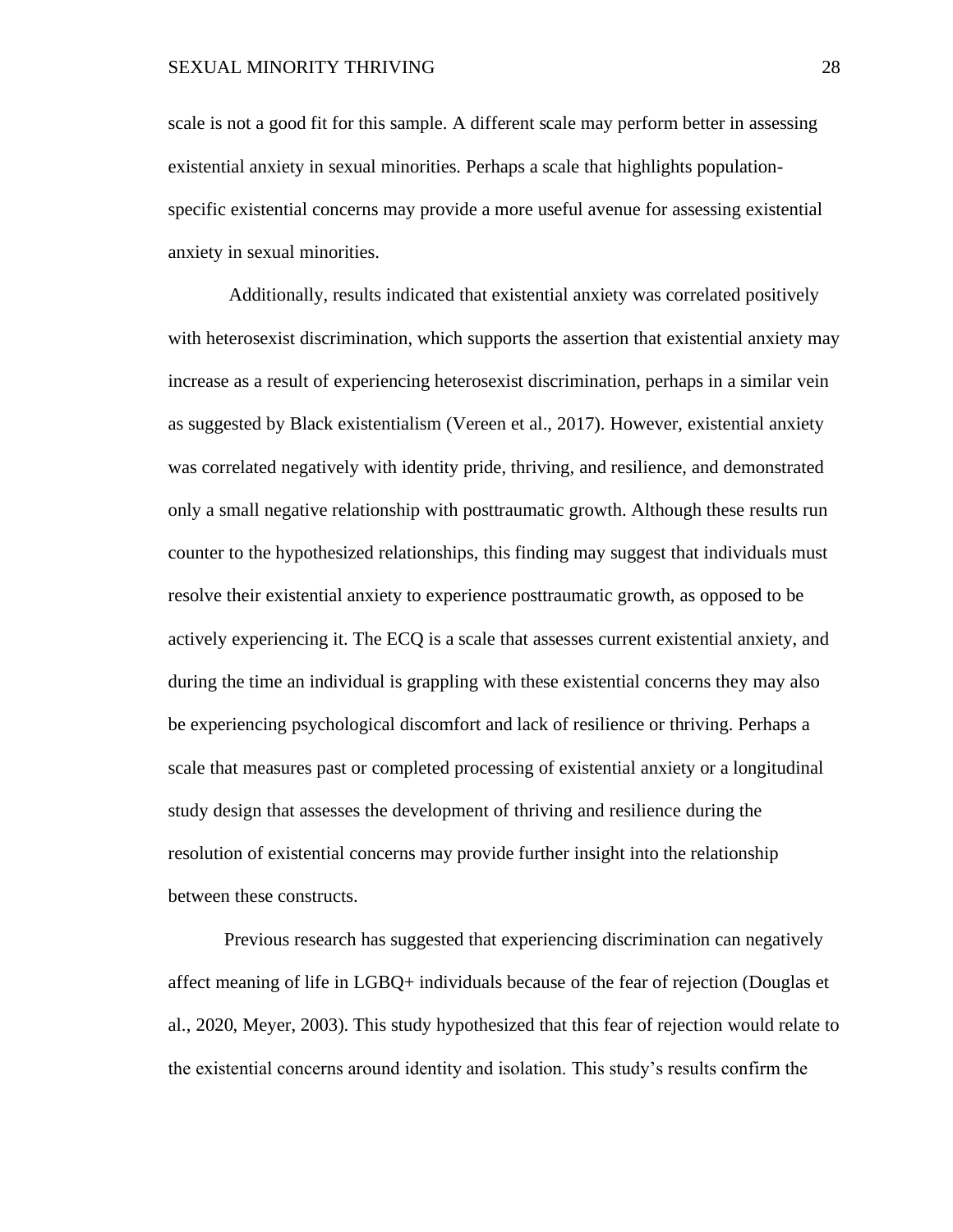scale is not a good fit for this sample. A different scale may perform better in assessing existential anxiety in sexual minorities. Perhaps a scale that highlights population-specific existential concerns may provide a more useful avenue for assessing existential anxiety in sexual minorities.

Additionally, results indicated that existential anxiety was correlated positively with heterosexist discrimination, which supports the assertion that existential anxiety may increase as a result of experiencing heterosexist discrimination, perhaps in a similar vein as suggested by Black existentialism (Vereen et al., 2017). However, existential anxiety was correlated negatively with identity pride, thriving, and resilience, and demonstrated only a small negative relationship with posttraumatic growth. Although these results run counter to the hypothesized relationships, this finding may suggest that individuals must resolve their existential anxiety to experience posttraumatic growth, as opposed to be actively experiencing it. The ECQ is a scale that assesses current existential anxiety, and during the time an individual is grappling with these existential concerns they may also be experiencing psychological discomfort and lack of resilience or thriving. Perhaps a scale that measures past or completed processing of existential anxiety or a longitudinal study design that assesses the development of thriving and resilience during the resolution of existential concerns may provide further insight into the relationship between these constructs.

Previous research has suggested that experiencing discrimination can negatively affect meaning of life in LGBQ+ individuals because of the fear of rejection (Douglas et al., 2020, Meyer, 2003). This study hypothesized that this fear of rejection would relate to the existential concerns around identity and isolation. This study's results confirm the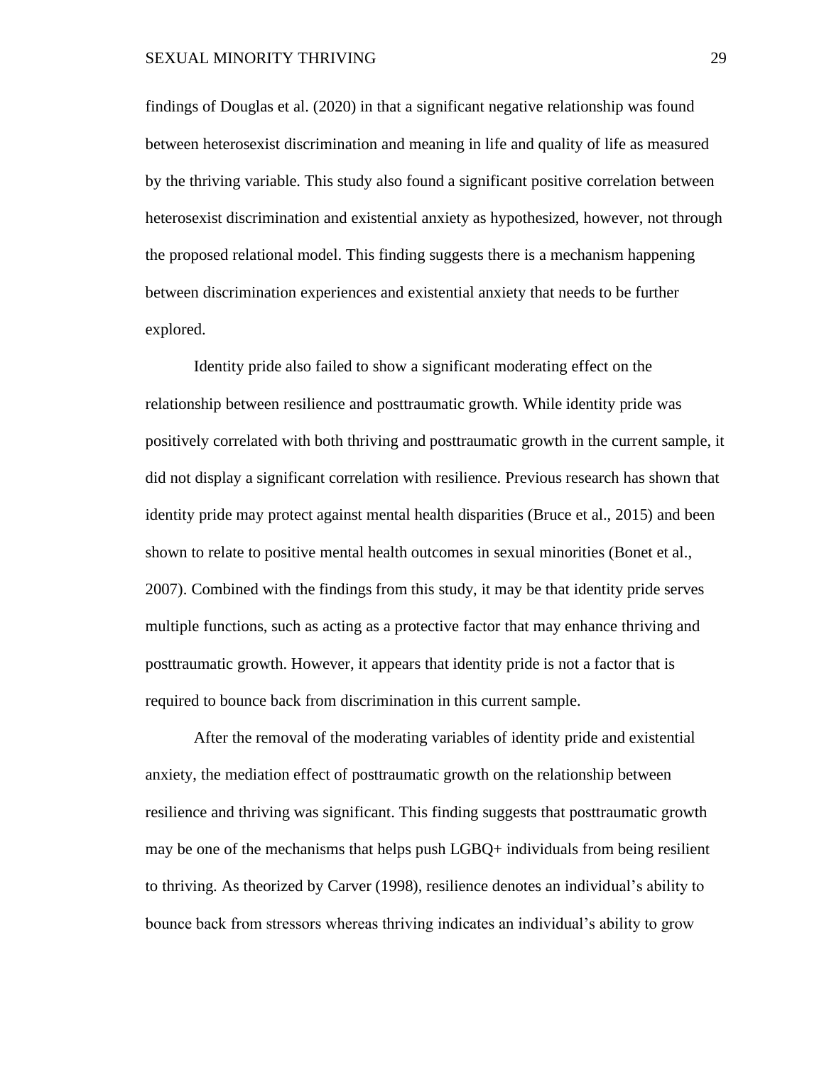findings of Douglas et al. (2020) in that a significant negative relationship was found between heterosexist discrimination and meaning in life and quality of life as measured by the thriving variable. This study also found a significant positive correlation between heterosexist discrimination and existential anxiety as hypothesized, however, not through the proposed relational model. This finding suggests there is a mechanism happening between discrimination experiences and existential anxiety that needs to be further explored.

Identity pride also failed to show a significant moderating effect on the relationship between resilience and posttraumatic growth. While identity pride was positively correlated with both thriving and posttraumatic growth in the current sample, it did not display a significant correlation with resilience. Previous research has shown that identity pride may protect against mental health disparities (Bruce et al., 2015) and been shown to relate to positive mental health outcomes in sexual minorities (Bonet et al., 2007). Combined with the findings from this study, it may be that identity pride serves multiple functions, such as acting as a protective factor that may enhance thriving and posttraumatic growth. However, it appears that identity pride is not a factor that is required to bounce back from discrimination in this current sample.

After the removal of the moderating variables of identity pride and existential anxiety, the mediation effect of posttraumatic growth on the relationship between resilience and thriving was significant. This finding suggests that posttraumatic growth may be one of the mechanisms that helps push LGBQ+ individuals from being resilient to thriving. As theorized by Carver (1998), resilience denotes an individual's ability to bounce back from stressors whereas thriving indicates an individual's ability to grow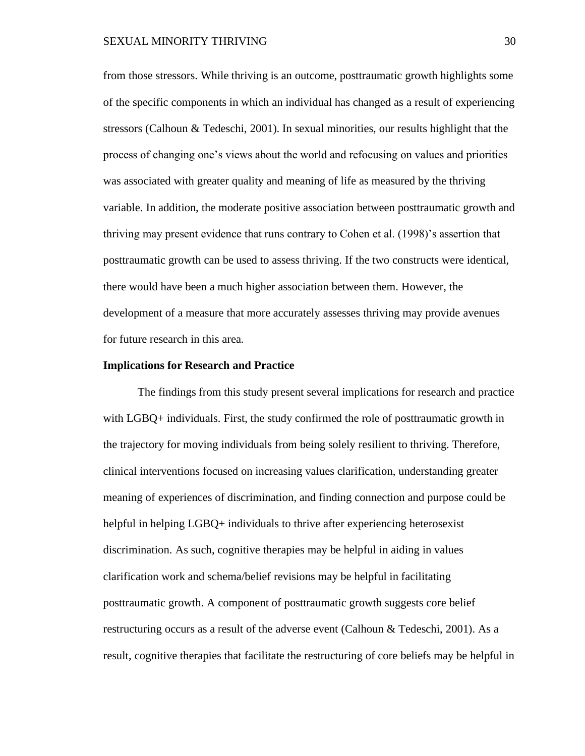from those stressors. While thriving is an outcome, posttraumatic growth highlights some of the specific components in which an individual has changed as a result of experiencing stressors (Calhoun & Tedeschi, 2001). In sexual minorities, our results highlight that the process of changing one's views about the world and refocusing on values and priorities was associated with greater quality and meaning of life as measured by the thriving variable. In addition, the moderate positive association between posttraumatic growth and thriving may present evidence that runs contrary to Cohen et al. (1998)'s assertion that posttraumatic growth can be used to assess thriving. If the two constructs were identical, there would have been a much higher association between them. However, the development of a measure that more accurately assesses thriving may provide avenues for future research in this area.

**Implications for Research and Practice**

The findings from this study present several implications for research and practice with LGBQ+ individuals. First, the study confirmed the role of posttraumatic growth in the trajectory for moving individuals from being solely resilient to thriving. Therefore, clinical interventions focused on increasing values clarification, understanding greater meaning of experiences of discrimination, and finding connection and purpose could be helpful in helping LGBQ+ individuals to thrive after experiencing heterosexist discrimination. As such, cognitive therapies may be helpful in aiding in values clarification work and schema/belief revisions may be helpful in facilitating posttraumatic growth. A component of posttraumatic growth suggests core belief restructuring occurs as a result of the adverse event (Calhoun & Tedeschi, 2001). As a result, cognitive therapies that facilitate the restructuring of core beliefs may be helpful in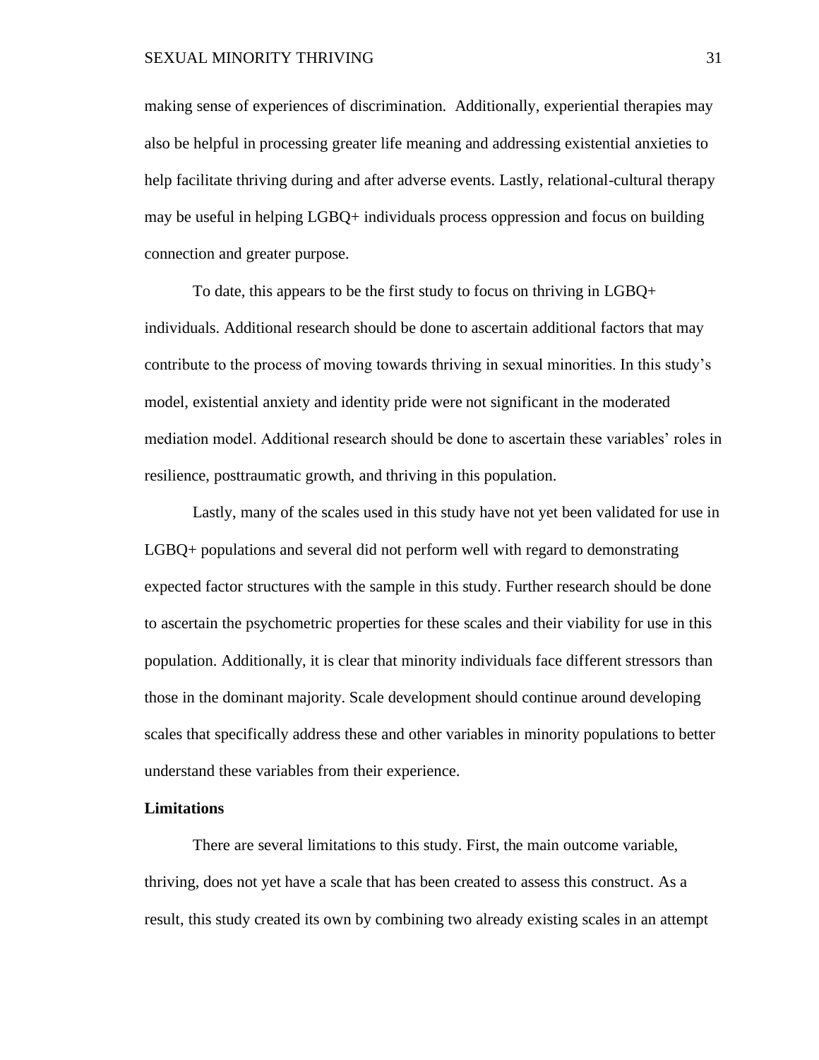making sense of experiences of discrimination. Additionally, experiential therapies may also be helpful in processing greater life meaning and addressing existential anxieties to help facilitate thriving during and after adverse events. Lastly, relational-cultural therapy may be useful in helping LGBQ+ individuals process oppression and focus on building connection and greater purpose.

To date, this appears to be the first study to focus on thriving in LGBQ+ individuals. Additional research should be done to ascertain additional factors that may contribute to the process of moving towards thriving in sexual minorities. In this study's model, existential anxiety and identity pride were not significant in the moderated mediation model. Additional research should be done to ascertain these variables' roles in resilience, posttraumatic growth, and thriving in this population.

Lastly, many of the scales used in this study have not yet been validated for use in LGBQ+ populations and several did not perform well with regard to demonstrating expected factor structures with the sample in this study. Further research should be done to ascertain the psychometric properties for these scales and their viability for use in this population. Additionally, it is clear that minority individuals face different stressors than those in the dominant majority. Scale development should continue around developing scales that specifically address these and other variables in minority populations to better understand these variables from their experience.

**Limitations**

There are several limitations to this study. First, the main outcome variable, thriving, does not yet have a scale that has been created to assess this construct. As a result, this study created its own by combining two already existing scales in an attempt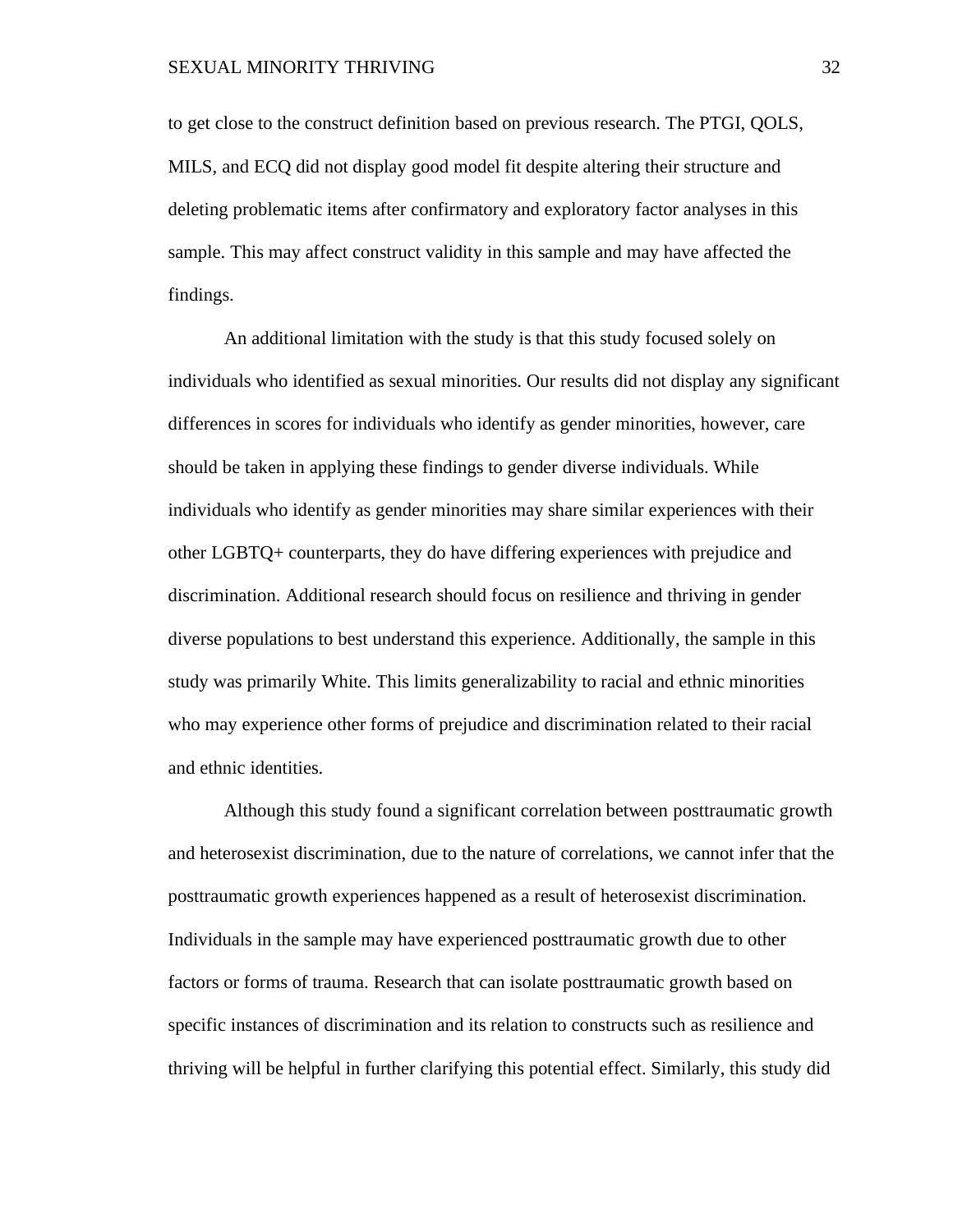to get close to the construct definition based on previous research. The PTGI, QOLS, MILS, and ECQ did not display good model fit despite altering their structure and deleting problematic items after confirmatory and exploratory factor analyses in this sample. This may affect construct validity in this sample and may have affected the findings.

An additional limitation with the study is that this study focused solely on individuals who identified as sexual minorities. Our results did not display any significant differences in scores for individuals who identify as gender minorities, however, care should be taken in applying these findings to gender diverse individuals. While individuals who identify as gender minorities may share similar experiences with their other LGBTQ+ counterparts, they do have differing experiences with prejudice and discrimination. Additional research should focus on resilience and thriving in gender diverse populations to best understand this experience. Additionally, the sample in this study was primarily White. This limits generalizability to racial and ethnic minorities who may experience other forms of prejudice and discrimination related to their racial and ethnic identities.

Although this study found a significant correlation between posttraumatic growth and heterosexist discrimination, due to the nature of correlations, we cannot infer that the posttraumatic growth experiences happened as a result of heterosexist discrimination. Individuals in the sample may have experienced posttraumatic growth due to other factors or forms of trauma. Research that can isolate posttraumatic growth based on specific instances of discrimination and its relation to constructs such as resilience and thriving will be helpful in further clarifying this potential effect. Similarly, this study did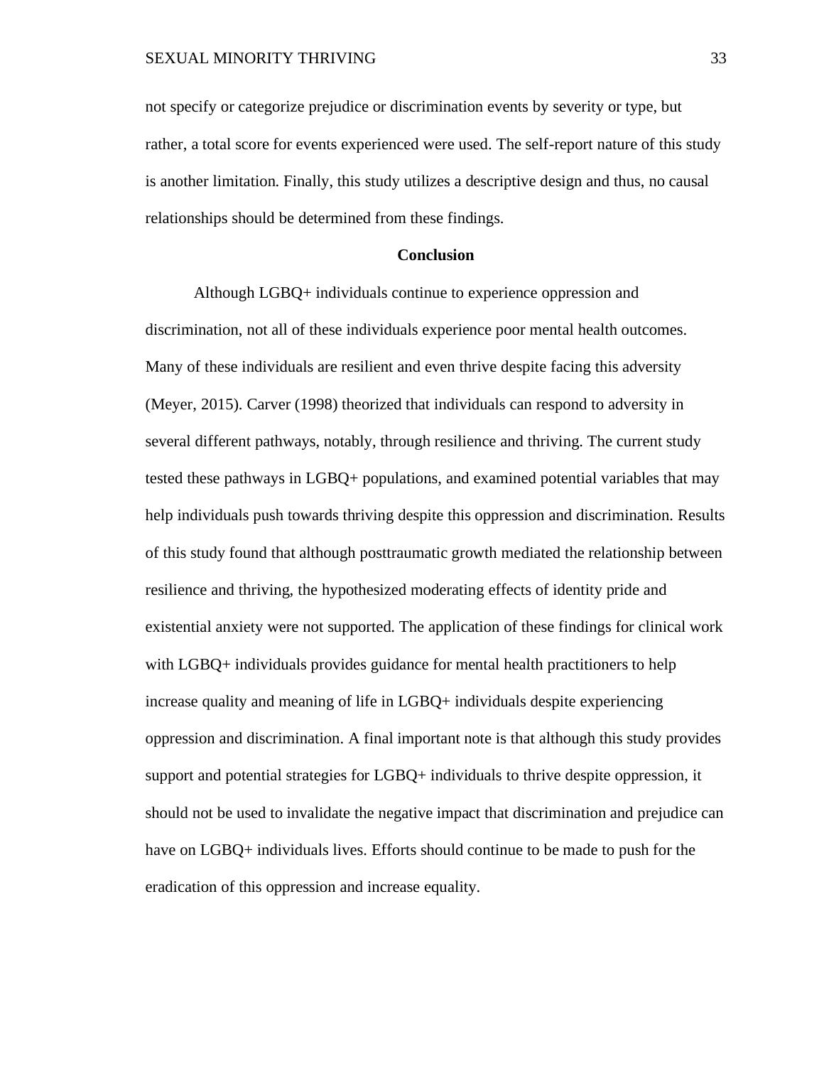not specify or categorize prejudice or discrimination events by severity or type, but rather, a total score for events experienced were used. The self-report nature of this study is another limitation. Finally, this study utilizes a descriptive design and thus, no causal relationships should be determined from these findings.

## Conclusion

Although LGBQ+ individuals continue to experience oppression and discrimination, not all of these individuals experience poor mental health outcomes. Many of these individuals are resilient and even thrive despite facing this adversity (Meyer, 2015). Carver (1998) theorized that individuals can respond to adversity in several different pathways, notably, through resilience and thriving. The current study tested these pathways in LGBQ+ populations, and examined potential variables that may help individuals push towards thriving despite this oppression and discrimination. Results of this study found that although posttraumatic growth mediated the relationship between resilience and thriving, the hypothesized moderating effects of identity pride and existential anxiety were not supported. The application of these findings for clinical work with LGBQ+ individuals provides guidance for mental health practitioners to help increase quality and meaning of life in LGBQ+ individuals despite experiencing oppression and discrimination. A final important note is that although this study provides support and potential strategies for LGBQ+ individuals to thrive despite oppression, it should not be used to invalidate the negative impact that discrimination and prejudice can have on LGBQ+ individuals lives. Efforts should continue to be made to push for the eradication of this oppression and increase equality.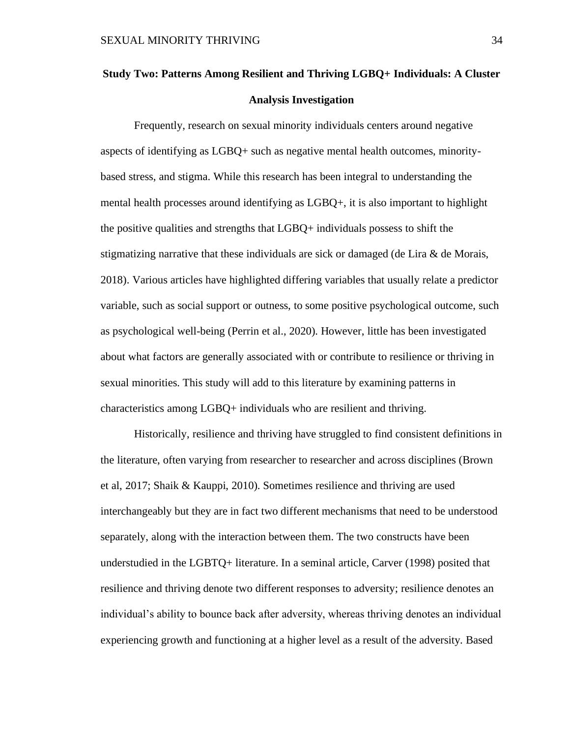## Study Two: Patterns Among Resilient and Thriving LGBQ+ Individuals: A Cluster Analysis Investigation

Frequently, research on sexual minority individuals centers around negative aspects of identifying as LGBQ+ such as negative mental health outcomes, minority-based stress, and stigma. While this research has been integral to understanding the mental health processes around identifying as LGBQ+, it is also important to highlight the positive qualities and strengths that LGBQ+ individuals possess to shift the stigmatizing narrative that these individuals are sick or damaged (de Lira & de Morais, 2018). Various articles have highlighted differing variables that usually relate a predictor variable, such as social support or outness, to some positive psychological outcome, such as psychological well-being (Perrin et al., 2020). However, little has been investigated about what factors are generally associated with or contribute to resilience or thriving in sexual minorities. This study will add to this literature by examining patterns in characteristics among LGBQ+ individuals who are resilient and thriving.

Historically, resilience and thriving have struggled to find consistent definitions in the literature, often varying from researcher to researcher and across disciplines (Brown et al, 2017; Shaik & Kauppi, 2010). Sometimes resilience and thriving are used interchangeably but they are in fact two different mechanisms that need to be understood separately, along with the interaction between them. The two constructs have been understudied in the LGBTQ+ literature. In a seminal article, Carver (1998) posited that resilience and thriving denote two different responses to adversity; resilience denotes an individual's ability to bounce back after adversity, whereas thriving denotes an individual experiencing growth and functioning at a higher level as a result of the adversity. Based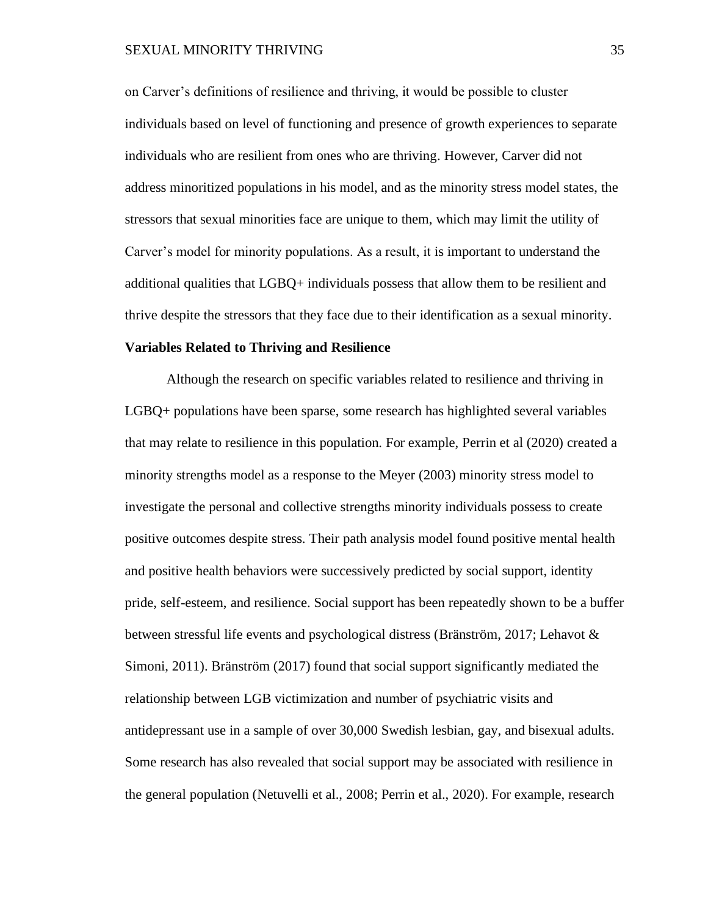on Carver's definitions of resilience and thriving, it would be possible to cluster individuals based on level of functioning and presence of growth experiences to separate individuals who are resilient from ones who are thriving. However, Carver did not address minoritized populations in his model, and as the minority stress model states, the stressors that sexual minorities face are unique to them, which may limit the utility of Carver's model for minority populations. As a result, it is important to understand the additional qualities that LGBQ+ individuals possess that allow them to be resilient and thrive despite the stressors that they face due to their identification as a sexual minority.

**Variables Related to Thriving and Resilience**

Although the research on specific variables related to resilience and thriving in LGBQ+ populations have been sparse, some research has highlighted several variables that may relate to resilience in this population. For example, Perrin et al (2020) created a minority strengths model as a response to the Meyer (2003) minority stress model to investigate the personal and collective strengths minority individuals possess to create positive outcomes despite stress. Their path analysis model found positive mental health and positive health behaviors were successively predicted by social support, identity pride, self-esteem, and resilience. Social support has been repeatedly shown to be a buffer between stressful life events and psychological distress (Bränström, 2017; Lehavot & Simoni, 2011). Bränström (2017) found that social support significantly mediated the relationship between LGB victimization and number of psychiatric visits and antidepressant use in a sample of over 30,000 Swedish lesbian, gay, and bisexual adults. Some research has also revealed that social support may be associated with resilience in the general population (Netuvelli et al., 2008; Perrin et al., 2020). For example, research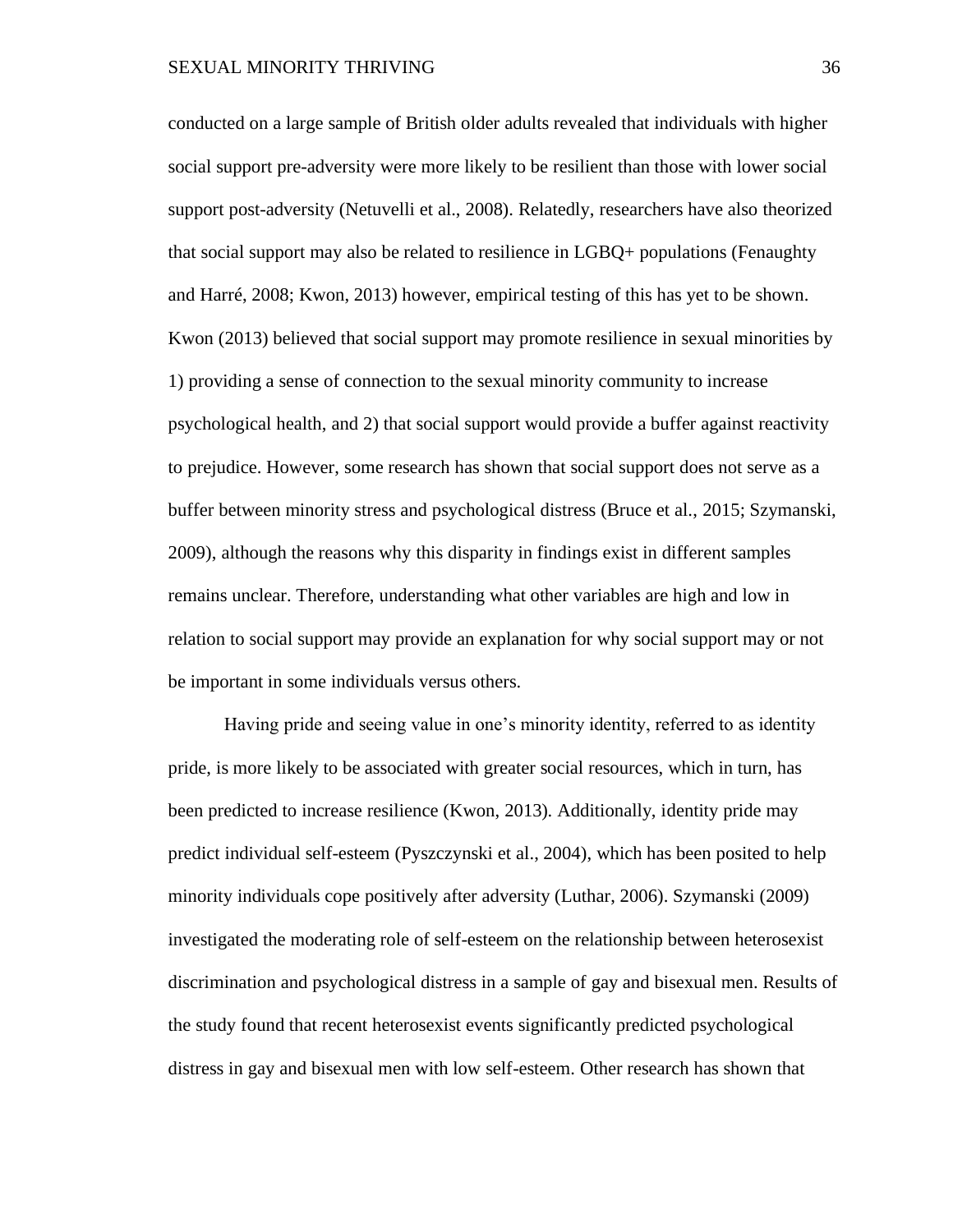conducted on a large sample of British older adults revealed that individuals with higher social support pre-adversity were more likely to be resilient than those with lower social support post-adversity (Netuvelli et al., 2008). Relatedly, researchers have also theorized that social support may also be related to resilience in LGBQ+ populations (Fenaughty and Harré, 2008; Kwon, 2013) however, empirical testing of this has yet to be shown. Kwon (2013) believed that social support may promote resilience in sexual minorities by 1) providing a sense of connection to the sexual minority community to increase psychological health, and 2) that social support would provide a buffer against reactivity to prejudice. However, some research has shown that social support does not serve as a buffer between minority stress and psychological distress (Bruce et al., 2015; Szymanski, 2009), although the reasons why this disparity in findings exist in different samples remains unclear. Therefore, understanding what other variables are high and low in relation to social support may provide an explanation for why social support may or not be important in some individuals versus others.

Having pride and seeing value in one's minority identity, referred to as identity pride, is more likely to be associated with greater social resources, which in turn, has been predicted to increase resilience (Kwon, 2013). Additionally, identity pride may predict individual self-esteem (Pyszczynski et al., 2004), which has been posited to help minority individuals cope positively after adversity (Luthar, 2006). Szymanski (2009) investigated the moderating role of self-esteem on the relationship between heterosexist discrimination and psychological distress in a sample of gay and bisexual men. Results of the study found that recent heterosexist events significantly predicted psychological distress in gay and bisexual men with low self-esteem. Other research has shown that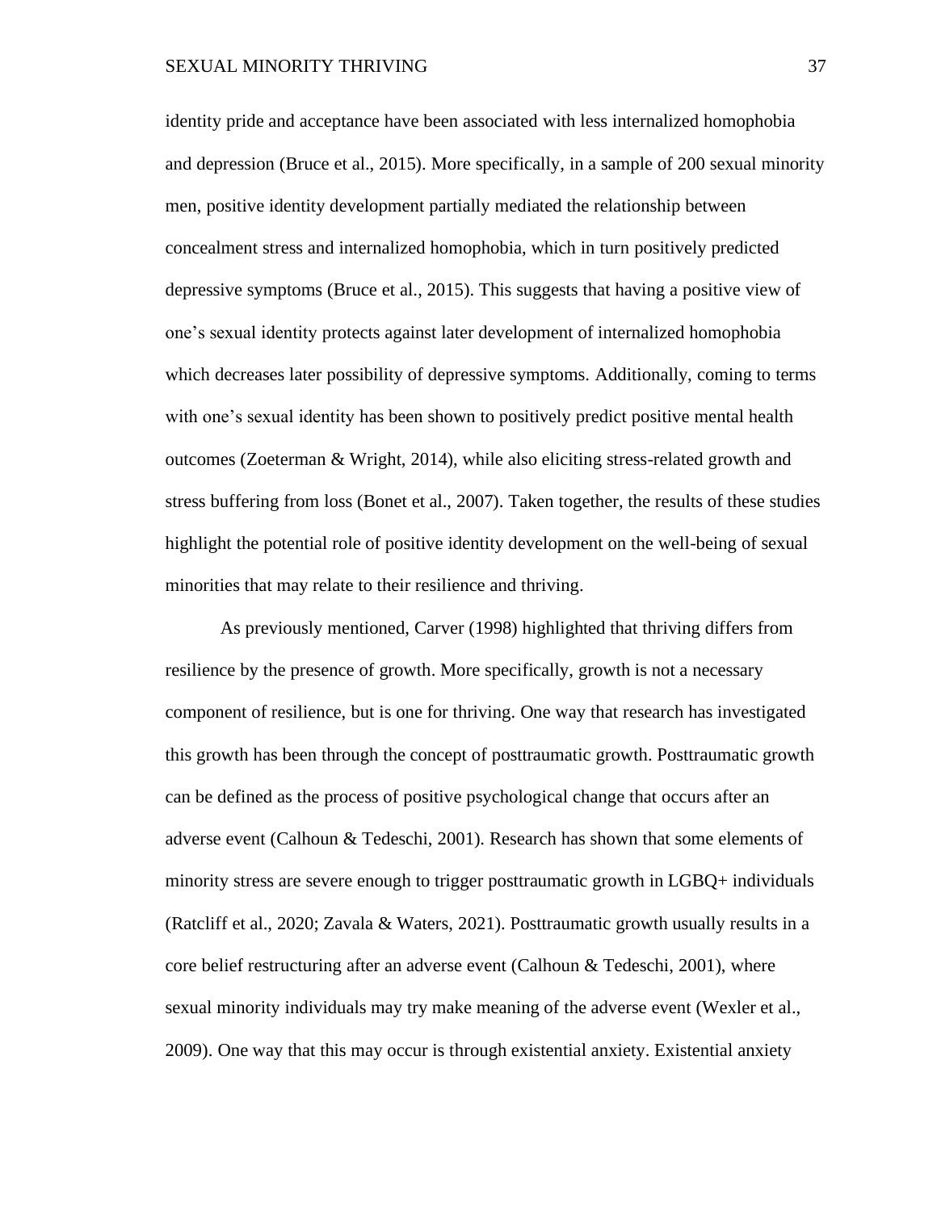identity pride and acceptance have been associated with less internalized homophobia and depression (Bruce et al., 2015). More specifically, in a sample of 200 sexual minority men, positive identity development partially mediated the relationship between concealment stress and internalized homophobia, which in turn positively predicted depressive symptoms (Bruce et al., 2015). This suggests that having a positive view of one's sexual identity protects against later development of internalized homophobia which decreases later possibility of depressive symptoms. Additionally, coming to terms with one's sexual identity has been shown to positively predict positive mental health outcomes (Zoeterman & Wright, 2014), while also eliciting stress-related growth and stress buffering from loss (Bonet et al., 2007). Taken together, the results of these studies highlight the potential role of positive identity development on the well-being of sexual minorities that may relate to their resilience and thriving.

As previously mentioned, Carver (1998) highlighted that thriving differs from resilience by the presence of growth. More specifically, growth is not a necessary component of resilience, but is one for thriving. One way that research has investigated this growth has been through the concept of posttraumatic growth. Posttraumatic growth can be defined as the process of positive psychological change that occurs after an adverse event (Calhoun & Tedeschi, 2001). Research has shown that some elements of minority stress are severe enough to trigger posttraumatic growth in LGBQ+ individuals (Ratcliff et al., 2020; Zavala & Waters, 2021). Posttraumatic growth usually results in a core belief restructuring after an adverse event (Calhoun & Tedeschi, 2001), where sexual minority individuals may try make meaning of the adverse event (Wexler et al., 2009). One way that this may occur is through existential anxiety. Existential anxiety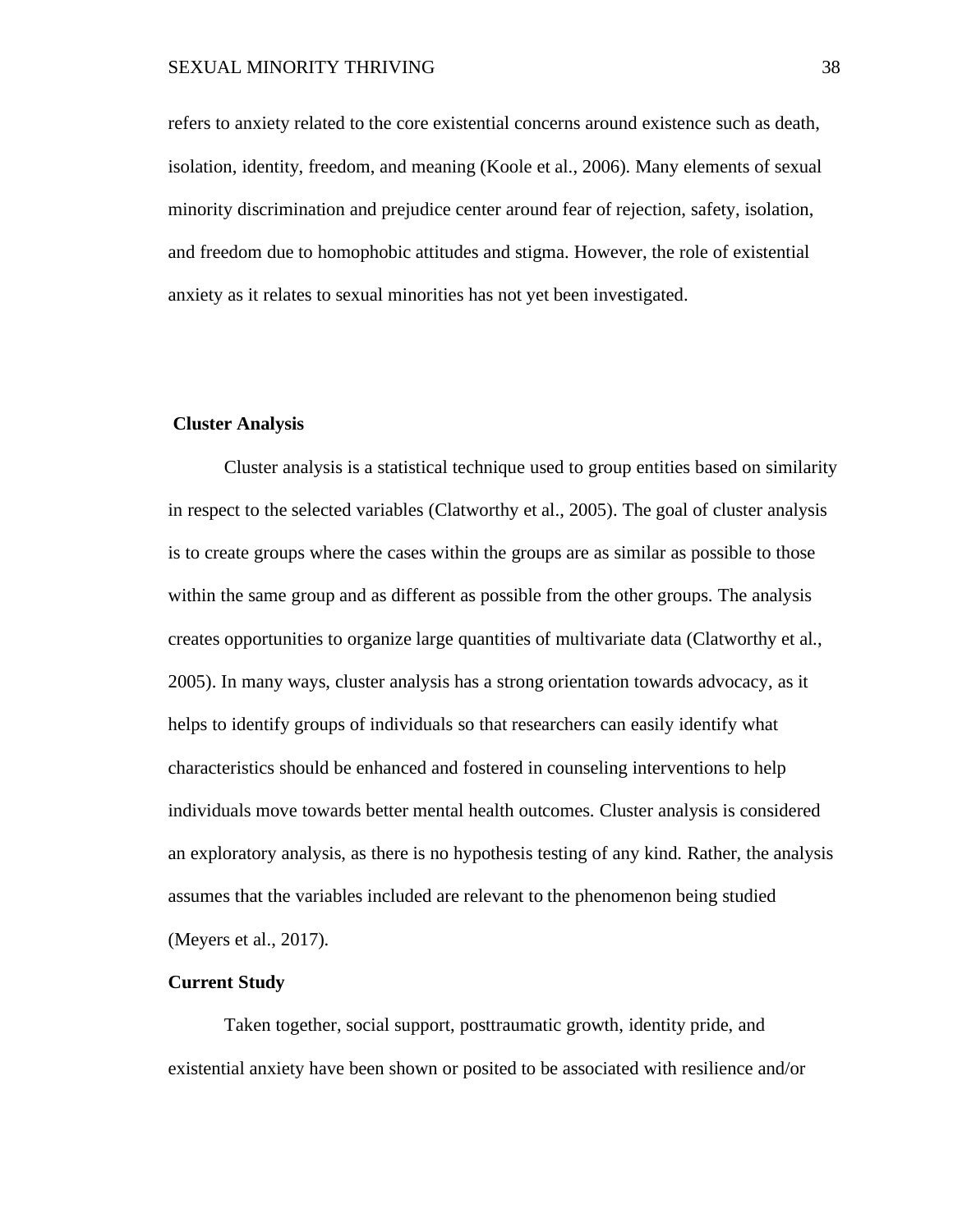refers to anxiety related to the core existential concerns around existence such as death, isolation, identity, freedom, and meaning (Koole et al., 2006). Many elements of sexual minority discrimination and prejudice center around fear of rejection, safety, isolation, and freedom due to homophobic attitudes and stigma. However, the role of existential anxiety as it relates to sexual minorities has not yet been investigated.

### Cluster Analysis

Cluster analysis is a statistical technique used to group entities based on similarity in respect to the selected variables (Clatworthy et al., 2005). The goal of cluster analysis is to create groups where the cases within the groups are as similar as possible to those within the same group and as different as possible from the other groups. The analysis creates opportunities to organize large quantities of multivariate data (Clatworthy et al., 2005). In many ways, cluster analysis has a strong orientation towards advocacy, as it helps to identify groups of individuals so that researchers can easily identify what characteristics should be enhanced and fostered in counseling interventions to help individuals move towards better mental health outcomes. Cluster analysis is considered an exploratory analysis, as there is no hypothesis testing of any kind. Rather, the analysis assumes that the variables included are relevant to the phenomenon being studied (Meyers et al., 2017).

### Current Study

Taken together, social support, posttraumatic growth, identity pride, and existential anxiety have been shown or posited to be associated with resilience and/or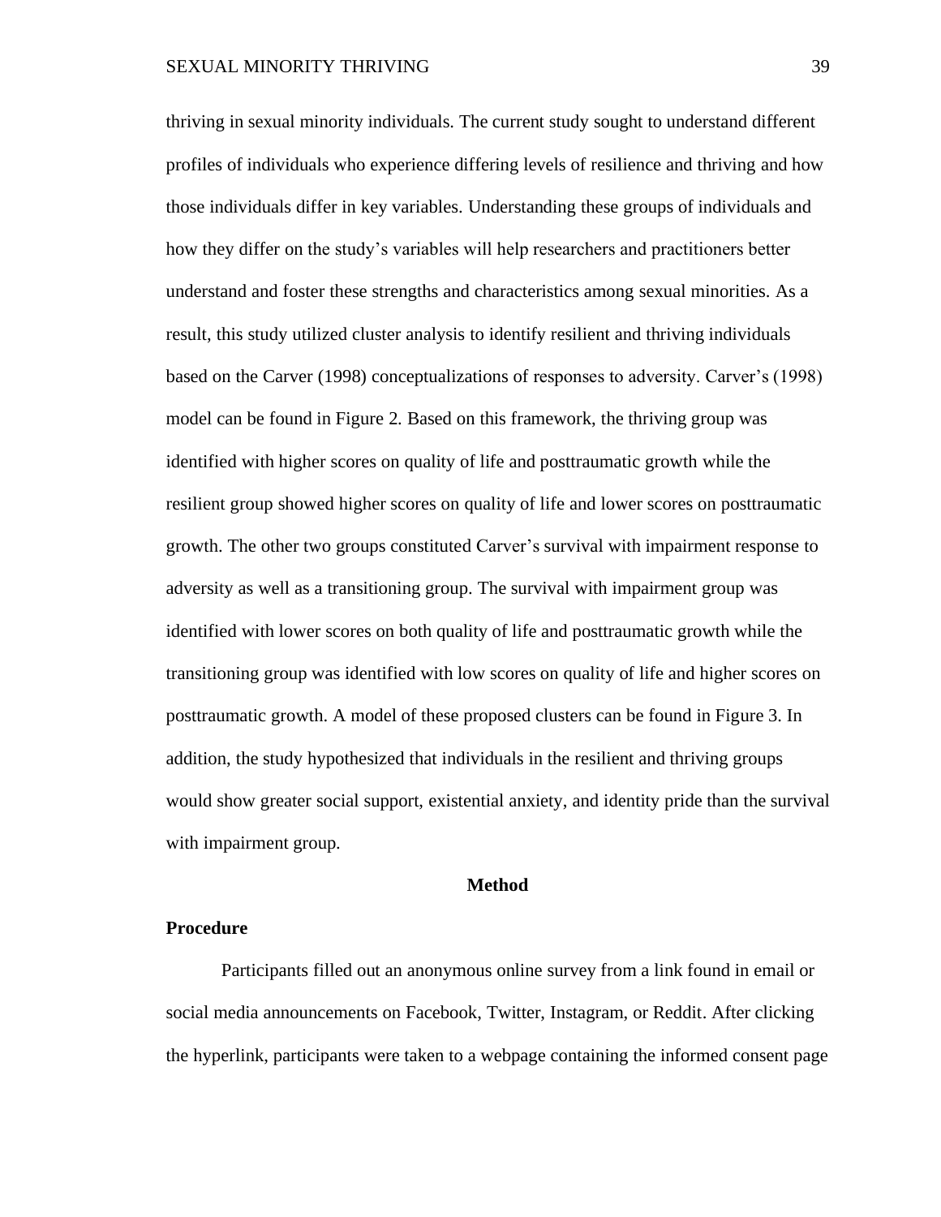thriving in sexual minority individuals. The current study sought to understand different profiles of individuals who experience differing levels of resilience and thriving and how those individuals differ in key variables. Understanding these groups of individuals and how they differ on the study's variables will help researchers and practitioners better understand and foster these strengths and characteristics among sexual minorities. As a result, this study utilized cluster analysis to identify resilient and thriving individuals based on the Carver (1998) conceptualizations of responses to adversity. Carver's (1998) model can be found in Figure 2. Based on this framework, the thriving group was identified with higher scores on quality of life and posttraumatic growth while the resilient group showed higher scores on quality of life and lower scores on posttraumatic growth. The other two groups constituted Carver's survival with impairment response to adversity as well as a transitioning group. The survival with impairment group was identified with lower scores on both quality of life and posttraumatic growth while the transitioning group was identified with low scores on quality of life and higher scores on posttraumatic growth. A model of these proposed clusters can be found in Figure 3. In addition, the study hypothesized that individuals in the resilient and thriving groups would show greater social support, existential anxiety, and identity pride than the survival with impairment group.

# Method

## Procedure

Participants filled out an anonymous online survey from a link found in email or social media announcements on Facebook, Twitter, Instagram, or Reddit. After clicking the hyperlink, participants were taken to a webpage containing the informed consent page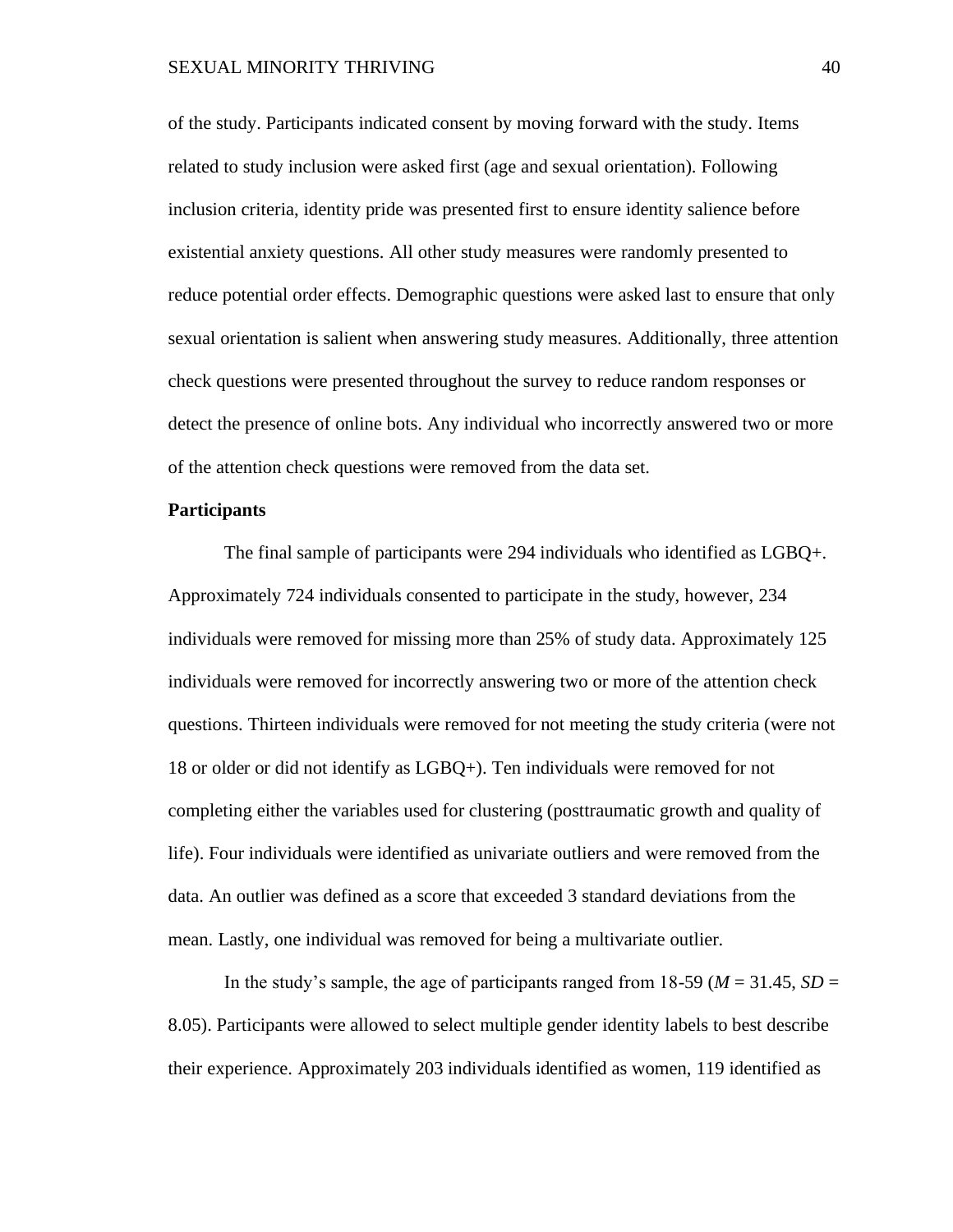of the study. Participants indicated consent by moving forward with the study. Items related to study inclusion were asked first (age and sexual orientation). Following inclusion criteria, identity pride was presented first to ensure identity salience before existential anxiety questions. All other study measures were randomly presented to reduce potential order effects. Demographic questions were asked last to ensure that only sexual orientation is salient when answering study measures. Additionally, three attention check questions were presented throughout the survey to reduce random responses or detect the presence of online bots. Any individual who incorrectly answered two or more of the attention check questions were removed from the data set.

**Participants**

The final sample of participants were 294 individuals who identified as LGBQ+. Approximately 724 individuals consented to participate in the study, however, 234 individuals were removed for missing more than 25% of study data. Approximately 125 individuals were removed for incorrectly answering two or more of the attention check questions. Thirteen individuals were removed for not meeting the study criteria (were not 18 or older or did not identify as LGBQ+). Ten individuals were removed for not completing either the variables used for clustering (posttraumatic growth and quality of life). Four individuals were identified as univariate outliers and were removed from the data. An outlier was defined as a score that exceeded 3 standard deviations from the mean. Lastly, one individual was removed for being a multivariate outlier.

In the study's sample, the age of participants ranged from 18-59 ($M$ = 31.45, $SD$ = 8.05). Participants were allowed to select multiple gender identity labels to best describe their experience. Approximately 203 individuals identified as women, 119 identified as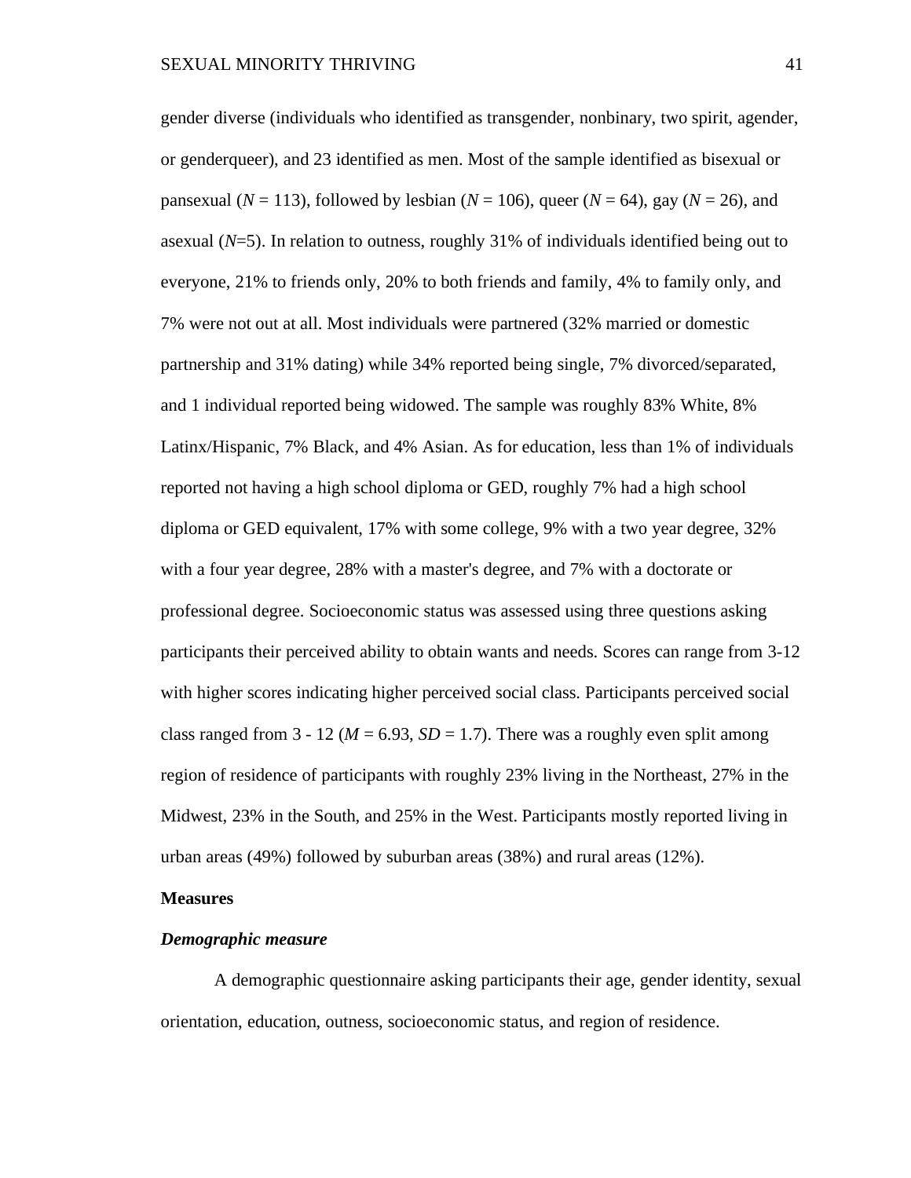gender diverse (individuals who identified as transgender, nonbinary, two spirit, agender, or genderqueer), and 23 identified as men. Most of the sample identified as bisexual or pansexual (*N* = 113), followed by lesbian (*N* = 106), queer (*N* = 64), gay (*N* = 26), and asexual (*N*=5). In relation to outness, roughly 31% of individuals identified being out to everyone, 21% to friends only, 20% to both friends and family, 4% to family only, and 7% were not out at all. Most individuals were partnered (32% married or domestic partnership and 31% dating) while 34% reported being single, 7% divorced/separated, and 1 individual reported being widowed. The sample was roughly 83% White, 8% Latinx/Hispanic, 7% Black, and 4% Asian. As for education, less than 1% of individuals reported not having a high school diploma or GED, roughly 7% had a high school diploma or GED equivalent, 17% with some college, 9% with a two year degree, 32% with a four year degree, 28% with a master's degree, and 7% with a doctorate or professional degree. Socioeconomic status was assessed using three questions asking participants their perceived ability to obtain wants and needs. Scores can range from 3-12 with higher scores indicating higher perceived social class. Participants perceived social class ranged from 3 - 12 (*M* = 6.93, *SD* = 1.7). There was a roughly even split among region of residence of participants with roughly 23% living in the Northeast, 27% in the Midwest, 23% in the South, and 25% in the West. Participants mostly reported living in urban areas (49%) followed by suburban areas (38%) and rural areas (12%).

## Measures

### *Demographic measure*

A demographic questionnaire asking participants their age, gender identity, sexual orientation, education, outness, socioeconomic status, and region of residence.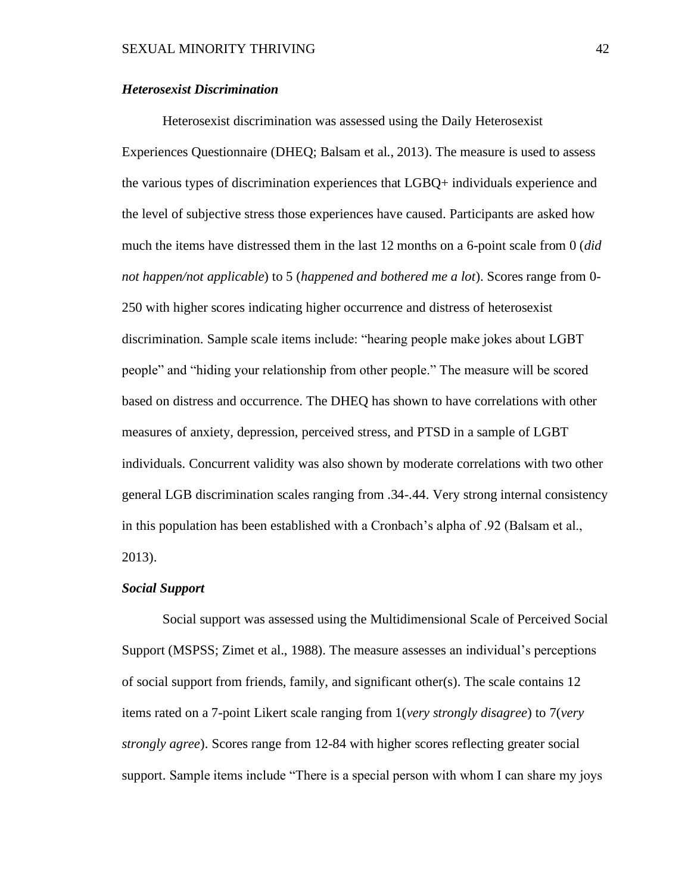### *Heterosexist Discrimination*

Heterosexist discrimination was assessed using the Daily Heterosexist Experiences Questionnaire (DHEQ; Balsam et al., 2013). The measure is used to assess the various types of discrimination experiences that LGBQ+ individuals experience and the level of subjective stress those experiences have caused. Participants are asked how much the items have distressed them in the last 12 months on a 6-point scale from 0 (*did not happen/not applicable*) to 5 (*happened and bothered me a lot*). Scores range from 0-250 with higher scores indicating higher occurrence and distress of heterosexist discrimination. Sample scale items include: "hearing people make jokes about LGBT people" and "hiding your relationship from other people." The measure will be scored based on distress and occurrence. The DHEQ has shown to have correlations with other measures of anxiety, depression, perceived stress, and PTSD in a sample of LGBT individuals. Concurrent validity was also shown by moderate correlations with two other general LGB discrimination scales ranging from .34-.44. Very strong internal consistency in this population has been established with a Cronbach's alpha of .92 (Balsam et al., 2013).

### *Social Support*

Social support was assessed using the Multidimensional Scale of Perceived Social Support (MSPSS; Zimet et al., 1988). The measure assesses an individual's perceptions of social support from friends, family, and significant other(s). The scale contains 12 items rated on a 7-point Likert scale ranging from 1(*very strongly disagree*) to 7(*very strongly agree*). Scores range from 12-84 with higher scores reflecting greater social support. Sample items include "There is a special person with whom I can share my joys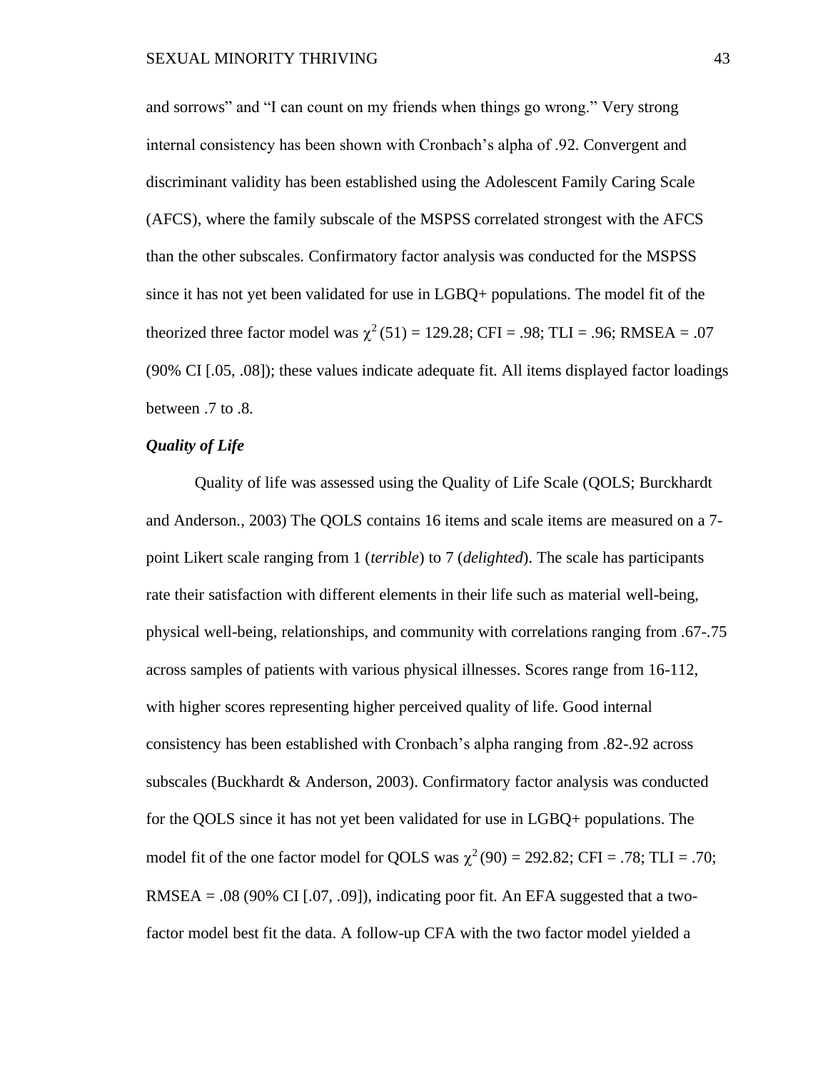and sorrows" and "I can count on my friends when things go wrong." Very strong internal consistency has been shown with Cronbach's alpha of .92. Convergent and discriminant validity has been established using the Adolescent Family Caring Scale (AFCS), where the family subscale of the MSPSS correlated strongest with the AFCS than the other subscales. Confirmatory factor analysis was conducted for the MSPSS since it has not yet been validated for use in LGBQ+ populations. The model fit of the theorized three factor model was $\chi^2(51) = 129.28$; CFI = .98; TLI = .96; RMSEA = .07 (90% CI [.05, .08]); these values indicate adequate fit. All items displayed factor loadings between .7 to .8.

### *Quality of Life*

Quality of life was assessed using the Quality of Life Scale (QOLS; Burckhardt and Anderson., 2003) The QOLS contains 16 items and scale items are measured on a 7-point Likert scale ranging from 1 (*terrible*) to 7 (*delighted*). The scale has participants rate their satisfaction with different elements in their life such as material well-being, physical well-being, relationships, and community with correlations ranging from .67-.75 across samples of patients with various physical illnesses. Scores range from 16-112, with higher scores representing higher perceived quality of life. Good internal consistency has been established with Cronbach's alpha ranging from .82-.92 across subscales (Buckhardt & Anderson, 2003). Confirmatory factor analysis was conducted for the QOLS since it has not yet been validated for use in LGBQ+ populations. The model fit of the one factor model for QOLS was $\chi^2(90) = 292.82$; CFI = .78; TLI = .70; RMSEA = .08 (90% CI [.07, .09]), indicating poor fit. An EFA suggested that a two-factor model best fit the data. A follow-up CFA with the two factor model yielded a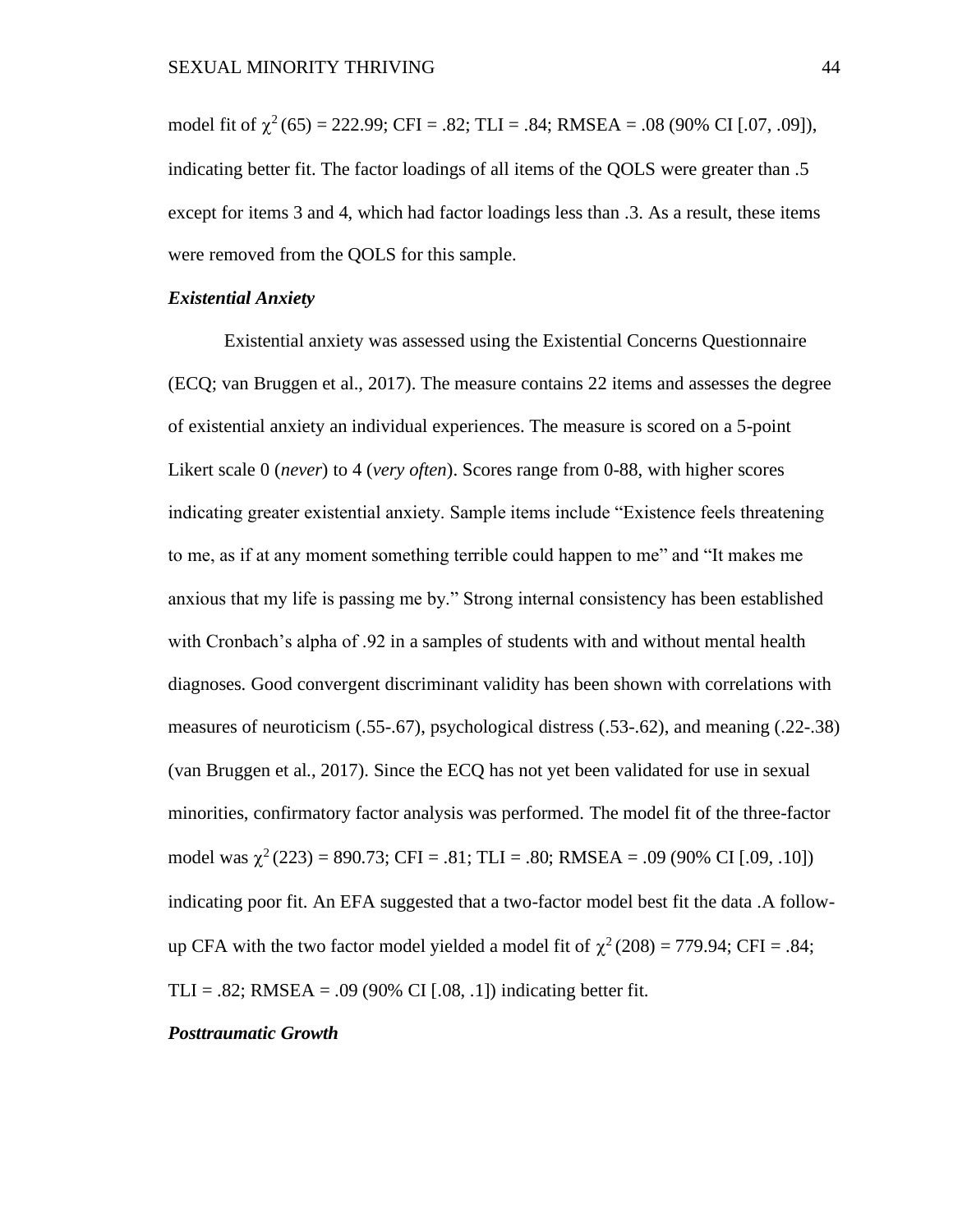model fit of $\chi^2(65) = 222.99$; CFI = .82; TLI = .84; RMSEA = .08 (90% CI [.07, .09]), indicating better fit. The factor loadings of all items of the QOLS were greater than .5 except for items 3 and 4, which had factor loadings less than .3. As a result, these items were removed from the QOLS for this sample.

***Existential Anxiety***

Existential anxiety was assessed using the Existential Concerns Questionnaire (ECQ; van Bruggen et al., 2017). The measure contains 22 items and assesses the degree of existential anxiety an individual experiences. The measure is scored on a 5-point Likert scale 0 (*never*) to 4 (*very often*). Scores range from 0-88, with higher scores indicating greater existential anxiety. Sample items include "Existence feels threatening to me, as if at any moment something terrible could happen to me" and "It makes me anxious that my life is passing me by." Strong internal consistency has been established with Cronbach's alpha of .92 in a samples of students with and without mental health diagnoses. Good convergent discriminant validity has been shown with correlations with measures of neuroticism (.55-.67), psychological distress (.53-.62), and meaning (.22-.38) (van Bruggen et al., 2017). Since the ECQ has not yet been validated for use in sexual minorities, confirmatory factor analysis was performed. The model fit of the three-factor model was $\chi^2(223) = 890.73$; CFI = .81; TLI = .80; RMSEA = .09 (90% CI [.09, .10]) indicating poor fit. An EFA suggested that a two-factor model best fit the data .A follow-up CFA with the two factor model yielded a model fit of $\chi^2(208) = 779.94$; CFI = .84; TLI = .82; RMSEA = .09 (90% CI [.08, .1]) indicating better fit.

***Posttraumatic Growth***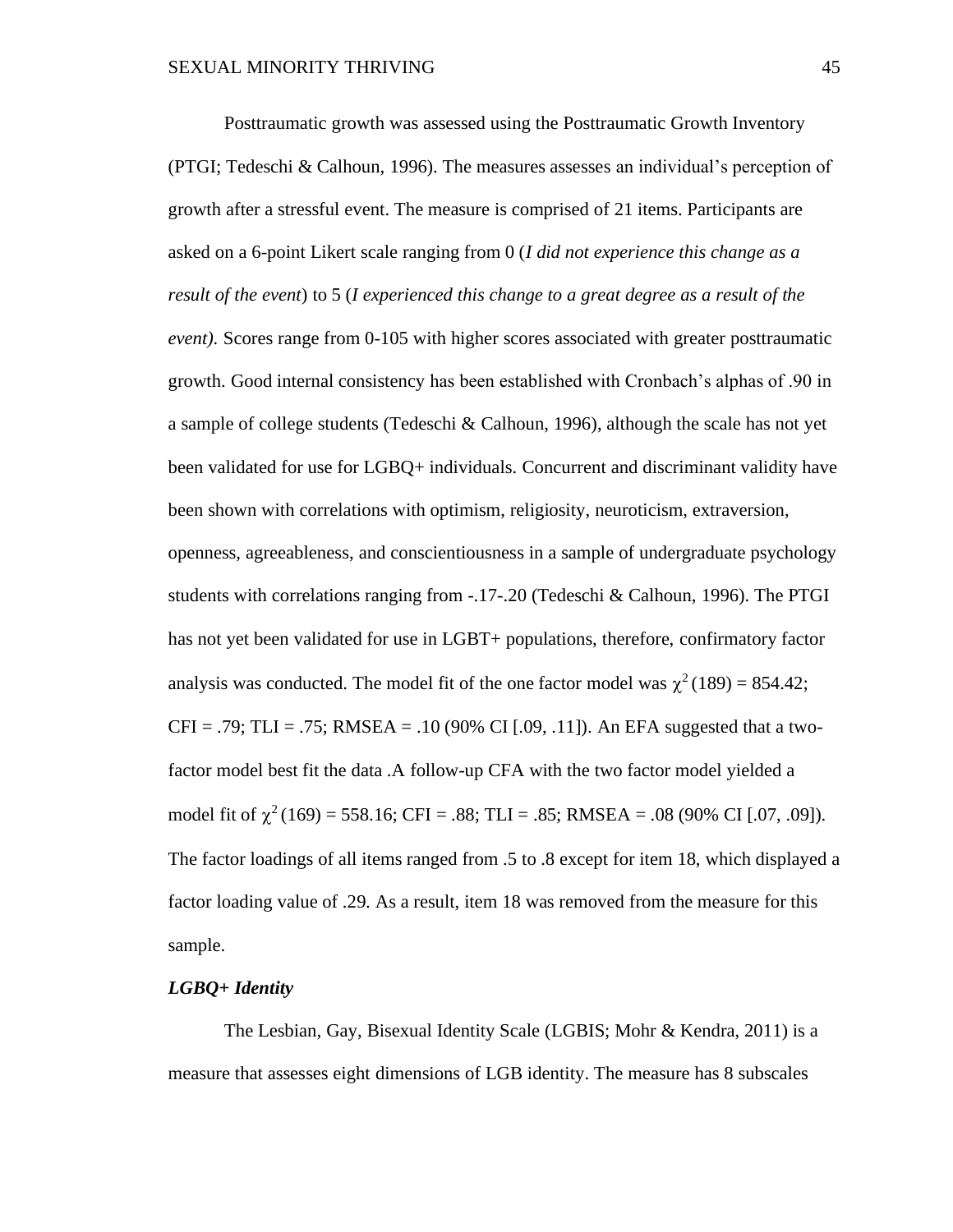Posttraumatic growth was assessed using the Posttraumatic Growth Inventory (PTGI; Tedeschi & Calhoun, 1996). The measures assesses an individual's perception of growth after a stressful event. The measure is comprised of 21 items. Participants are asked on a 6-point Likert scale ranging from 0 (*I did not experience this change as a result of the event*) to 5 (*I experienced this change to a great degree as a result of the event)*. Scores range from 0-105 with higher scores associated with greater posttraumatic growth. Good internal consistency has been established with Cronbach's alphas of .90 in a sample of college students (Tedeschi & Calhoun, 1996), although the scale has not yet been validated for use for LGBQ+ individuals. Concurrent and discriminant validity have been shown with correlations with optimism, religiosity, neuroticism, extraversion, openness, agreeableness, and conscientiousness in a sample of undergraduate psychology students with correlations ranging from -.17-.20 (Tedeschi & Calhoun, 1996). The PTGI has not yet been validated for use in LGBT+ populations, therefore, confirmatory factor analysis was conducted. The model fit of the one factor model was $\chi^2(189) = 854.42$; CFI = .79; TLI = .75; RMSEA = .10 (90% CI [.09, .11]). An EFA suggested that a two-factor model best fit the data .A follow-up CFA with the two factor model yielded a model fit of $\chi^2(169) = 558.16$; CFI = .88; TLI = .85; RMSEA = .08 (90% CI [.07, .09]). The factor loadings of all items ranged from .5 to .8 except for item 18, which displayed a factor loading value of .29. As a result, item 18 was removed from the measure for this sample.

***LGBQ+ Identity***

The Lesbian, Gay, Bisexual Identity Scale (LGBIS; Mohr & Kendra, 2011) is a measure that assesses eight dimensions of LGB identity. The measure has 8 subscales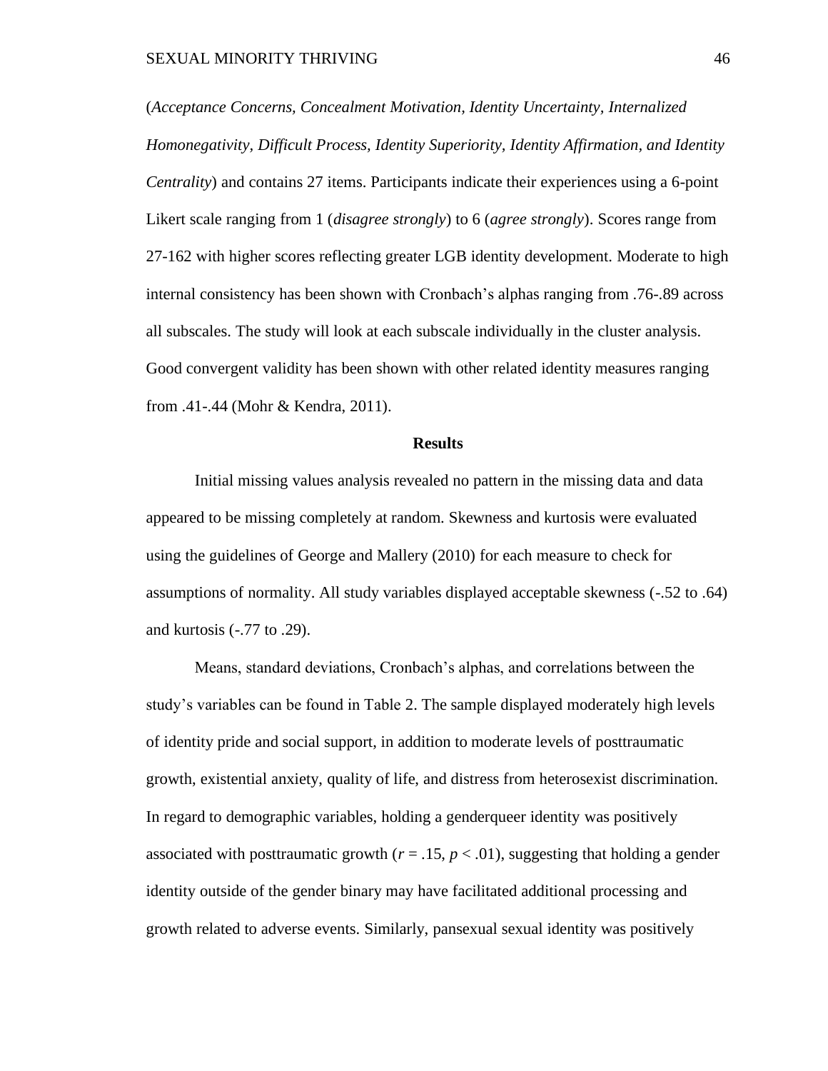(*Acceptance Concerns, Concealment Motivation, Identity Uncertainty, Internalized Homonegativity, Difficult Process, Identity Superiority, Identity Affirmation, and Identity Centrality*) and contains 27 items. Participants indicate their experiences using a 6-point Likert scale ranging from 1 (*disagree strongly*) to 6 (*agree strongly*). Scores range from 27-162 with higher scores reflecting greater LGB identity development. Moderate to high internal consistency has been shown with Cronbach's alphas ranging from .76-.89 across all subscales. The study will look at each subscale individually in the cluster analysis. Good convergent validity has been shown with other related identity measures ranging from .41-.44 (Mohr & Kendra, 2011).

## Results

Initial missing values analysis revealed no pattern in the missing data and data appeared to be missing completely at random. Skewness and kurtosis were evaluated using the guidelines of George and Mallery (2010) for each measure to check for assumptions of normality. All study variables displayed acceptable skewness (-.52 to .64) and kurtosis (-.77 to .29).

Means, standard deviations, Cronbach's alphas, and correlations between the study's variables can be found in Table 2. The sample displayed moderately high levels of identity pride and social support, in addition to moderate levels of posttraumatic growth, existential anxiety, quality of life, and distress from heterosexist discrimination. In regard to demographic variables, holding a genderqueer identity was positively associated with posttraumatic growth ($r = .15$, $p < .01$), suggesting that holding a gender identity outside of the gender binary may have facilitated additional processing and growth related to adverse events. Similarly, pansexual sexual identity was positively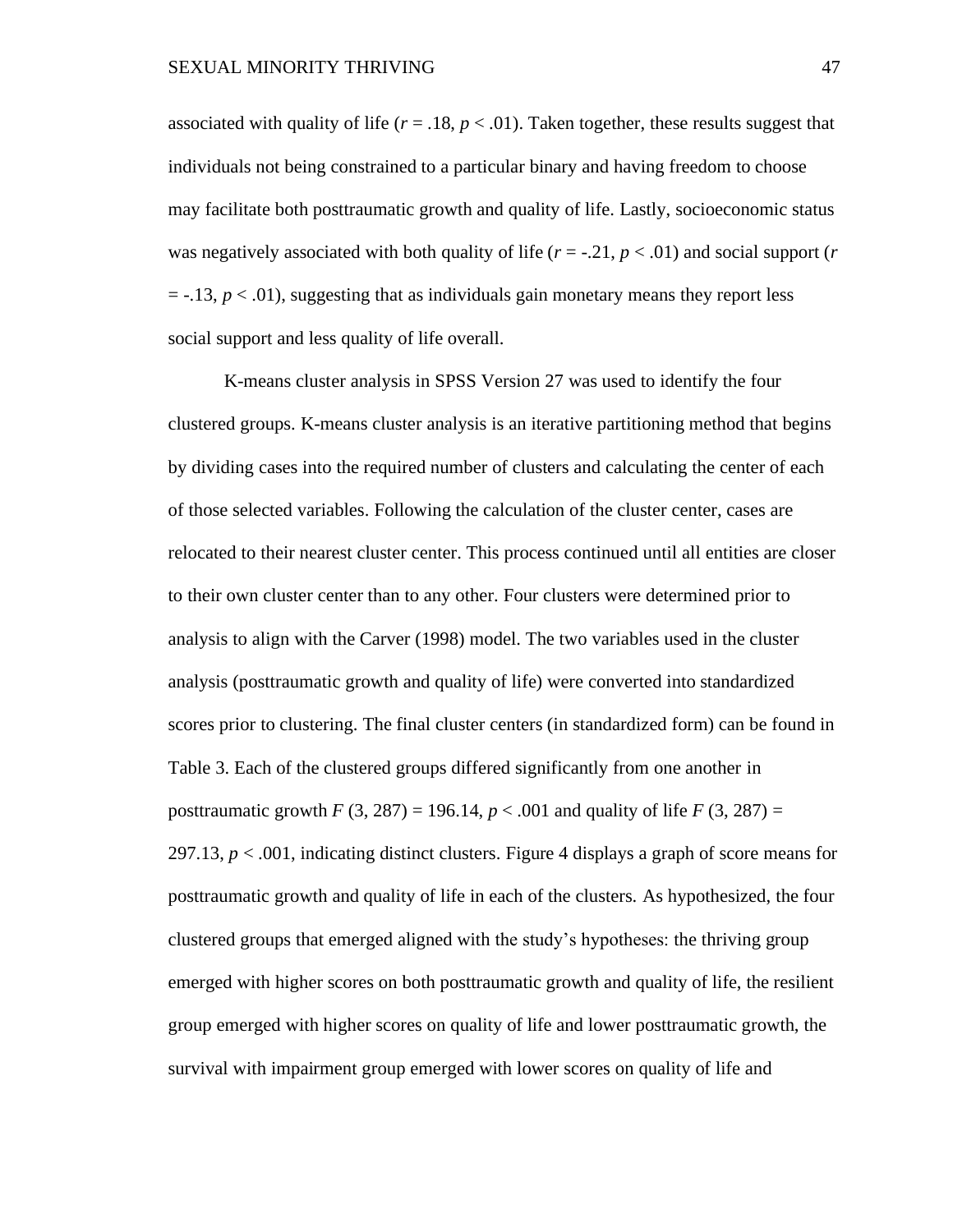associated with quality of life ($r = .18$, $p < .01$). Taken together, these results suggest that individuals not being constrained to a particular binary and having freedom to choose may facilitate both posttraumatic growth and quality of life. Lastly, socioeconomic status was negatively associated with both quality of life ($r = -.21$, $p < .01$) and social support ($r = -.13$, $p < .01$), suggesting that as individuals gain monetary means they report less social support and less quality of life overall.

K-means cluster analysis in SPSS Version 27 was used to identify the four clustered groups. K-means cluster analysis is an iterative partitioning method that begins by dividing cases into the required number of clusters and calculating the center of each of those selected variables. Following the calculation of the cluster center, cases are relocated to their nearest cluster center. This process continued until all entities are closer to their own cluster center than to any other. Four clusters were determined prior to analysis to align with the Carver (1998) model. The two variables used in the cluster analysis (posttraumatic growth and quality of life) were converted into standardized scores prior to clustering. The final cluster centers (in standardized form) can be found in Table 3. Each of the clustered groups differed significantly from one another in posttraumatic growth $F\ (3, 287) = 196.14$, $p < .001$ and quality of life $F\ (3, 287) = 297.13$, $p < .001$, indicating distinct clusters. Figure 4 displays a graph of score means for posttraumatic growth and quality of life in each of the clusters. As hypothesized, the four clustered groups that emerged aligned with the study's hypotheses: the thriving group emerged with higher scores on both posttraumatic growth and quality of life, the resilient group emerged with higher scores on quality of life and lower posttraumatic growth, the survival with impairment group emerged with lower scores on quality of life and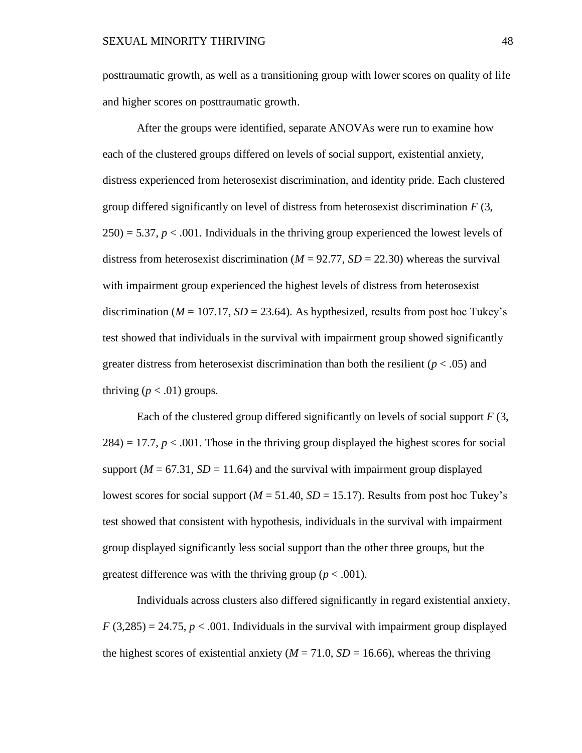posttraumatic growth, as well as a transitioning group with lower scores on quality of life and higher scores on posttraumatic growth.

After the groups were identified, separate ANOVAs were run to examine how each of the clustered groups differed on levels of social support, existential anxiety, distress experienced from heterosexist discrimination, and identity pride. Each clustered group differed significantly on level of distress from heterosexist discrimination $F$ (3, 250) = 5.37, $p < .001$. Individuals in the thriving group experienced the lowest levels of distress from heterosexist discrimination ($M$ = 92.77, $SD$ = 22.30) whereas the survival with impairment group experienced the highest levels of distress from heterosexist discrimination ($M$ = 107.17, $SD$ = 23.64). As hypthesized, results from post hoc Tukey's test showed that individuals in the survival with impairment group showed significantly greater distress from heterosexist discrimination than both the resilient ($p < .05$) and thriving ($p < .01$) groups.

Each of the clustered group differed significantly on levels of social support $F$ (3, 284) = 17.7, $p < .001$. Those in the thriving group displayed the highest scores for social support ($M$ = 67.31, $SD$ = 11.64) and the survival with impairment group displayed lowest scores for social support ($M$ = 51.40, $SD$ = 15.17). Results from post hoc Tukey's test showed that consistent with hypothesis, individuals in the survival with impairment group displayed significantly less social support than the other three groups, but the greatest difference was with the thriving group ($p < .001$).

Individuals across clusters also differed significantly in regard existential anxiety, $F$ (3,285) = 24.75, $p < .001$. Individuals in the survival with impairment group displayed the highest scores of existential anxiety ($M$ = 71.0, $SD$ = 16.66), whereas the thriving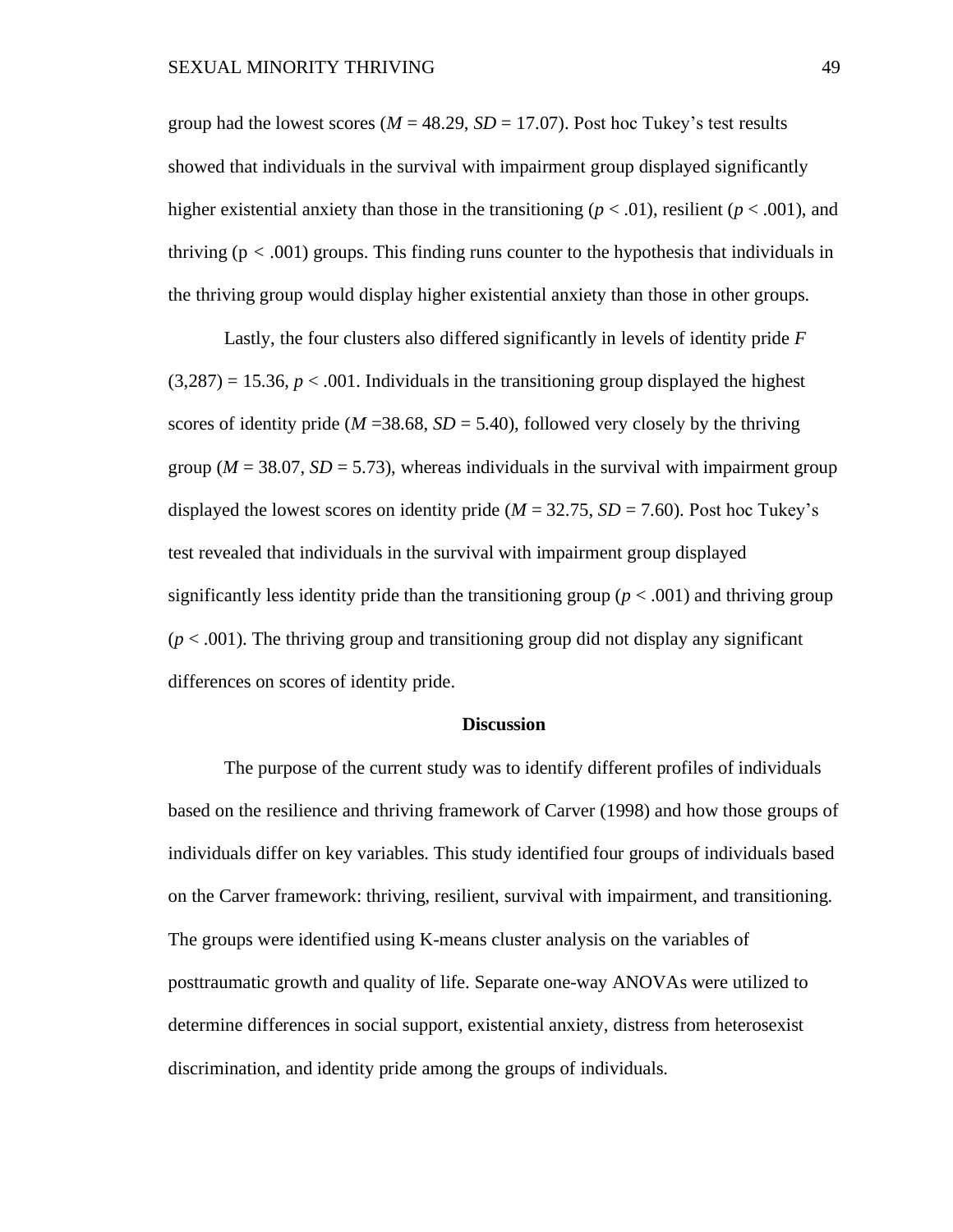group had the lowest scores ($M$ = 48.29, $SD$ = 17.07). Post hoc Tukey's test results showed that individuals in the survival with impairment group displayed significantly higher existential anxiety than those in the transitioning ($p < .01$), resilient ($p < .001$), and thriving ($p < .001$) groups. This finding runs counter to the hypothesis that individuals in the thriving group would display higher existential anxiety than those in other groups.

Lastly, the four clusters also differed significantly in levels of identity pride $F$ $(3,287) = 15.36$, $p < .001$. Individuals in the transitioning group displayed the highest scores of identity pride ($M$ =38.68, $SD$ = 5.40), followed very closely by the thriving group ($M$ = 38.07, $SD$ = 5.73), whereas individuals in the survival with impairment group displayed the lowest scores on identity pride ($M$ = 32.75, $SD$ = 7.60). Post hoc Tukey's test revealed that individuals in the survival with impairment group displayed significantly less identity pride than the transitioning group ($p < .001$) and thriving group ($p < .001$). The thriving group and transitioning group did not display any significant differences on scores of identity pride.

## Discussion

The purpose of the current study was to identify different profiles of individuals based on the resilience and thriving framework of Carver (1998) and how those groups of individuals differ on key variables. This study identified four groups of individuals based on the Carver framework: thriving, resilient, survival with impairment, and transitioning. The groups were identified using K-means cluster analysis on the variables of posttraumatic growth and quality of life. Separate one-way ANOVAs were utilized to determine differences in social support, existential anxiety, distress from heterosexist discrimination, and identity pride among the groups of individuals.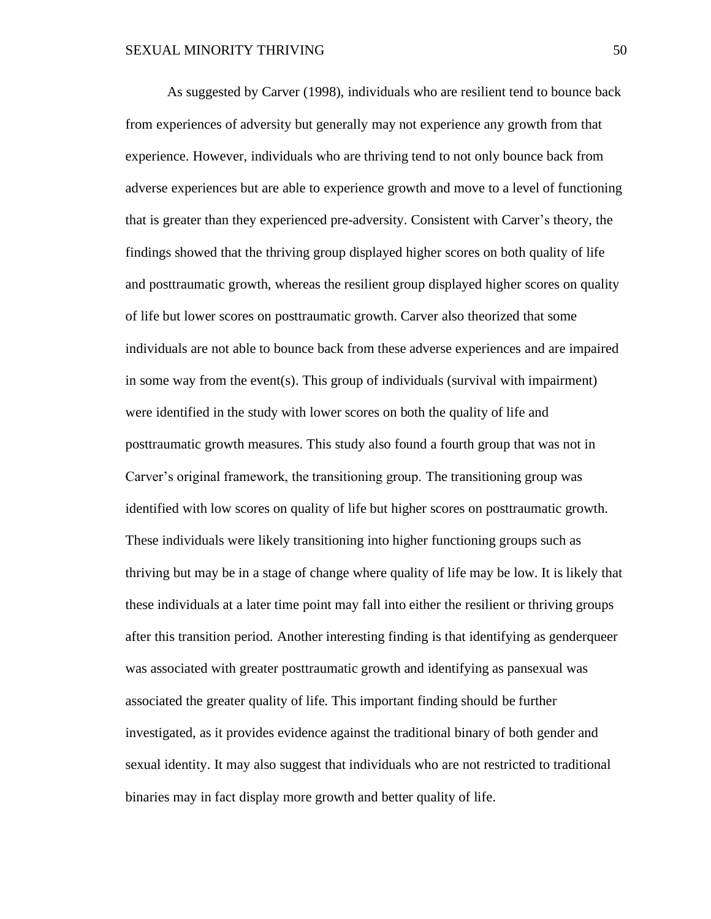As suggested by Carver (1998), individuals who are resilient tend to bounce back from experiences of adversity but generally may not experience any growth from that experience. However, individuals who are thriving tend to not only bounce back from adverse experiences but are able to experience growth and move to a level of functioning that is greater than they experienced pre-adversity. Consistent with Carver's theory, the findings showed that the thriving group displayed higher scores on both quality of life and posttraumatic growth, whereas the resilient group displayed higher scores on quality of life but lower scores on posttraumatic growth. Carver also theorized that some individuals are not able to bounce back from these adverse experiences and are impaired in some way from the event(s). This group of individuals (survival with impairment) were identified in the study with lower scores on both the quality of life and posttraumatic growth measures. This study also found a fourth group that was not in Carver's original framework, the transitioning group. The transitioning group was identified with low scores on quality of life but higher scores on posttraumatic growth. These individuals were likely transitioning into higher functioning groups such as thriving but may be in a stage of change where quality of life may be low. It is likely that these individuals at a later time point may fall into either the resilient or thriving groups after this transition period. Another interesting finding is that identifying as genderqueer was associated with greater posttraumatic growth and identifying as pansexual was associated the greater quality of life. This important finding should be further investigated, as it provides evidence against the traditional binary of both gender and sexual identity. It may also suggest that individuals who are not restricted to traditional binaries may in fact display more growth and better quality of life.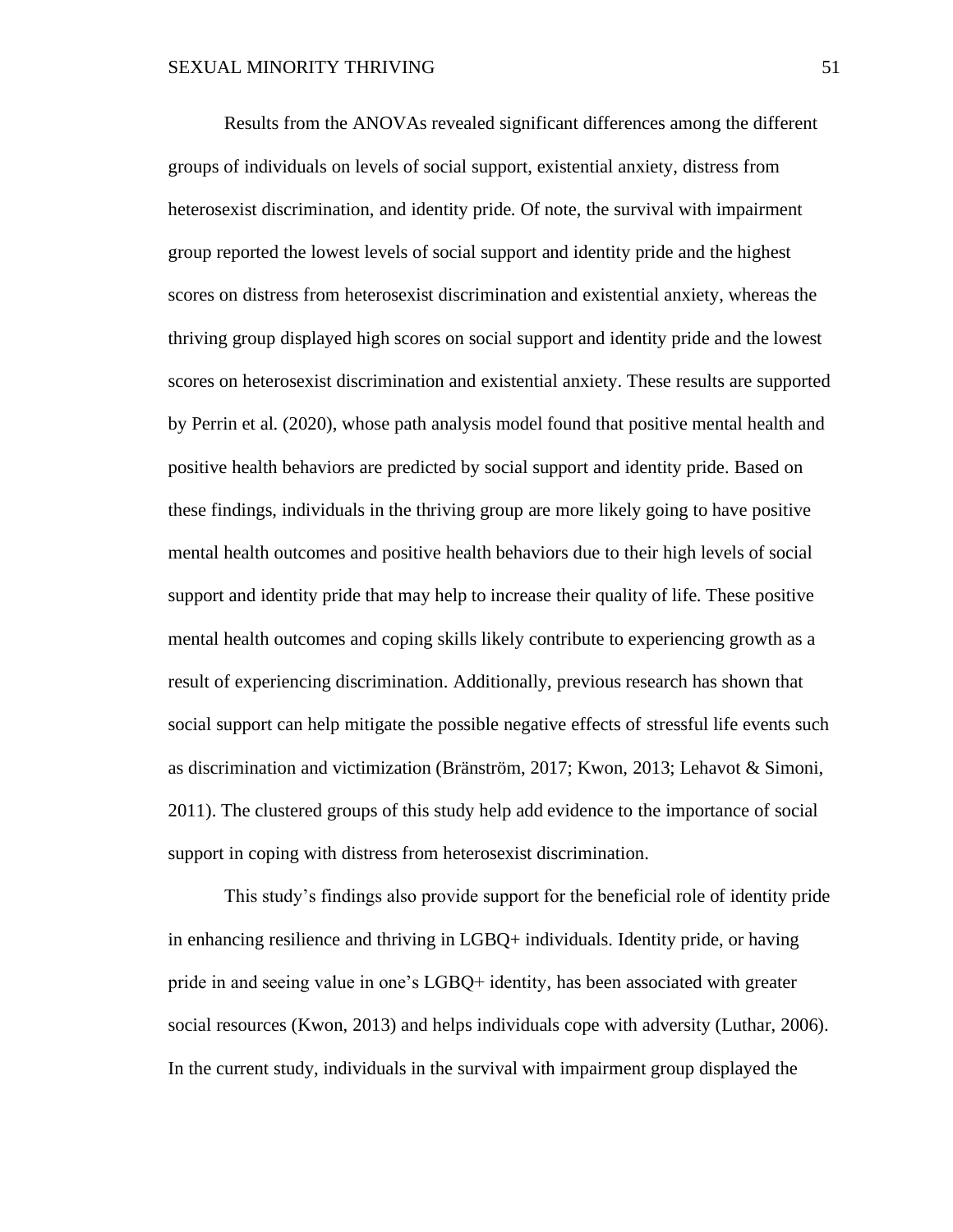Results from the ANOVAs revealed significant differences among the different groups of individuals on levels of social support, existential anxiety, distress from heterosexist discrimination, and identity pride. Of note, the survival with impairment group reported the lowest levels of social support and identity pride and the highest scores on distress from heterosexist discrimination and existential anxiety, whereas the thriving group displayed high scores on social support and identity pride and the lowest scores on heterosexist discrimination and existential anxiety. These results are supported by Perrin et al. (2020), whose path analysis model found that positive mental health and positive health behaviors are predicted by social support and identity pride. Based on these findings, individuals in the thriving group are more likely going to have positive mental health outcomes and positive health behaviors due to their high levels of social support and identity pride that may help to increase their quality of life. These positive mental health outcomes and coping skills likely contribute to experiencing growth as a result of experiencing discrimination. Additionally, previous research has shown that social support can help mitigate the possible negative effects of stressful life events such as discrimination and victimization (Bränström, 2017; Kwon, 2013; Lehavot & Simoni, 2011). The clustered groups of this study help add evidence to the importance of social support in coping with distress from heterosexist discrimination.

This study's findings also provide support for the beneficial role of identity pride in enhancing resilience and thriving in LGBQ+ individuals. Identity pride, or having pride in and seeing value in one's LGBQ+ identity, has been associated with greater social resources (Kwon, 2013) and helps individuals cope with adversity (Luthar, 2006). In the current study, individuals in the survival with impairment group displayed the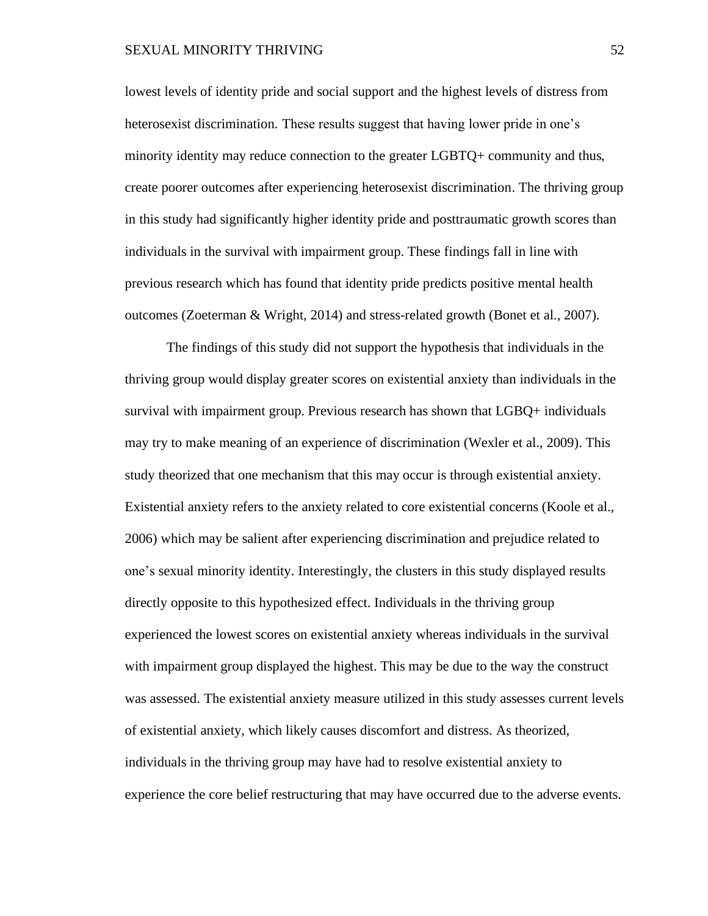lowest levels of identity pride and social support and the highest levels of distress from heterosexist discrimination. These results suggest that having lower pride in one's minority identity may reduce connection to the greater LGBTQ+ community and thus, create poorer outcomes after experiencing heterosexist discrimination. The thriving group in this study had significantly higher identity pride and posttraumatic growth scores than individuals in the survival with impairment group. These findings fall in line with previous research which has found that identity pride predicts positive mental health outcomes (Zoeterman & Wright, 2014) and stress-related growth (Bonet et al., 2007).

The findings of this study did not support the hypothesis that individuals in the thriving group would display greater scores on existential anxiety than individuals in the survival with impairment group. Previous research has shown that LGBQ+ individuals may try to make meaning of an experience of discrimination (Wexler et al., 2009). This study theorized that one mechanism that this may occur is through existential anxiety. Existential anxiety refers to the anxiety related to core existential concerns (Koole et al., 2006) which may be salient after experiencing discrimination and prejudice related to one's sexual minority identity. Interestingly, the clusters in this study displayed results directly opposite to this hypothesized effect. Individuals in the thriving group experienced the lowest scores on existential anxiety whereas individuals in the survival with impairment group displayed the highest. This may be due to the way the construct was assessed. The existential anxiety measure utilized in this study assesses current levels of existential anxiety, which likely causes discomfort and distress. As theorized, individuals in the thriving group may have had to resolve existential anxiety to experience the core belief restructuring that may have occurred due to the adverse events.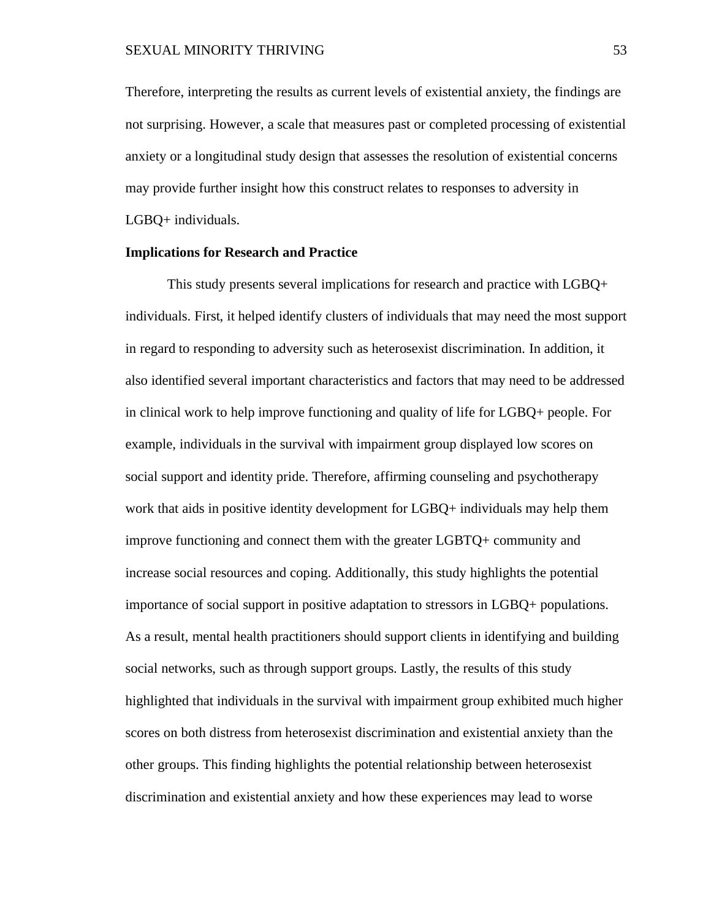Therefore, interpreting the results as current levels of existential anxiety, the findings are not surprising. However, a scale that measures past or completed processing of existential anxiety or a longitudinal study design that assesses the resolution of existential concerns may provide further insight how this construct relates to responses to adversity in LGBQ+ individuals.

**Implications for Research and Practice**

This study presents several implications for research and practice with LGBQ+ individuals. First, it helped identify clusters of individuals that may need the most support in regard to responding to adversity such as heterosexist discrimination. In addition, it also identified several important characteristics and factors that may need to be addressed in clinical work to help improve functioning and quality of life for LGBQ+ people. For example, individuals in the survival with impairment group displayed low scores on social support and identity pride. Therefore, affirming counseling and psychotherapy work that aids in positive identity development for LGBQ+ individuals may help them improve functioning and connect them with the greater LGBTQ+ community and increase social resources and coping. Additionally, this study highlights the potential importance of social support in positive adaptation to stressors in LGBQ+ populations. As a result, mental health practitioners should support clients in identifying and building social networks, such as through support groups. Lastly, the results of this study highlighted that individuals in the survival with impairment group exhibited much higher scores on both distress from heterosexist discrimination and existential anxiety than the other groups. This finding highlights the potential relationship between heterosexist discrimination and existential anxiety and how these experiences may lead to worse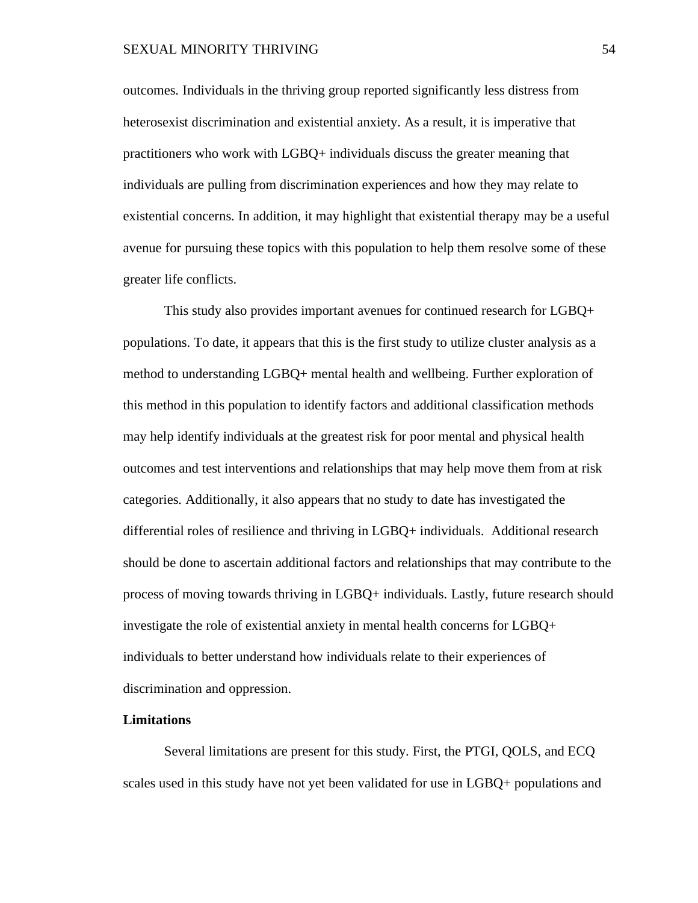outcomes. Individuals in the thriving group reported significantly less distress from heterosexist discrimination and existential anxiety. As a result, it is imperative that practitioners who work with LGBQ+ individuals discuss the greater meaning that individuals are pulling from discrimination experiences and how they may relate to existential concerns. In addition, it may highlight that existential therapy may be a useful avenue for pursuing these topics with this population to help them resolve some of these greater life conflicts.

This study also provides important avenues for continued research for LGBQ+ populations. To date, it appears that this is the first study to utilize cluster analysis as a method to understanding LGBQ+ mental health and wellbeing. Further exploration of this method in this population to identify factors and additional classification methods may help identify individuals at the greatest risk for poor mental and physical health outcomes and test interventions and relationships that may help move them from at risk categories. Additionally, it also appears that no study to date has investigated the differential roles of resilience and thriving in LGBQ+ individuals. Additional research should be done to ascertain additional factors and relationships that may contribute to the process of moving towards thriving in LGBQ+ individuals. Lastly, future research should investigate the role of existential anxiety in mental health concerns for LGBQ+ individuals to better understand how individuals relate to their experiences of discrimination and oppression.

## Limitations

Several limitations are present for this study. First, the PTGI, QOLS, and ECQ scales used in this study have not yet been validated for use in LGBQ+ populations and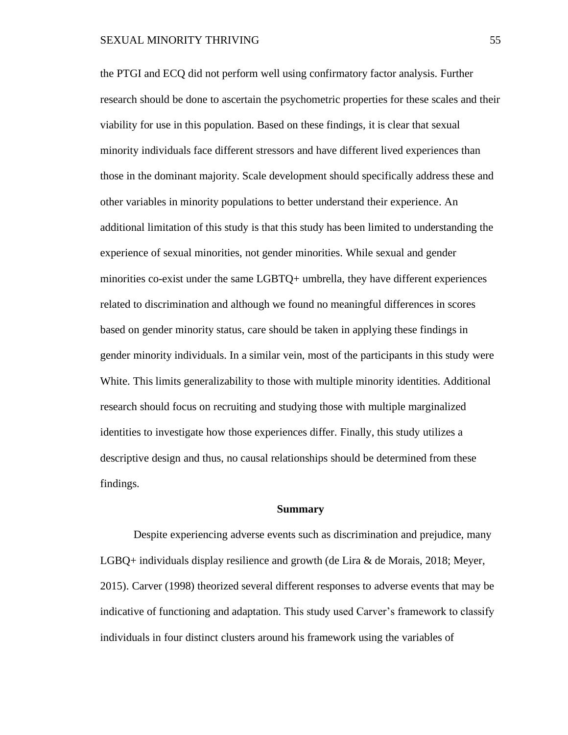the PTGI and ECQ did not perform well using confirmatory factor analysis. Further research should be done to ascertain the psychometric properties for these scales and their viability for use in this population. Based on these findings, it is clear that sexual minority individuals face different stressors and have different lived experiences than those in the dominant majority. Scale development should specifically address these and other variables in minority populations to better understand their experience. An additional limitation of this study is that this study has been limited to understanding the experience of sexual minorities, not gender minorities. While sexual and gender minorities co-exist under the same LGBTQ+ umbrella, they have different experiences related to discrimination and although we found no meaningful differences in scores based on gender minority status, care should be taken in applying these findings in gender minority individuals. In a similar vein, most of the participants in this study were White. This limits generalizability to those with multiple minority identities. Additional research should focus on recruiting and studying those with multiple marginalized identities to investigate how those experiences differ. Finally, this study utilizes a descriptive design and thus, no causal relationships should be determined from these findings.

## Summary

Despite experiencing adverse events such as discrimination and prejudice, many LGBQ+ individuals display resilience and growth (de Lira & de Morais, 2018; Meyer, 2015). Carver (1998) theorized several different responses to adverse events that may be indicative of functioning and adaptation. This study used Carver's framework to classify individuals in four distinct clusters around his framework using the variables of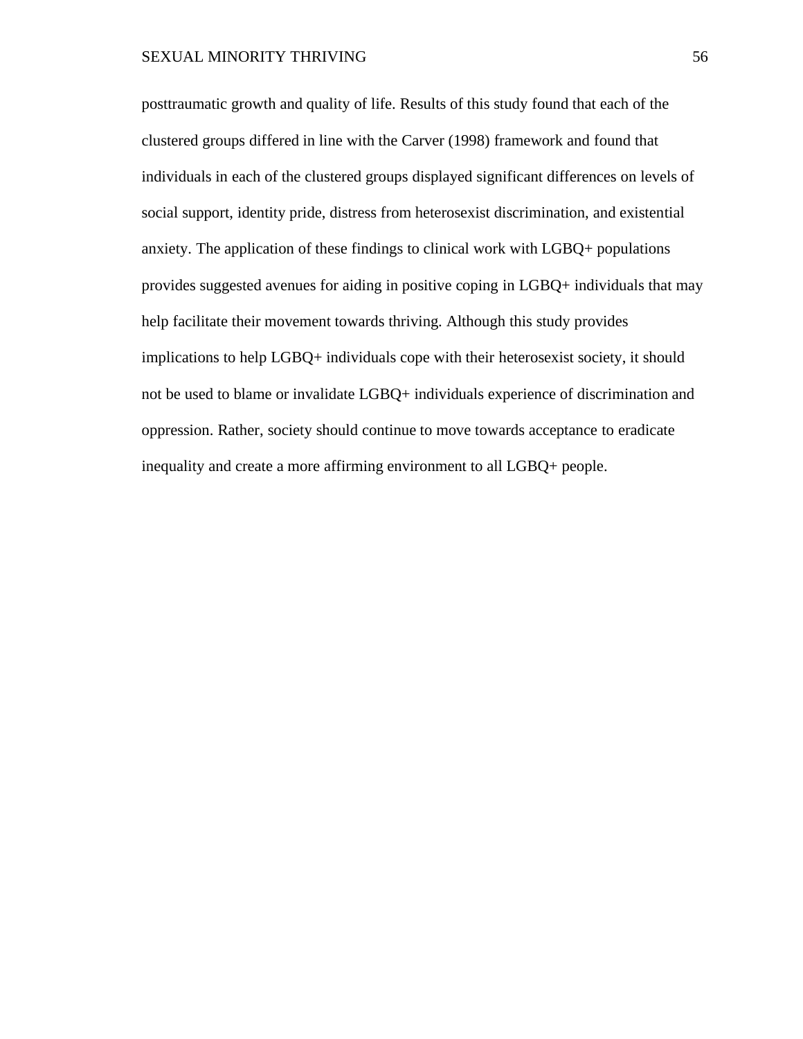posttraumatic growth and quality of life. Results of this study found that each of the clustered groups differed in line with the Carver (1998) framework and found that individuals in each of the clustered groups displayed significant differences on levels of social support, identity pride, distress from heterosexist discrimination, and existential anxiety. The application of these findings to clinical work with LGBQ+ populations provides suggested avenues for aiding in positive coping in LGBQ+ individuals that may help facilitate their movement towards thriving. Although this study provides implications to help LGBQ+ individuals cope with their heterosexist society, it should not be used to blame or invalidate LGBQ+ individuals experience of discrimination and oppression. Rather, society should continue to move towards acceptance to eradicate inequality and create a more affirming environment to all LGBQ+ people.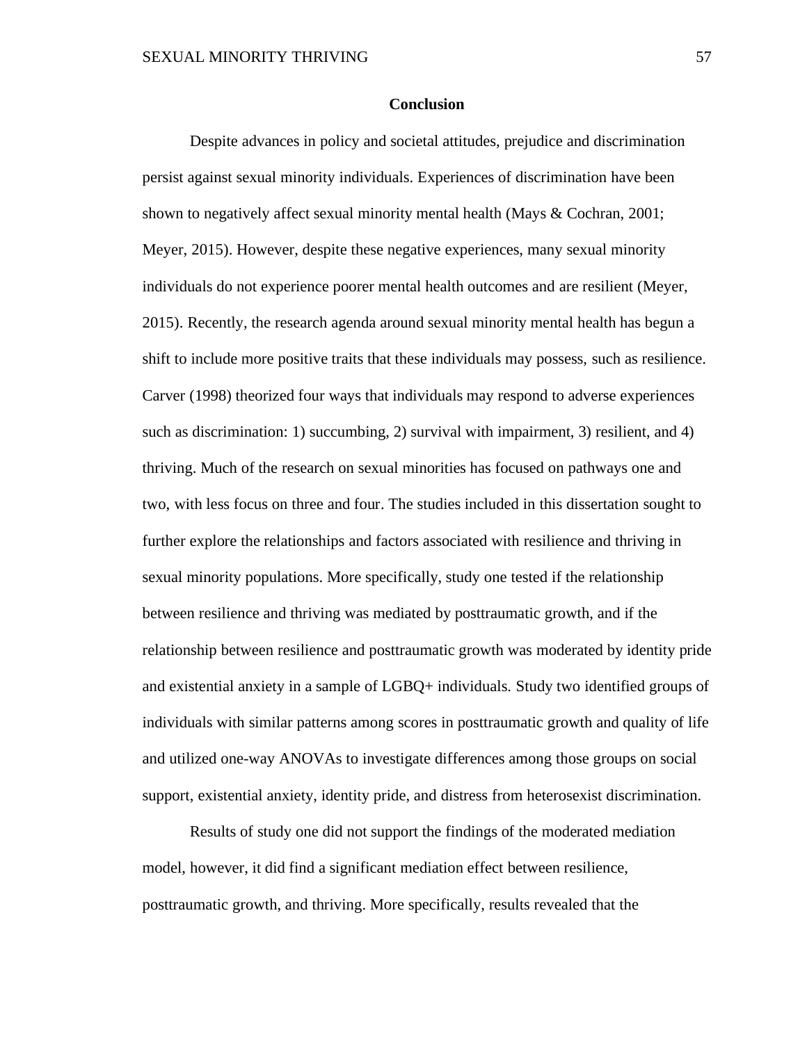## Conclusion

Despite advances in policy and societal attitudes, prejudice and discrimination persist against sexual minority individuals. Experiences of discrimination have been shown to negatively affect sexual minority mental health (Mays & Cochran, 2001; Meyer, 2015). However, despite these negative experiences, many sexual minority individuals do not experience poorer mental health outcomes and are resilient (Meyer, 2015). Recently, the research agenda around sexual minority mental health has begun a shift to include more positive traits that these individuals may possess, such as resilience. Carver (1998) theorized four ways that individuals may respond to adverse experiences such as discrimination: 1) succumbing, 2) survival with impairment, 3) resilient, and 4) thriving. Much of the research on sexual minorities has focused on pathways one and two, with less focus on three and four. The studies included in this dissertation sought to further explore the relationships and factors associated with resilience and thriving in sexual minority populations. More specifically, study one tested if the relationship between resilience and thriving was mediated by posttraumatic growth, and if the relationship between resilience and posttraumatic growth was moderated by identity pride and existential anxiety in a sample of LGBQ+ individuals. Study two identified groups of individuals with similar patterns among scores in posttraumatic growth and quality of life and utilized one-way ANOVAs to investigate differences among those groups on social support, existential anxiety, identity pride, and distress from heterosexist discrimination.

Results of study one did not support the findings of the moderated mediation model, however, it did find a significant mediation effect between resilience, posttraumatic growth, and thriving. More specifically, results revealed that the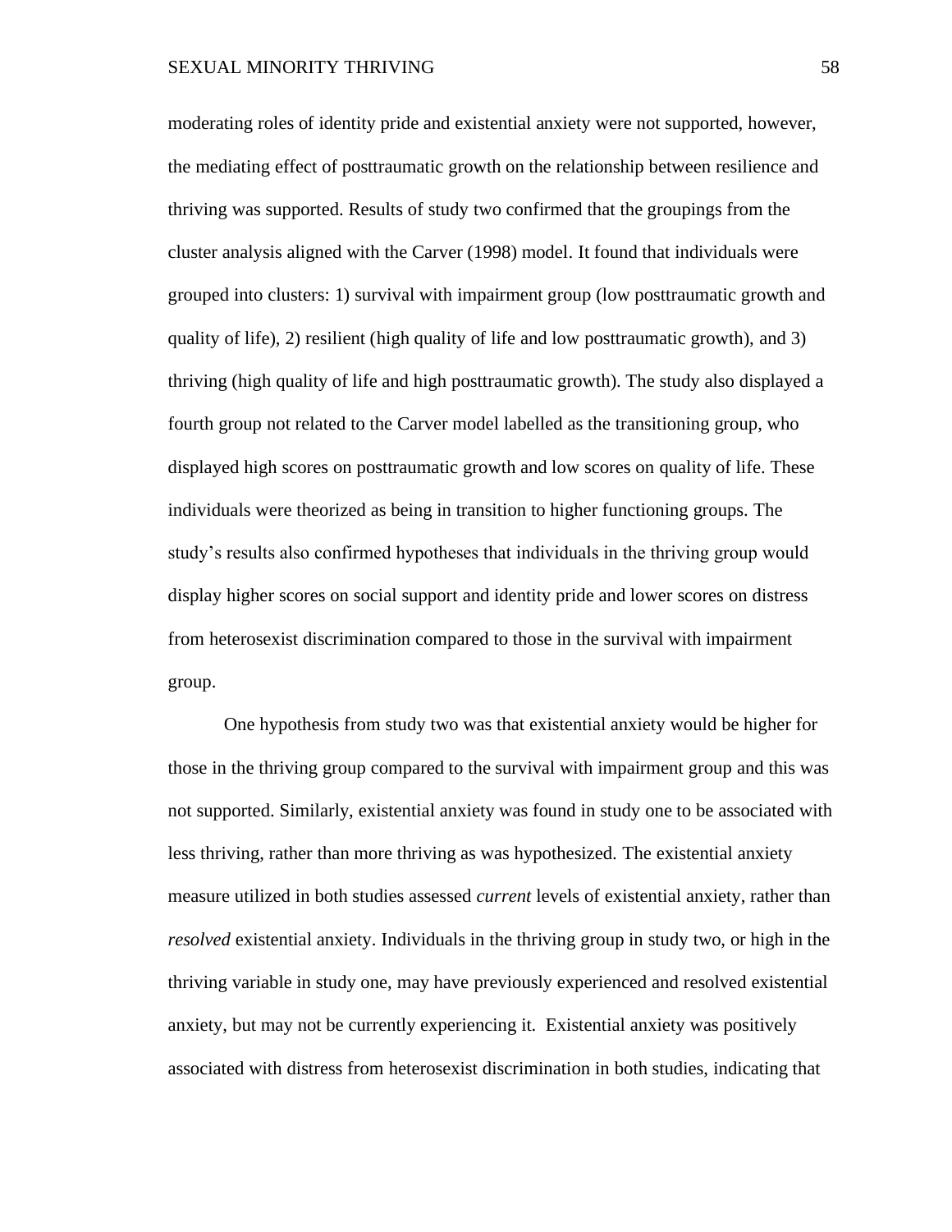moderating roles of identity pride and existential anxiety were not supported, however, the mediating effect of posttraumatic growth on the relationship between resilience and thriving was supported. Results of study two confirmed that the groupings from the cluster analysis aligned with the Carver (1998) model. It found that individuals were grouped into clusters: 1) survival with impairment group (low posttraumatic growth and quality of life), 2) resilient (high quality of life and low posttraumatic growth), and 3) thriving (high quality of life and high posttraumatic growth). The study also displayed a fourth group not related to the Carver model labelled as the transitioning group, who displayed high scores on posttraumatic growth and low scores on quality of life. These individuals were theorized as being in transition to higher functioning groups. The study's results also confirmed hypotheses that individuals in the thriving group would display higher scores on social support and identity pride and lower scores on distress from heterosexist discrimination compared to those in the survival with impairment group.

One hypothesis from study two was that existential anxiety would be higher for those in the thriving group compared to the survival with impairment group and this was not supported. Similarly, existential anxiety was found in study one to be associated with less thriving, rather than more thriving as was hypothesized. The existential anxiety measure utilized in both studies assessed *current* levels of existential anxiety, rather than *resolved* existential anxiety. Individuals in the thriving group in study two, or high in the thriving variable in study one, may have previously experienced and resolved existential anxiety, but may not be currently experiencing it. Existential anxiety was positively associated with distress from heterosexist discrimination in both studies, indicating that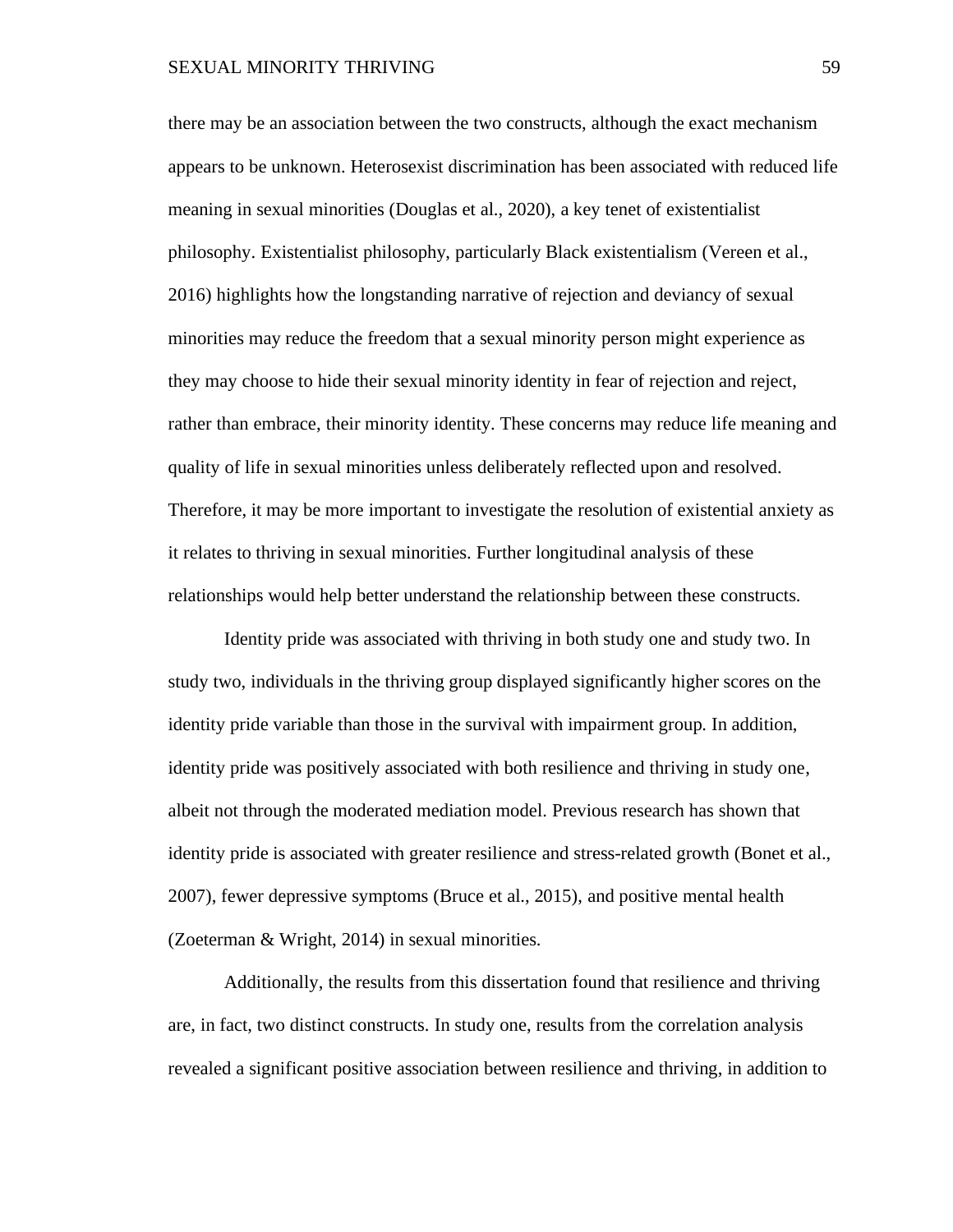there may be an association between the two constructs, although the exact mechanism appears to be unknown. Heterosexist discrimination has been associated with reduced life meaning in sexual minorities (Douglas et al., 2020), a key tenet of existentialist philosophy. Existentialist philosophy, particularly Black existentialism (Vereen et al., 2016) highlights how the longstanding narrative of rejection and deviancy of sexual minorities may reduce the freedom that a sexual minority person might experience as they may choose to hide their sexual minority identity in fear of rejection and reject, rather than embrace, their minority identity. These concerns may reduce life meaning and quality of life in sexual minorities unless deliberately reflected upon and resolved. Therefore, it may be more important to investigate the resolution of existential anxiety as it relates to thriving in sexual minorities. Further longitudinal analysis of these relationships would help better understand the relationship between these constructs.

Identity pride was associated with thriving in both study one and study two. In study two, individuals in the thriving group displayed significantly higher scores on the identity pride variable than those in the survival with impairment group. In addition, identity pride was positively associated with both resilience and thriving in study one, albeit not through the moderated mediation model. Previous research has shown that identity pride is associated with greater resilience and stress-related growth (Bonet et al., 2007), fewer depressive symptoms (Bruce et al., 2015), and positive mental health (Zoeterman & Wright, 2014) in sexual minorities.

Additionally, the results from this dissertation found that resilience and thriving are, in fact, two distinct constructs. In study one, results from the correlation analysis revealed a significant positive association between resilience and thriving, in addition to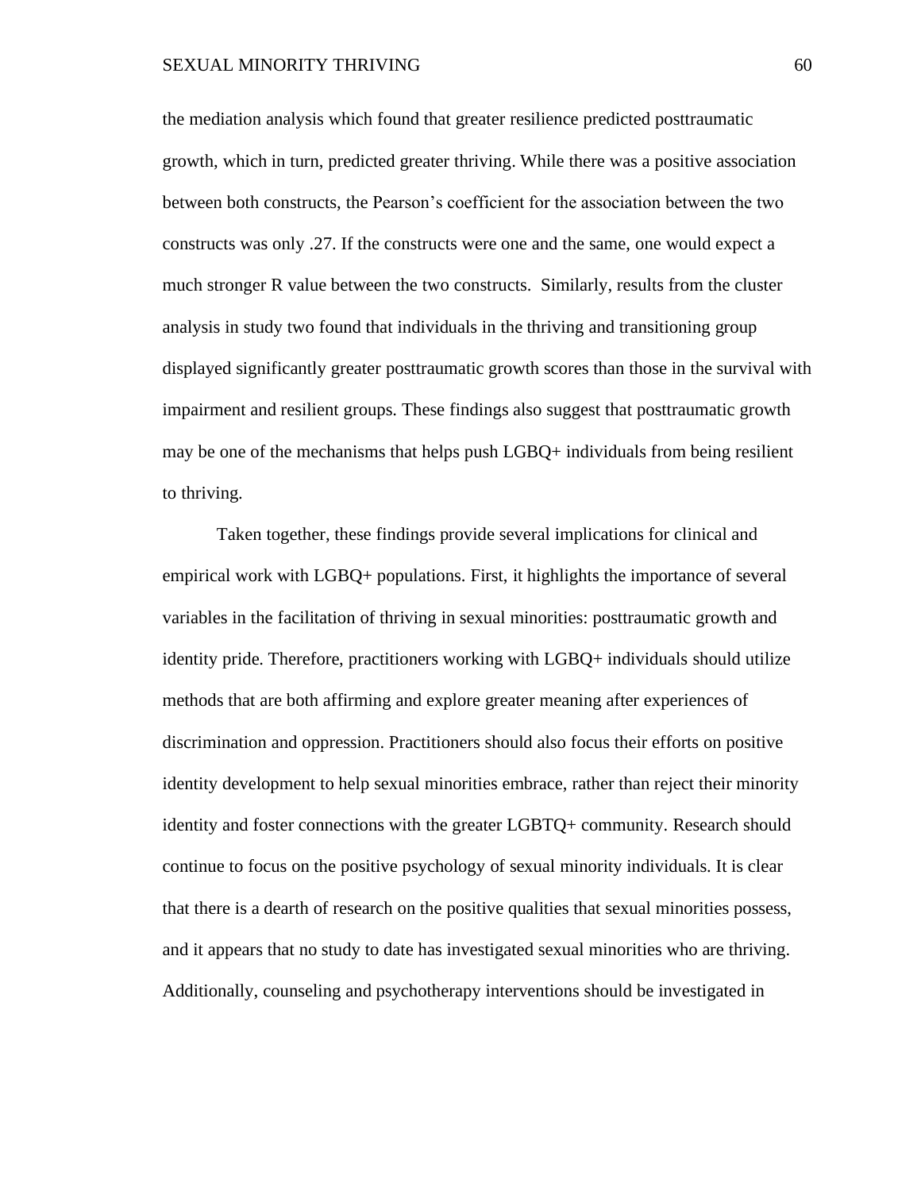the mediation analysis which found that greater resilience predicted posttraumatic growth, which in turn, predicted greater thriving. While there was a positive association between both constructs, the Pearson's coefficient for the association between the two constructs was only .27. If the constructs were one and the same, one would expect a much stronger R value between the two constructs. Similarly, results from the cluster analysis in study two found that individuals in the thriving and transitioning group displayed significantly greater posttraumatic growth scores than those in the survival with impairment and resilient groups. These findings also suggest that posttraumatic growth may be one of the mechanisms that helps push LGBQ+ individuals from being resilient to thriving.

Taken together, these findings provide several implications for clinical and empirical work with LGBQ+ populations. First, it highlights the importance of several variables in the facilitation of thriving in sexual minorities: posttraumatic growth and identity pride. Therefore, practitioners working with LGBQ+ individuals should utilize methods that are both affirming and explore greater meaning after experiences of discrimination and oppression. Practitioners should also focus their efforts on positive identity development to help sexual minorities embrace, rather than reject their minority identity and foster connections with the greater LGBTQ+ community. Research should continue to focus on the positive psychology of sexual minority individuals. It is clear that there is a dearth of research on the positive qualities that sexual minorities possess, and it appears that no study to date has investigated sexual minorities who are thriving. Additionally, counseling and psychotherapy interventions should be investigated in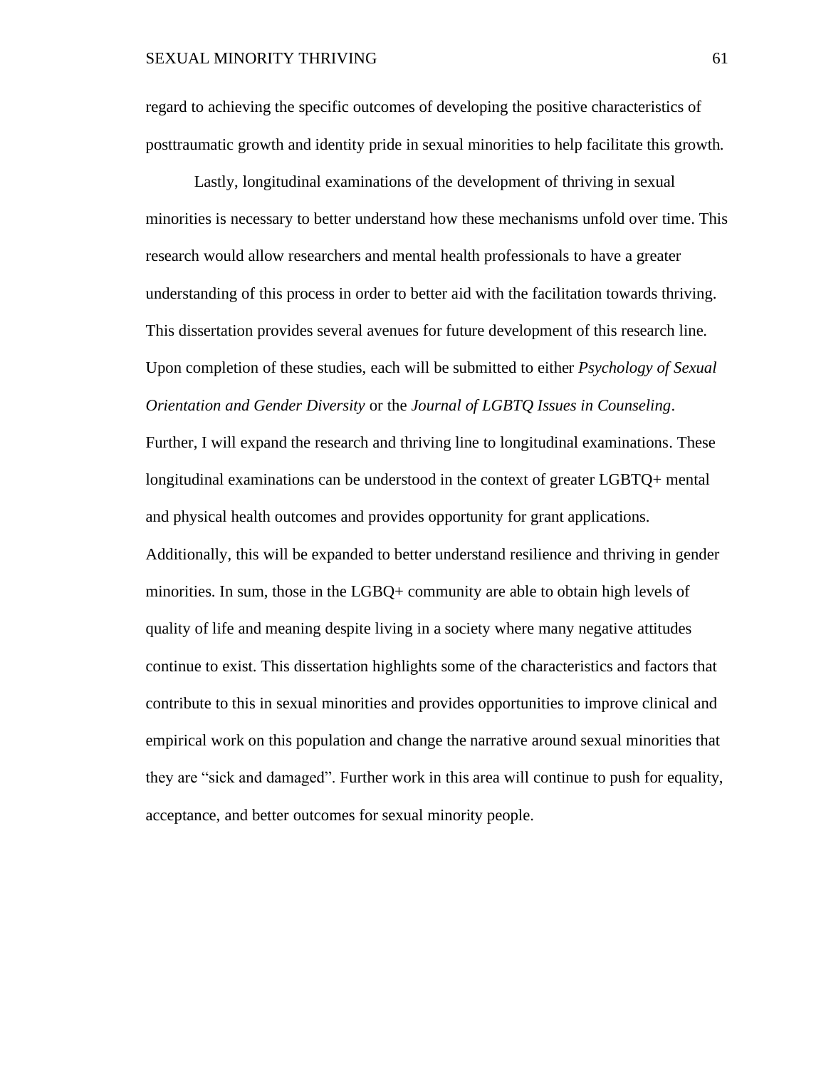regard to achieving the specific outcomes of developing the positive characteristics of posttraumatic growth and identity pride in sexual minorities to help facilitate this growth.

Lastly, longitudinal examinations of the development of thriving in sexual minorities is necessary to better understand how these mechanisms unfold over time. This research would allow researchers and mental health professionals to have a greater understanding of this process in order to better aid with the facilitation towards thriving. This dissertation provides several avenues for future development of this research line. Upon completion of these studies, each will be submitted to either *Psychology of Sexual Orientation and Gender Diversity* or the *Journal of LGBTQ Issues in Counseling*. Further, I will expand the research and thriving line to longitudinal examinations. These longitudinal examinations can be understood in the context of greater LGBTQ+ mental and physical health outcomes and provides opportunity for grant applications. Additionally, this will be expanded to better understand resilience and thriving in gender minorities. In sum, those in the LGBQ+ community are able to obtain high levels of quality of life and meaning despite living in a society where many negative attitudes continue to exist. This dissertation highlights some of the characteristics and factors that contribute to this in sexual minorities and provides opportunities to improve clinical and empirical work on this population and change the narrative around sexual minorities that they are "sick and damaged". Further work in this area will continue to push for equality, acceptance, and better outcomes for sexual minority people.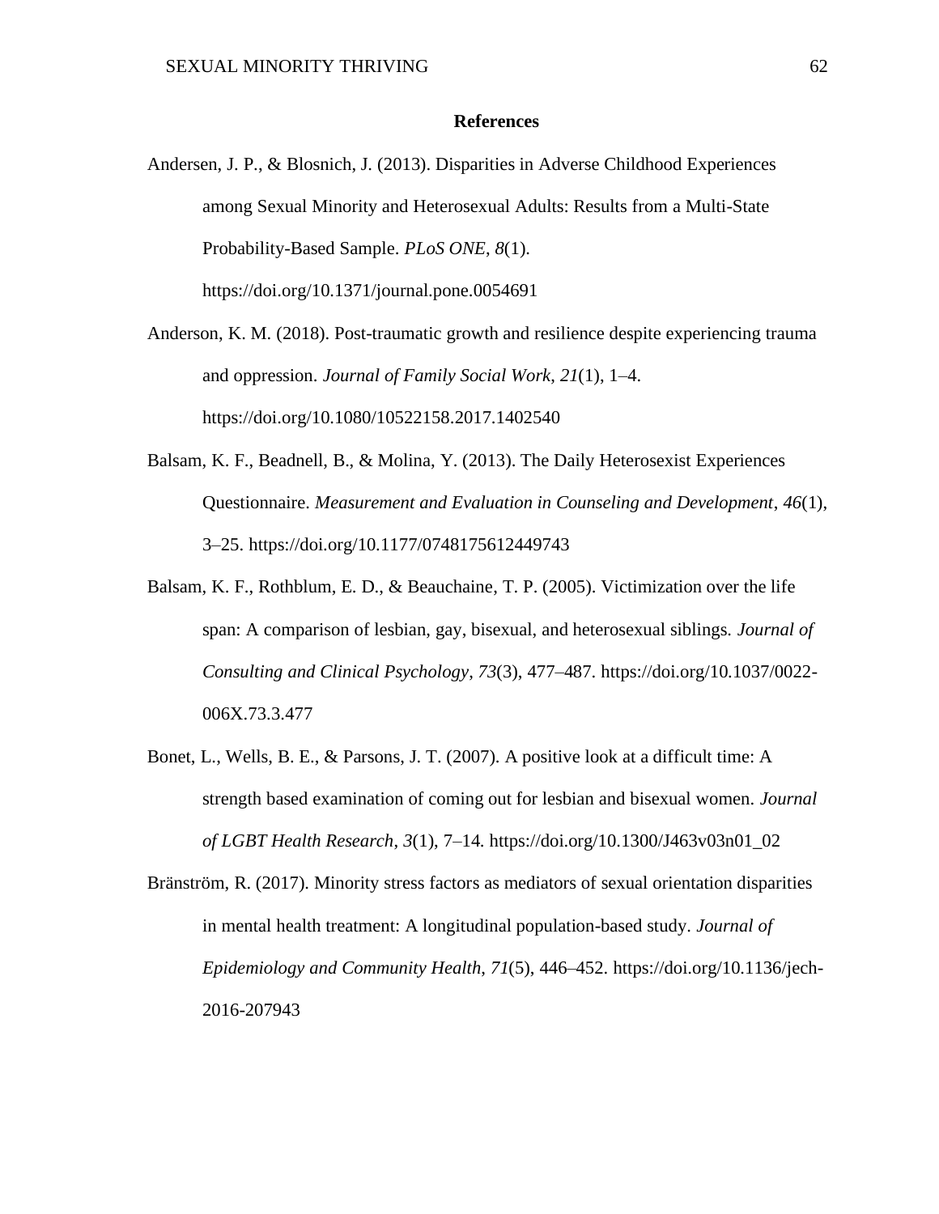## References

Andersen, J. P., & Blosnich, J. (2013). Disparities in Adverse Childhood Experiences among Sexual Minority and Heterosexual Adults: Results from a Multi-State Probability-Based Sample. *PLoS ONE*, *8*(1). https://doi.org/10.1371/journal.pone.0054691

Anderson, K. M. (2018). Post-traumatic growth and resilience despite experiencing trauma and oppression. *Journal of Family Social Work*, *21*(1), 1–4. https://doi.org/10.1080/10522158.2017.1402540

Balsam, K. F., Beadnell, B., & Molina, Y. (2013). The Daily Heterosexist Experiences Questionnaire. *Measurement and Evaluation in Counseling and Development*, *46*(1), 3–25. https://doi.org/10.1177/0748175612449743

Balsam, K. F., Rothblum, E. D., & Beauchaine, T. P. (2005). Victimization over the life span: A comparison of lesbian, gay, bisexual, and heterosexual siblings. *Journal of Consulting and Clinical Psychology*, *73*(3), 477–487. https://doi.org/10.1037/0022-006X.73.3.477

Bonet, L., Wells, B. E., & Parsons, J. T. (2007). A positive look at a difficult time: A strength based examination of coming out for lesbian and bisexual women. *Journal of LGBT Health Research*, *3*(1), 7–14. https://doi.org/10.1300/J463v03n01_02

Bränström, R. (2017). Minority stress factors as mediators of sexual orientation disparities in mental health treatment: A longitudinal population-based study. *Journal of Epidemiology and Community Health*, *71*(5), 446–452. https://doi.org/10.1136/jech-2016-207943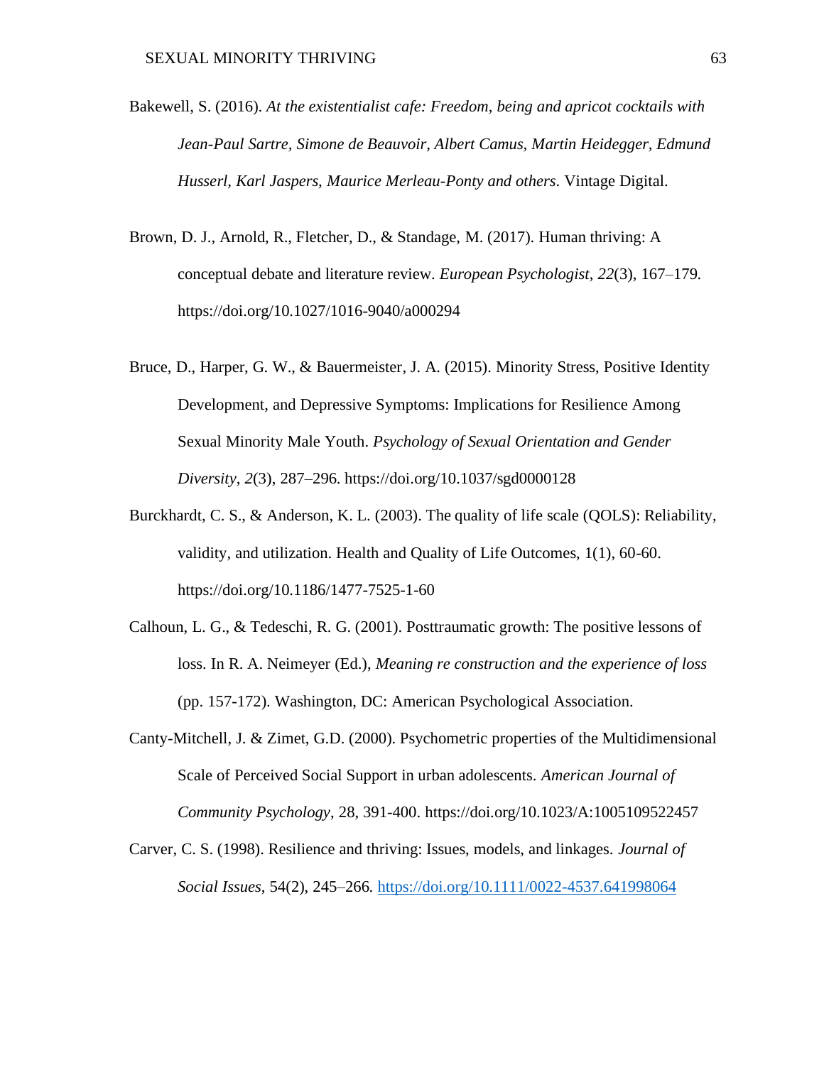Bakewell, S. (2016). *At the existentialist cafe: Freedom, being and apricot cocktails with Jean-Paul Sartre, Simone de Beauvoir, Albert Camus, Martin Heidegger, Edmund Husserl, Karl Jaspers, Maurice Merleau-Ponty and others*. Vintage Digital.

Brown, D. J., Arnold, R., Fletcher, D., & Standage, M. (2017). Human thriving: A conceptual debate and literature review. *European Psychologist*, *22*(3), 167–179. https://doi.org/10.1027/1016-9040/a000294

Bruce, D., Harper, G. W., & Bauermeister, J. A. (2015). Minority Stress, Positive Identity Development, and Depressive Symptoms: Implications for Resilience Among Sexual Minority Male Youth. *Psychology of Sexual Orientation and Gender Diversity*, *2*(3), 287–296. https://doi.org/10.1037/sgd0000128

Burckhardt, C. S., & Anderson, K. L. (2003). The quality of life scale (QOLS): Reliability, validity, and utilization. Health and Quality of Life Outcomes, 1(1), 60-60. https://doi.org/10.1186/1477-7525-1-60

Calhoun, L. G., & Tedeschi, R. G. (2001). Posttraumatic growth: The positive lessons of loss. In R. A. Neimeyer (Ed.), *Meaning re construction and the experience of loss* (pp. 157-172). Washington, DC: American Psychological Association.

Canty-Mitchell, J. & Zimet, G.D. (2000). Psychometric properties of the Multidimensional Scale of Perceived Social Support in urban adolescents. *American Journal of Community Psychology*, 28, 391-400. https://doi.org/10.1023/A:1005109522457

Carver, C. S. (1998). Resilience and thriving: Issues, models, and linkages. *Journal of Social Issues*, 54(2), 245–266. https://doi.org/10.1111/0022-4537.641998064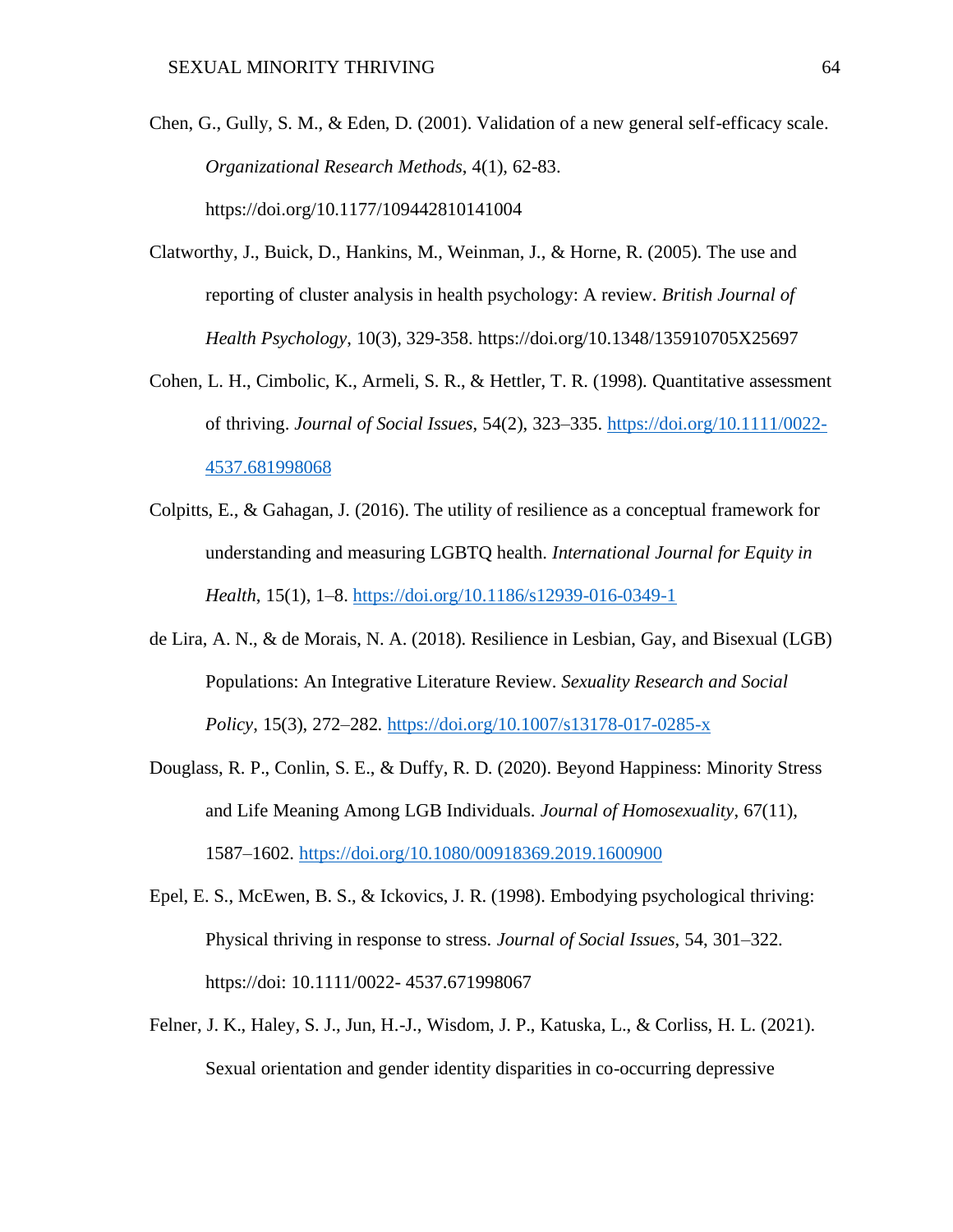Chen, G., Gully, S. M., & Eden, D. (2001). Validation of a new general self-efficacy scale. *Organizational Research Methods*, 4(1), 62-83. https://doi.org/10.1177/109442810141004

Clatworthy, J., Buick, D., Hankins, M., Weinman, J., & Horne, R. (2005). The use and reporting of cluster analysis in health psychology: A review. *British Journal of Health Psychology*, 10(3), 329-358. https://doi.org/10.1348/135910705X25697

Cohen, L. H., Cimbolic, K., Armeli, S. R., & Hettler, T. R. (1998). Quantitative assessment of thriving. *Journal of Social Issues*, 54(2), 323–335. https://doi.org/10.1111/0022-4537.681998068

Colpitts, E., & Gahagan, J. (2016). The utility of resilience as a conceptual framework for understanding and measuring LGBTQ health. *International Journal for Equity in Health*, 15(1), 1–8. https://doi.org/10.1186/s12939-016-0349-1

de Lira, A. N., & de Morais, N. A. (2018). Resilience in Lesbian, Gay, and Bisexual (LGB) Populations: An Integrative Literature Review. *Sexuality Research and Social Policy*, 15(3), 272–282. https://doi.org/10.1007/s13178-017-0285-x

Douglass, R. P., Conlin, S. E., & Duffy, R. D. (2020). Beyond Happiness: Minority Stress and Life Meaning Among LGB Individuals. *Journal of Homosexuality*, 67(11), 1587–1602. https://doi.org/10.1080/00918369.2019.1600900

Epel, E. S., McEwen, B. S., & Ickovics, J. R. (1998). Embodying psychological thriving: Physical thriving in response to stress. *Journal of Social Issues*, 54, 301–322. https://doi: 10.1111/0022- 4537.671998067

Felner, J. K., Haley, S. J., Jun, H.-J., Wisdom, J. P., Katuska, L., & Corliss, H. L. (2021). Sexual orientation and gender identity disparities in co-occurring depressive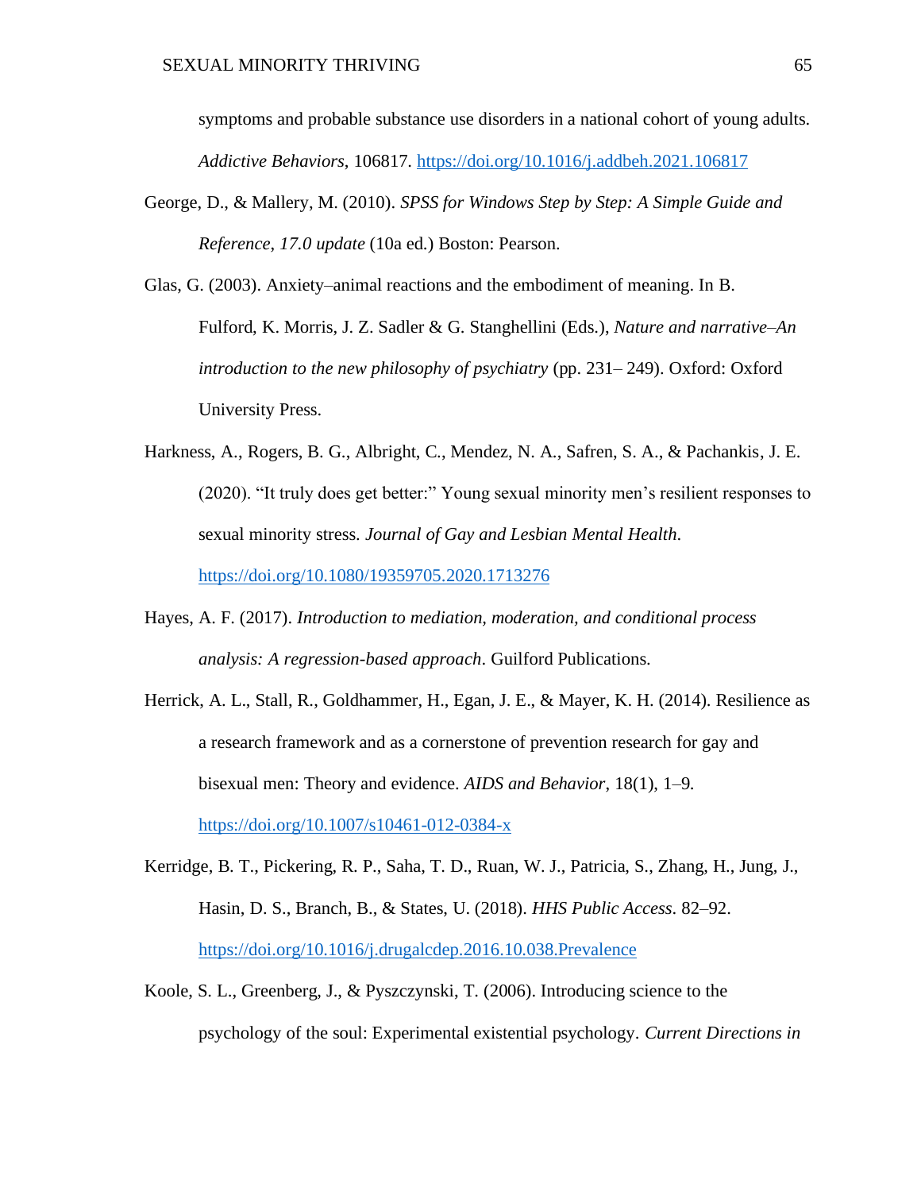symptoms and probable substance use disorders in a national cohort of young adults. *Addictive Behaviors*, 106817. https://doi.org/10.1016/j.addbeh.2021.106817

George, D., & Mallery, M. (2010). *SPSS for Windows Step by Step: A Simple Guide and Reference, 17.0 update* (10a ed.) Boston: Pearson.

Glas, G. (2003). Anxiety–animal reactions and the embodiment of meaning. In B. Fulford, K. Morris, J. Z. Sadler & G. Stanghellini (Eds.), *Nature and narrative–An introduction to the new philosophy of psychiatry* (pp. 231– 249). Oxford: Oxford University Press.

Harkness, A., Rogers, B. G., Albright, C., Mendez, N. A., Safren, S. A., & Pachankis, J. E. (2020). "It truly does get better:" Young sexual minority men's resilient responses to sexual minority stress. *Journal of Gay and Lesbian Mental Health*. https://doi.org/10.1080/19359705.2020.1713276

Hayes, A. F. (2017). *Introduction to mediation, moderation, and conditional process analysis: A regression-based approach*. Guilford Publications.

Herrick, A. L., Stall, R., Goldhammer, H., Egan, J. E., & Mayer, K. H. (2014). Resilience as a research framework and as a cornerstone of prevention research for gay and bisexual men: Theory and evidence. *AIDS and Behavior*, 18(1), 1–9. https://doi.org/10.1007/s10461-012-0384-x

Kerridge, B. T., Pickering, R. P., Saha, T. D., Ruan, W. J., Patricia, S., Zhang, H., Jung, J., Hasin, D. S., Branch, B., & States, U. (2018). *HHS Public Access*. 82–92. https://doi.org/10.1016/j.drugalcdep.2016.10.038.Prevalence

Koole, S. L., Greenberg, J., & Pyszczynski, T. (2006). Introducing science to the psychology of the soul: Experimental existential psychology. *Current Directions in*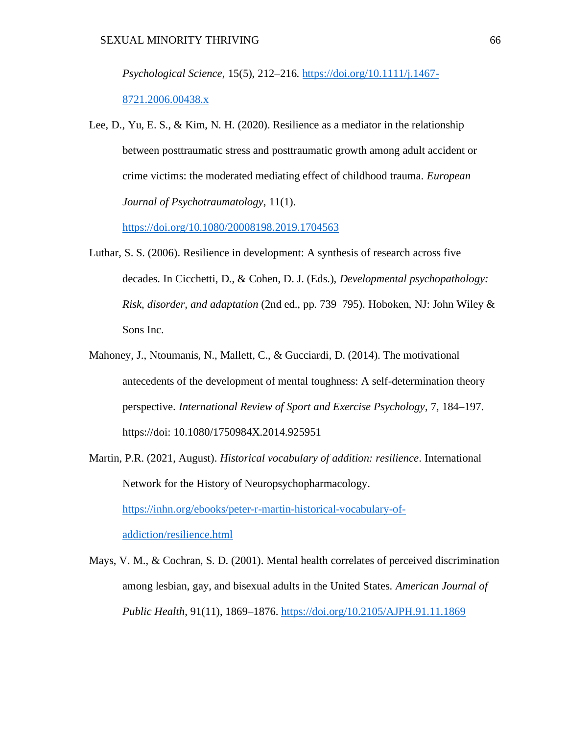*Psychological Science*, 15(5), 212–216. https://doi.org/10.1111/j.1467-8721.2006.00438.x

Lee, D., Yu, E. S., & Kim, N. H. (2020). Resilience as a mediator in the relationship between posttraumatic stress and posttraumatic growth among adult accident or crime victims: the moderated mediating effect of childhood trauma. *European Journal of Psychotraumatology*, 11(1). https://doi.org/10.1080/20008198.2019.1704563

Luthar, S. S. (2006). Resilience in development: A synthesis of research across five decades. In Cicchetti, D., & Cohen, D. J. (Eds.), *Developmental psychopathology: Risk, disorder, and adaptation* (2nd ed., pp. 739–795). Hoboken, NJ: John Wiley & Sons Inc.

Mahoney, J., Ntoumanis, N., Mallett, C., & Gucciardi, D. (2014). The motivational antecedents of the development of mental toughness: A self-determination theory perspective. *International Review of Sport and Exercise Psychology*, 7, 184–197. https://doi: 10.1080/1750984X.2014.925951

Martin, P.R. (2021, August). *Historical vocabulary of addition: resilience*. International Network for the History of Neuropsychopharmacology. https://inhn.org/ebooks/peter-r-martin-historical-vocabulary-of-addiction/resilience.html

Mays, V. M., & Cochran, S. D. (2001). Mental health correlates of perceived discrimination among lesbian, gay, and bisexual adults in the United States. *American Journal of Public Health*, 91(11), 1869–1876. https://doi.org/10.2105/AJPH.91.11.1869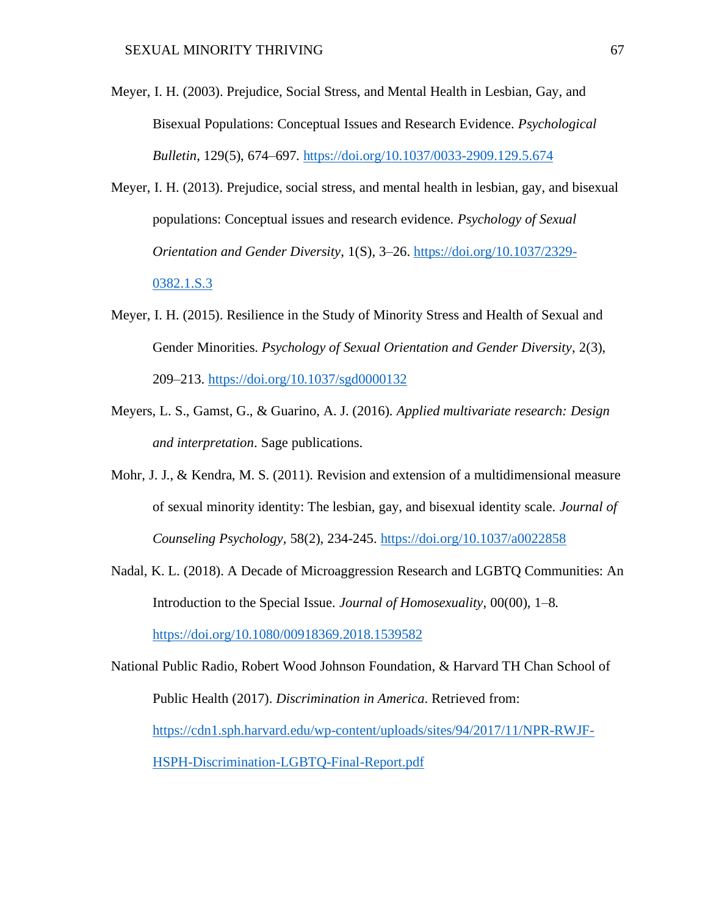Meyer, I. H. (2003). Prejudice, Social Stress, and Mental Health in Lesbian, Gay, and Bisexual Populations: Conceptual Issues and Research Evidence. *Psychological Bulletin*, 129(5), 674–697. https://doi.org/10.1037/0033-2909.129.5.674

Meyer, I. H. (2013). Prejudice, social stress, and mental health in lesbian, gay, and bisexual populations: Conceptual issues and research evidence. *Psychology of Sexual Orientation and Gender Diversity*, 1(S), 3–26. https://doi.org/10.1037/2329-0382.1.S.3

Meyer, I. H. (2015). Resilience in the Study of Minority Stress and Health of Sexual and Gender Minorities. *Psychology of Sexual Orientation and Gender Diversity*, 2(3), 209–213. https://doi.org/10.1037/sgd0000132

Meyers, L. S., Gamst, G., & Guarino, A. J. (2016). *Applied multivariate research: Design and interpretation*. Sage publications.

Mohr, J. J., & Kendra, M. S. (2011). Revision and extension of a multidimensional measure of sexual minority identity: The lesbian, gay, and bisexual identity scale. *Journal of Counseling Psychology*, 58(2), 234-245. https://doi.org/10.1037/a0022858

Nadal, K. L. (2018). A Decade of Microaggression Research and LGBTQ Communities: An Introduction to the Special Issue. *Journal of Homosexuality*, 00(00), 1–8. https://doi.org/10.1080/00918369.2018.1539582

National Public Radio, Robert Wood Johnson Foundation, & Harvard TH Chan School of Public Health (2017). *Discrimination in America*. Retrieved from: https://cdn1.sph.harvard.edu/wp-content/uploads/sites/94/2017/11/NPR-RWJF-HSPH-Discrimination-LGBTQ-Final-Report.pdf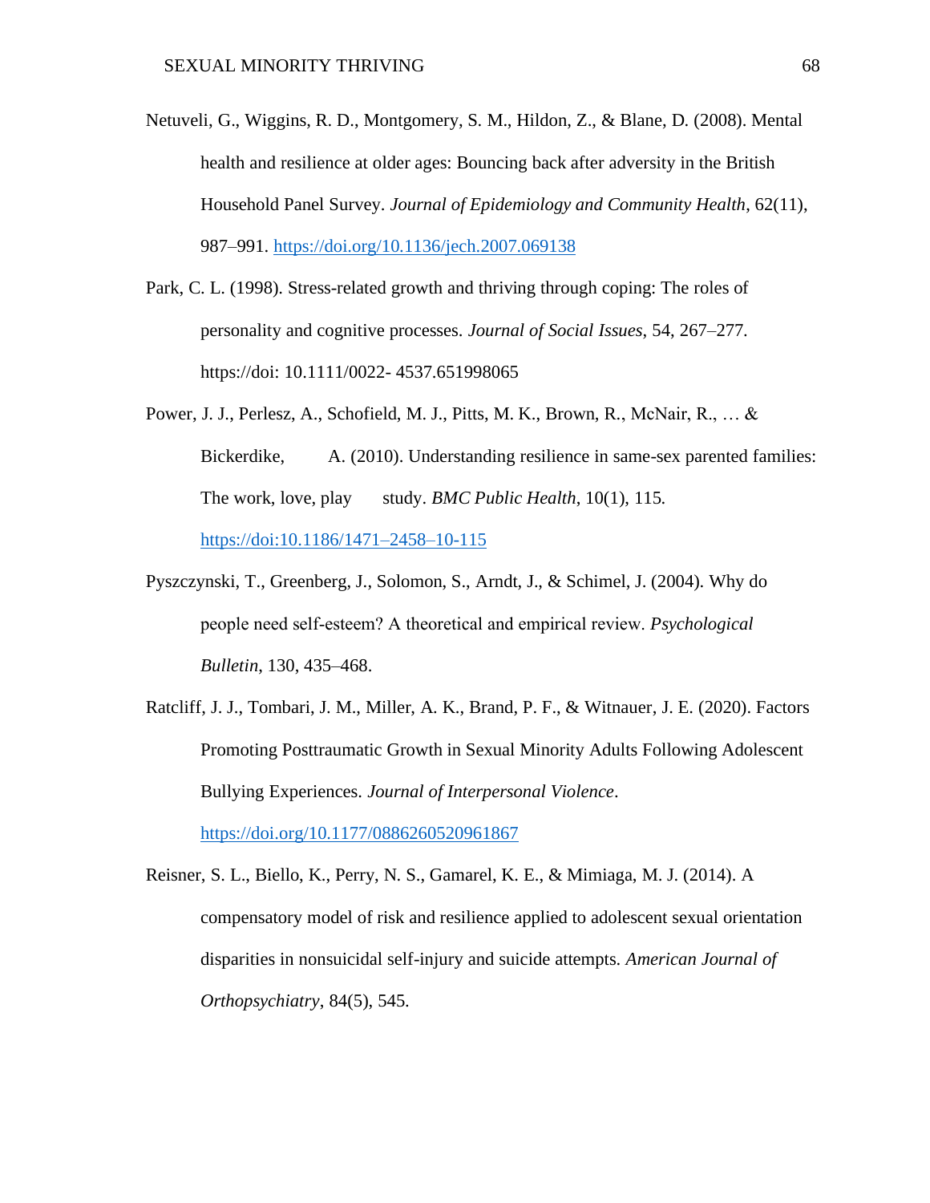Netuveli, G., Wiggins, R. D., Montgomery, S. M., Hildon, Z., & Blane, D. (2008). Mental health and resilience at older ages: Bouncing back after adversity in the British Household Panel Survey. *Journal of Epidemiology and Community Health*, 62(11), 987–991. https://doi.org/10.1136/jech.2007.069138

Park, C. L. (1998). Stress-related growth and thriving through coping: The roles of personality and cognitive processes. *Journal of Social Issues*, 54, 267–277. https://doi: 10.1111/0022- 4537.651998065

Power, J. J., Perlesz, A., Schofield, M. J., Pitts, M. K., Brown, R., McNair, R., … & Bickerdike, A. (2010). Understanding resilience in same-sex parented families: The work, love, play study. *BMC Public Health*, 10(1), 115. https://doi:10.1186/1471–2458–10-115

Pyszczynski, T., Greenberg, J., Solomon, S., Arndt, J., & Schimel, J. (2004). Why do people need self-esteem? A theoretical and empirical review. *Psychological Bulletin*, 130, 435–468.

Ratcliff, J. J., Tombari, J. M., Miller, A. K., Brand, P. F., & Witnauer, J. E. (2020). Factors Promoting Posttraumatic Growth in Sexual Minority Adults Following Adolescent Bullying Experiences. *Journal of Interpersonal Violence*. https://doi.org/10.1177/0886260520961867

Reisner, S. L., Biello, K., Perry, N. S., Gamarel, K. E., & Mimiaga, M. J. (2014). A compensatory model of risk and resilience applied to adolescent sexual orientation disparities in nonsuicidal self-injury and suicide attempts. *American Journal of Orthopsychiatry*, 84(5), 545.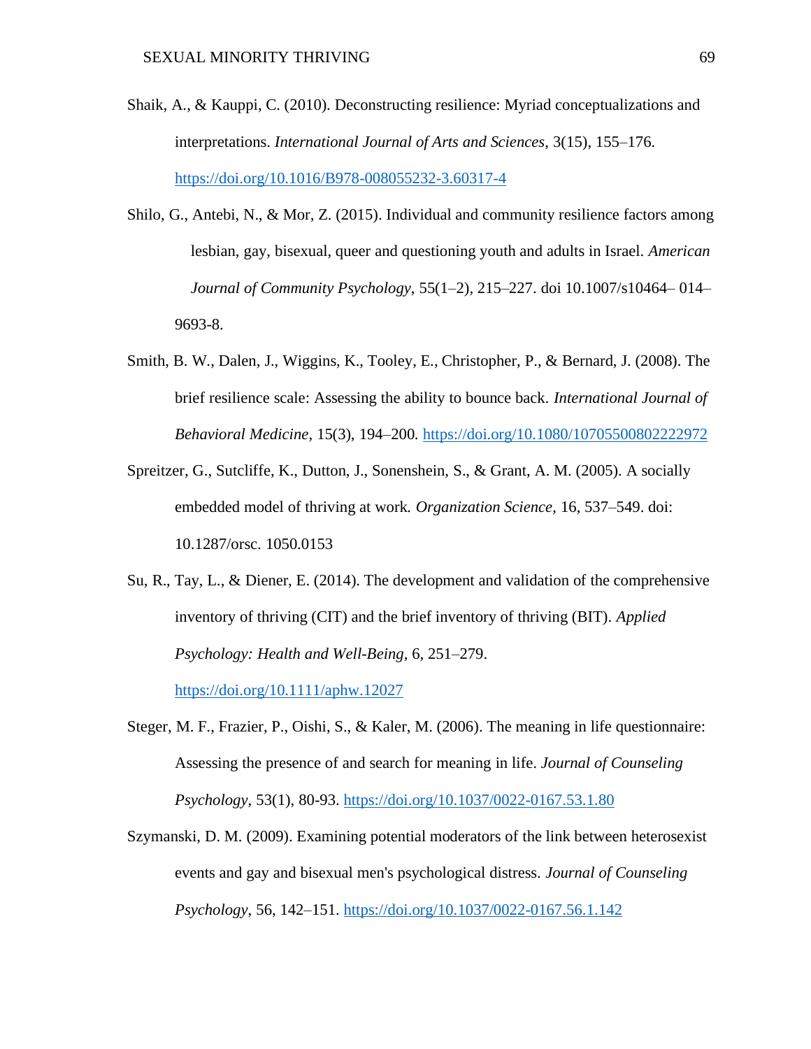Shaik, A., & Kauppi, C. (2010). Deconstructing resilience: Myriad conceptualizations and interpretations. *International Journal of Arts and Sciences*, 3(15), 155–176. https://doi.org/10.1016/B978-008055232-3.60317-4

Shilo, G., Antebi, N., & Mor, Z. (2015). Individual and community resilience factors among lesbian, gay, bisexual, queer and questioning youth and adults in Israel. *American Journal of Community Psychology*, 55(1–2), 215–227. doi 10.1007/s10464– 014–9693-8.

Smith, B. W., Dalen, J., Wiggins, K., Tooley, E., Christopher, P., & Bernard, J. (2008). The brief resilience scale: Assessing the ability to bounce back. *International Journal of Behavioral Medicine*, 15(3), 194–200. https://doi.org/10.1080/10705500802222972

Spreitzer, G., Sutcliffe, K., Dutton, J., Sonenshein, S., & Grant, A. M. (2005). A socially embedded model of thriving at work. *Organization Science*, 16, 537–549. doi: 10.1287/orsc. 1050.0153

Su, R., Tay, L., & Diener, E. (2014). The development and validation of the comprehensive inventory of thriving (CIT) and the brief inventory of thriving (BIT). *Applied Psychology: Health and Well-Being*, 6, 251–279. https://doi.org/10.1111/aphw.12027

Steger, M. F., Frazier, P., Oishi, S., & Kaler, M. (2006). The meaning in life questionnaire: Assessing the presence of and search for meaning in life. *Journal of Counseling Psychology*, 53(1), 80-93. https://doi.org/10.1037/0022-0167.53.1.80

Szymanski, D. M. (2009). Examining potential moderators of the link between heterosexist events and gay and bisexual men's psychological distress. *Journal of Counseling Psychology*, 56, 142–151. https://doi.org/10.1037/0022-0167.56.1.142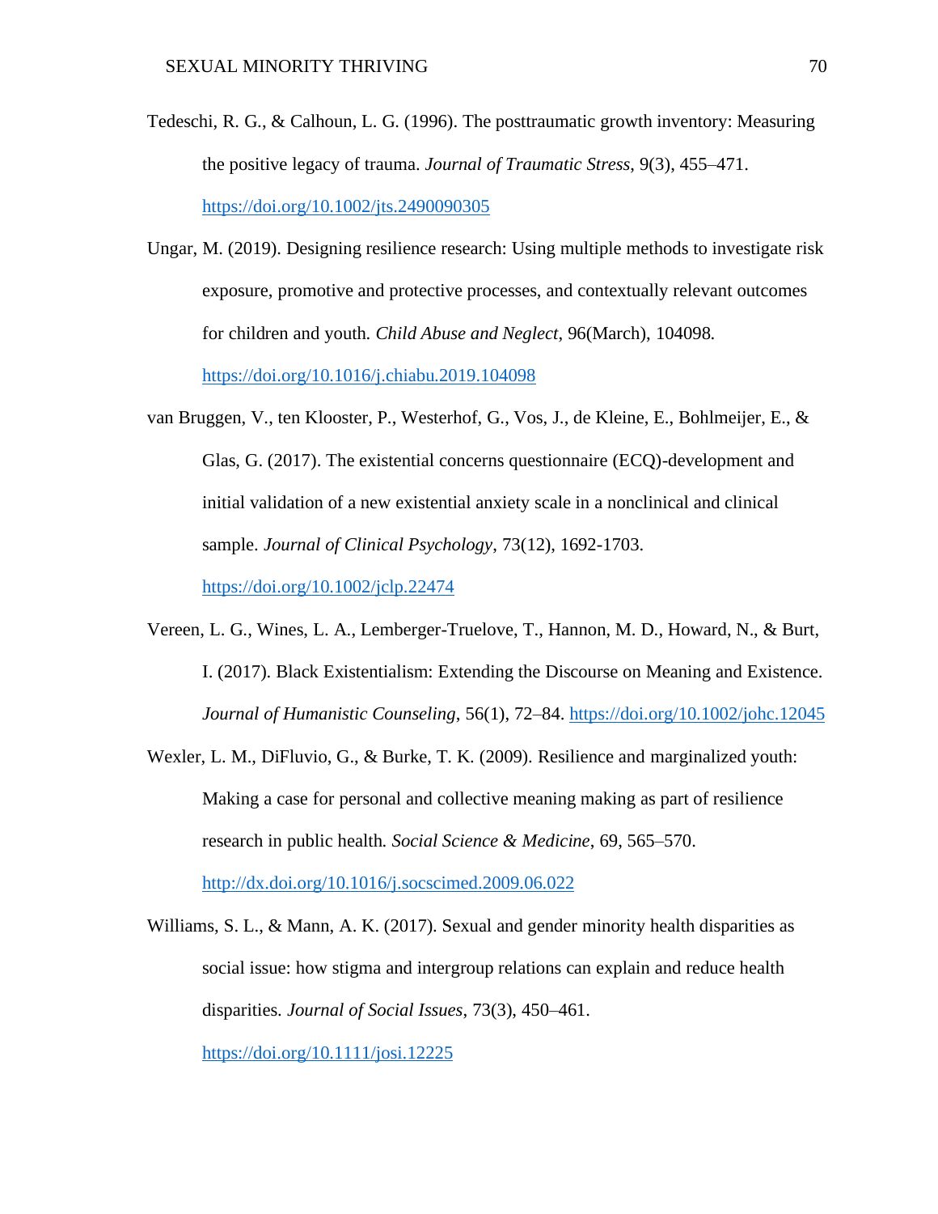Tedeschi, R. G., & Calhoun, L. G. (1996). The posttraumatic growth inventory: Measuring the positive legacy of trauma. *Journal of Traumatic Stress*, 9(3), 455–471. https://doi.org/10.1002/jts.2490090305

Ungar, M. (2019). Designing resilience research: Using multiple methods to investigate risk exposure, promotive and protective processes, and contextually relevant outcomes for children and youth. *Child Abuse and Neglect*, 96(March), 104098. https://doi.org/10.1016/j.chiabu.2019.104098

van Bruggen, V., ten Klooster, P., Westerhof, G., Vos, J., de Kleine, E., Bohlmeijer, E., & Glas, G. (2017). The existential concerns questionnaire (ECQ)-development and initial validation of a new existential anxiety scale in a nonclinical and clinical sample. *Journal of Clinical Psychology*, 73(12), 1692-1703. https://doi.org/10.1002/jclp.22474

Vereen, L. G., Wines, L. A., Lemberger-Truelove, T., Hannon, M. D., Howard, N., & Burt, I. (2017). Black Existentialism: Extending the Discourse on Meaning and Existence. *Journal of Humanistic Counseling*, 56(1), 72–84. https://doi.org/10.1002/johc.12045

Wexler, L. M., DiFluvio, G., & Burke, T. K. (2009). Resilience and marginalized youth: Making a case for personal and collective meaning making as part of resilience research in public health. *Social Science & Medicine*, 69, 565–570. http://dx.doi.org/10.1016/j.socscimed.2009.06.022

Williams, S. L., & Mann, A. K. (2017). Sexual and gender minority health disparities as social issue: how stigma and intergroup relations can explain and reduce health disparities. *Journal of Social Issues*, 73(3), 450–461. https://doi.org/10.1111/josi.12225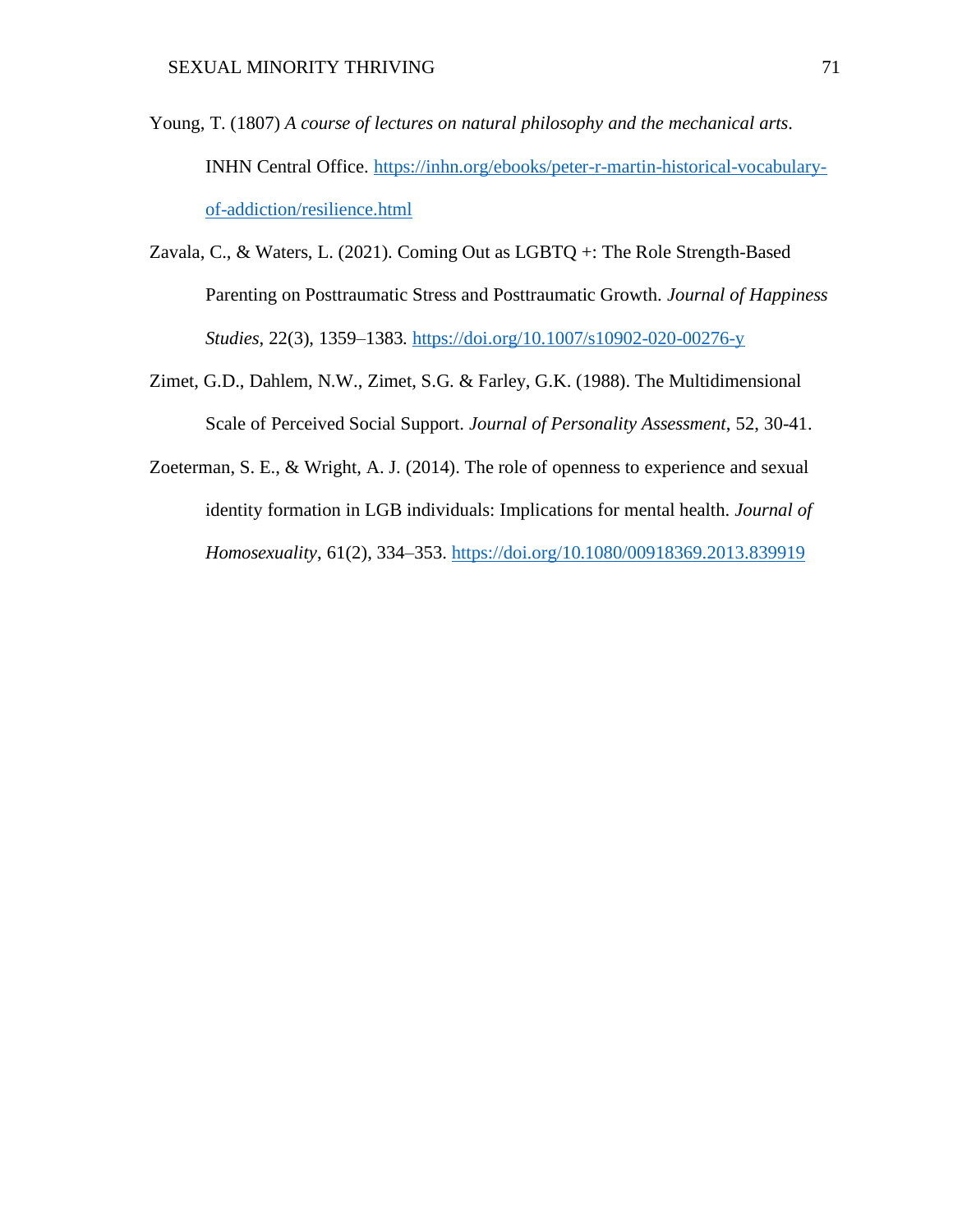Young, T. (1807) *A course of lectures on natural philosophy and the mechanical arts*. INHN Central Office. https://inhn.org/ebooks/peter-r-martin-historical-vocabulary-of-addiction/resilience.html

Zavala, C., & Waters, L. (2021). Coming Out as LGBTQ +: The Role Strength-Based Parenting on Posttraumatic Stress and Posttraumatic Growth. *Journal of Happiness Studies*, 22(3), 1359–1383. https://doi.org/10.1007/s10902-020-00276-y

Zimet, G.D., Dahlem, N.W., Zimet, S.G. & Farley, G.K. (1988). The Multidimensional Scale of Perceived Social Support. *Journal of Personality Assessment*, 52, 30-41.

Zoeterman, S. E., & Wright, A. J. (2014). The role of openness to experience and sexual identity formation in LGB individuals: Implications for mental health. *Journal of Homosexuality*, 61(2), 334–353. https://doi.org/10.1080/00918369.2013.839919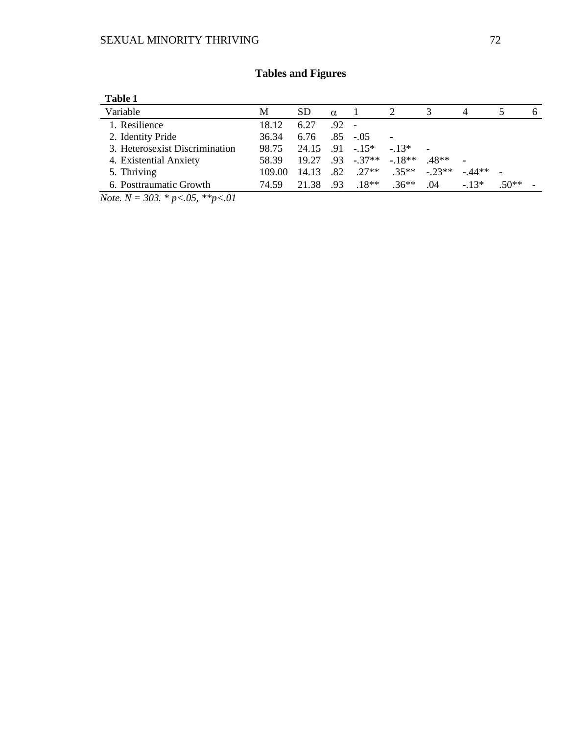# Tables and Figures

**Table 1**

| Variable | M | SD | α | 1 | 2 | 3 | 4 | 5 | 6 |
|---|---|---|---|---|---|---|---|---|---|
| 1. Resilience | 18.12 | 6.27 | .92 | - | | | | | |
| 2. Identity Pride | 36.34 | 6.76 | .85 | -.05 | - | | | | |
| 3. Heterosexist Discrimination | 98.75 | 24.15 | .91 | -.15* | -.13* | - | | | |
| 4. Existential Anxiety | 58.39 | 19.27 | .93 | -.37** | -.18** | .48** | - | | |
| 5. Thriving | 109.00 | 14.13 | .82 | .27** | .35** | -.23** | -.44** | - | |
| 6. Posttraumatic Growth | 74.59 | 21.38 | .93 | .18** | .36** | .04 | -.13* | .50** | - |

*Note.* $N = 303$. * $p<.05$, ** $p<.01$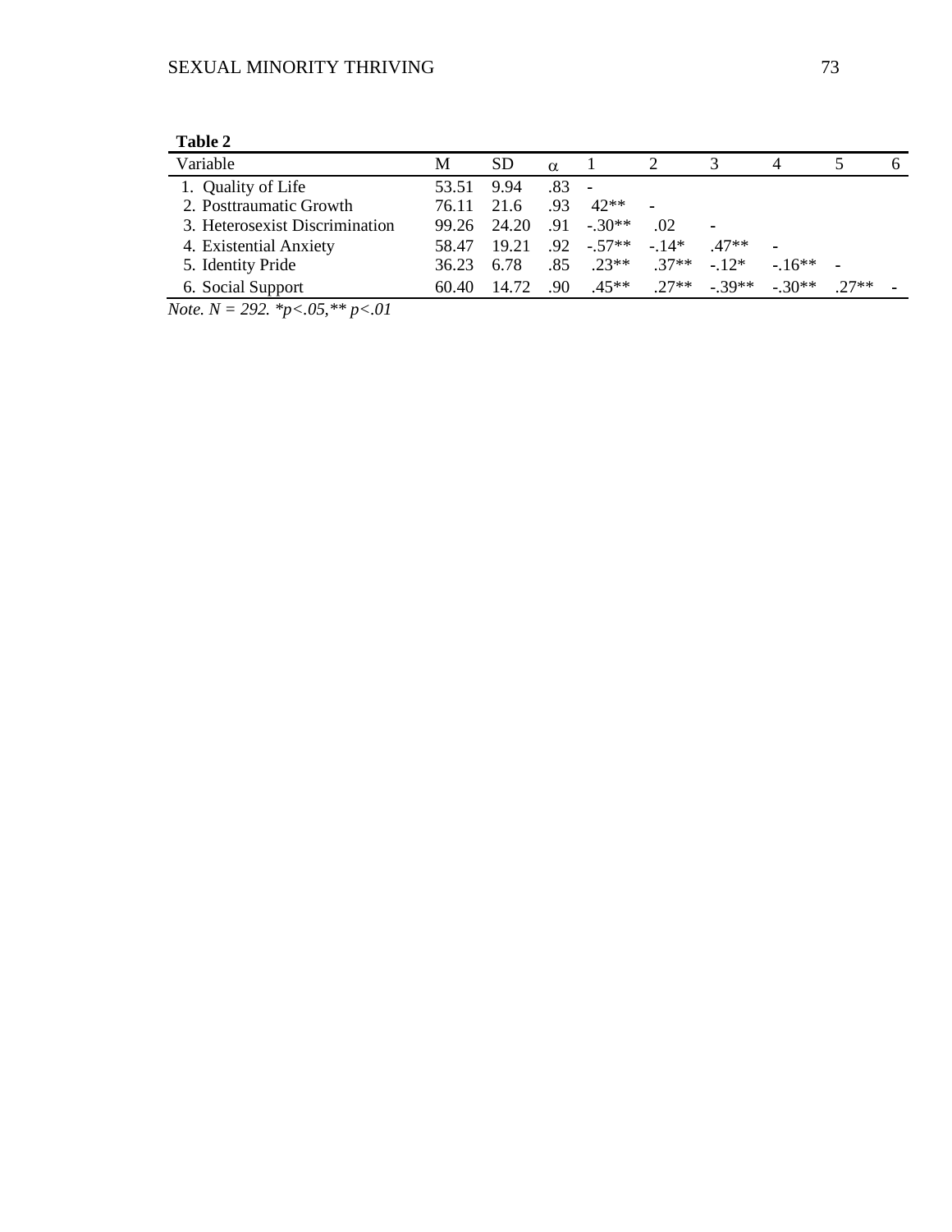**Table 2**

| Variable | M | SD | α | 1 | 2 | 3 | 4 | 5 | 6 |
|---|---|---|---|---|---|---|---|---|---|
| 1. Quality of Life | 53.51 | 9.94 | .83 | - | | | | | |
| 2. Posttraumatic Growth | 76.11 | 21.6 | .93 | 42** | - | | | | |
| 3. Heterosexist Discrimination | 99.26 | 24.20 | .91 | -.30** | .02 | - | | | |
| 4. Existential Anxiety | 58.47 | 19.21 | .92 | -.57** | -.14* | .47** | - | | |
| 5. Identity Pride | 36.23 | 6.78 | .85 | .23** | .37** | -.12* | -.16** | - | |
| 6. Social Support | 60.40 | 14.72 | .90 | .45** | .27** | -.39** | -.30** | .27** | - |

*Note. N = 292. *p<.05,** p<.01*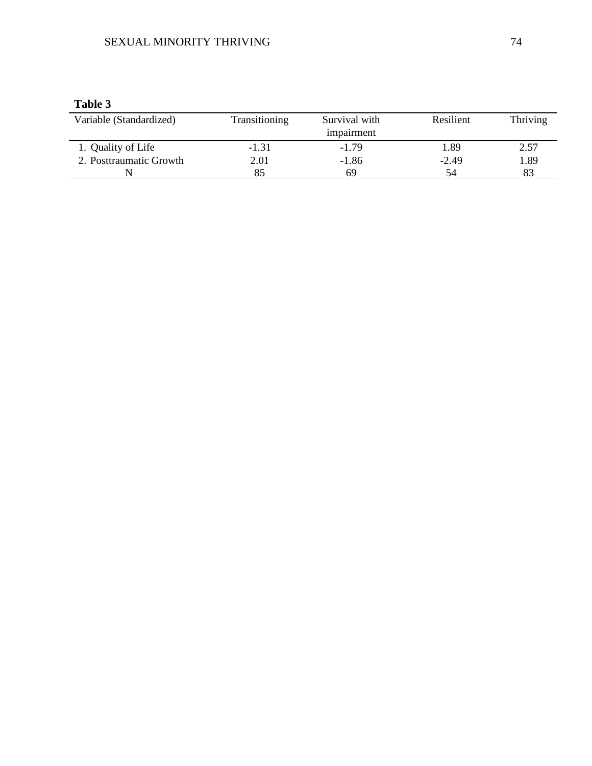**Table 3**

| Variable (Standardized) | Transitioning | Survival with impairment | Resilient | Thriving |
|---|---|---|---|---|
| 1. Quality of Life | -1.31 | -1.79 | 1.89 | 2.57 |
| 2. Posttraumatic Growth | 2.01 | -1.86 | -2.49 | 1.89 |
| N | 85 | 69 | 54 | 83 |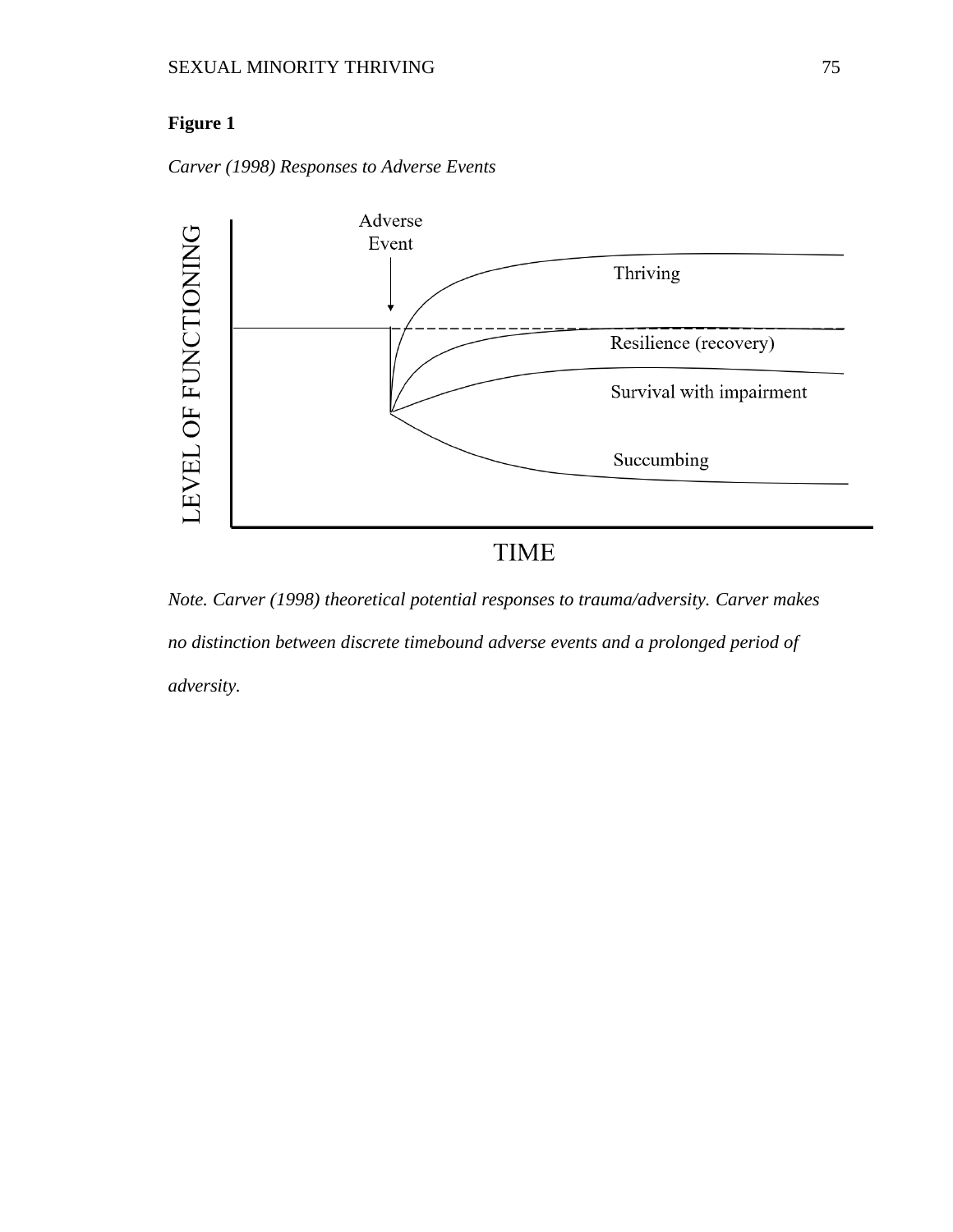**Figure 1**

*Carver (1998) Responses to Adverse Events*

Adverse Event

Thriving

Resilience (recovery)

Survival with impairment

Succumbing

LEVEL OF FUNCTIONING

TIME

*Note. Carver (1998) theoretical potential responses to trauma/adversity. Carver makes no distinction between discrete timebound adverse events and a prolonged period of adversity.*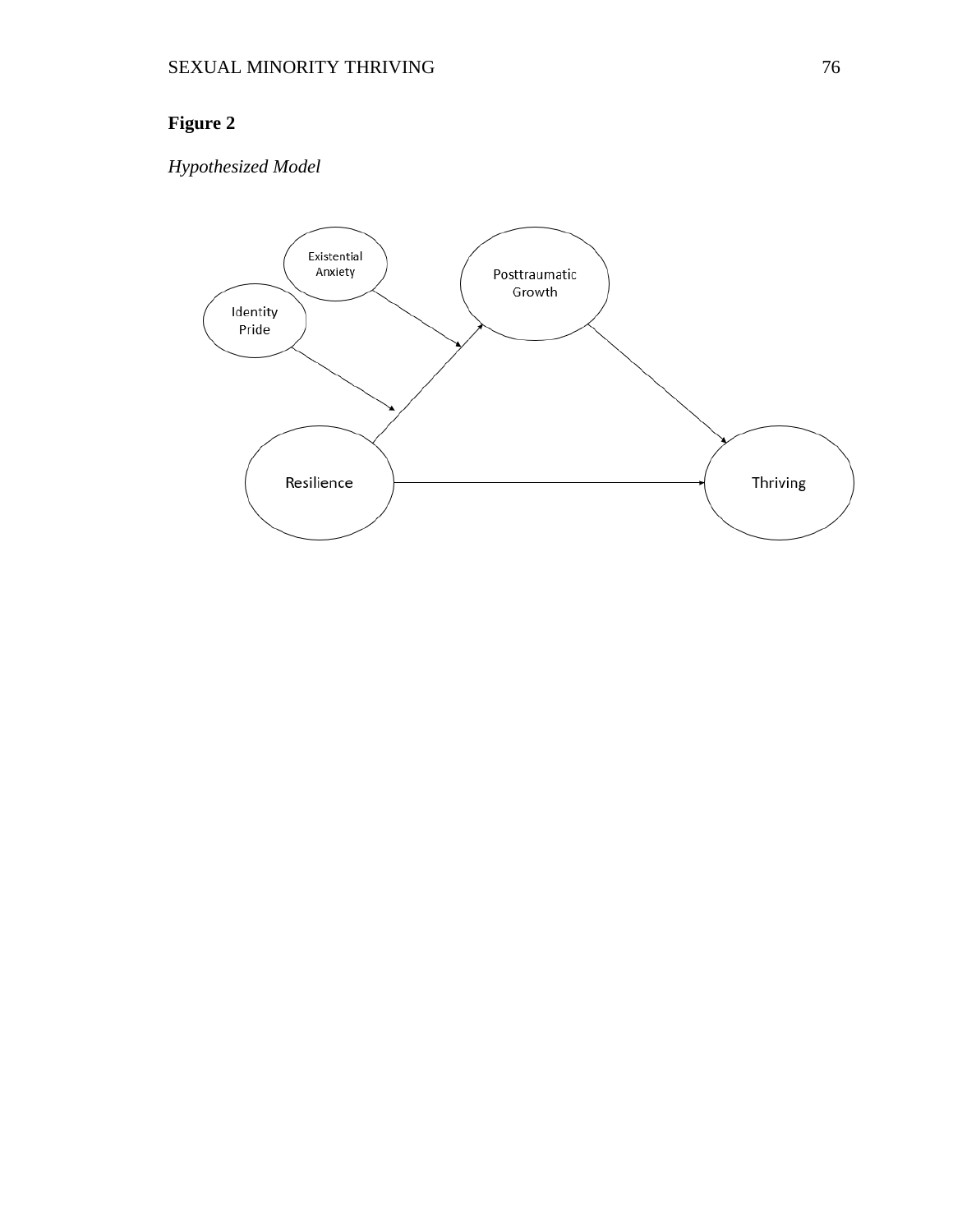**Figure 2**

*Hypothesized Model*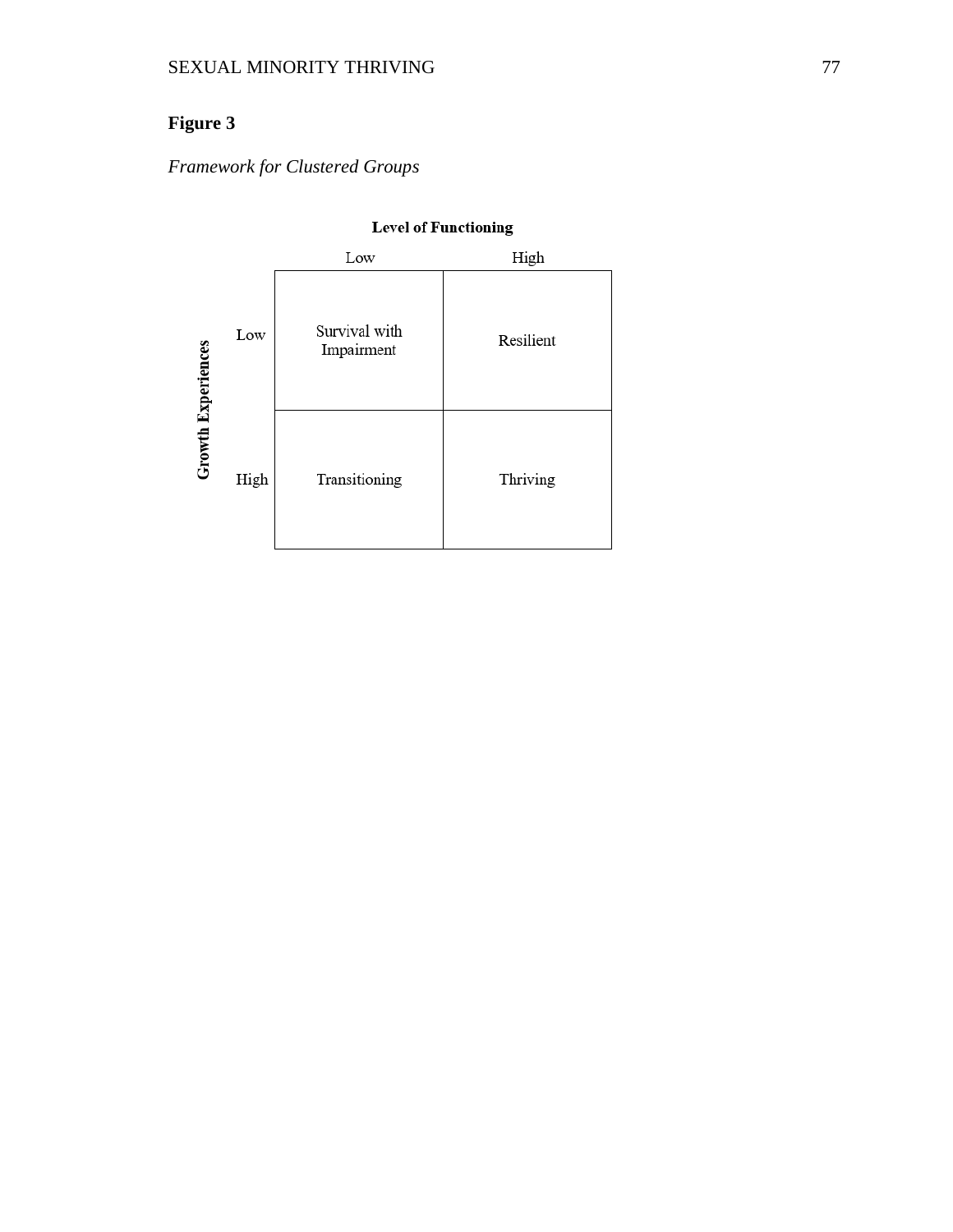**Figure 3**

*Framework for Clustered Groups*

| | | Level of Functioning | |
|---|---|---|---|
| | | Low | High |
| Growth Experiences | Low | Survival with Impairment | Resilient |
| | High | Transitioning | Thriving |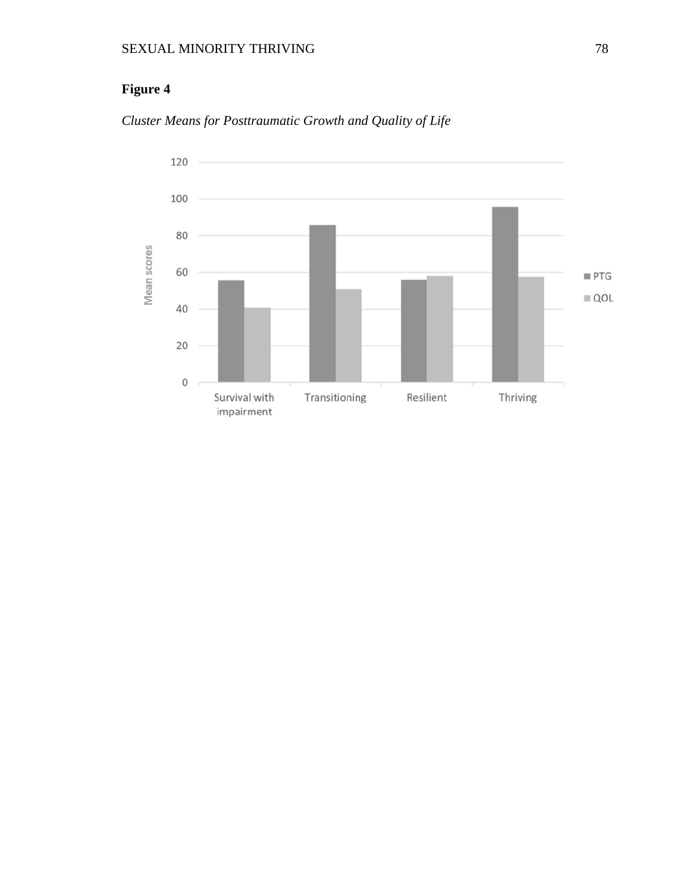**Figure 4**

*Cluster Means for Posttraumatic Growth and Quality of Life*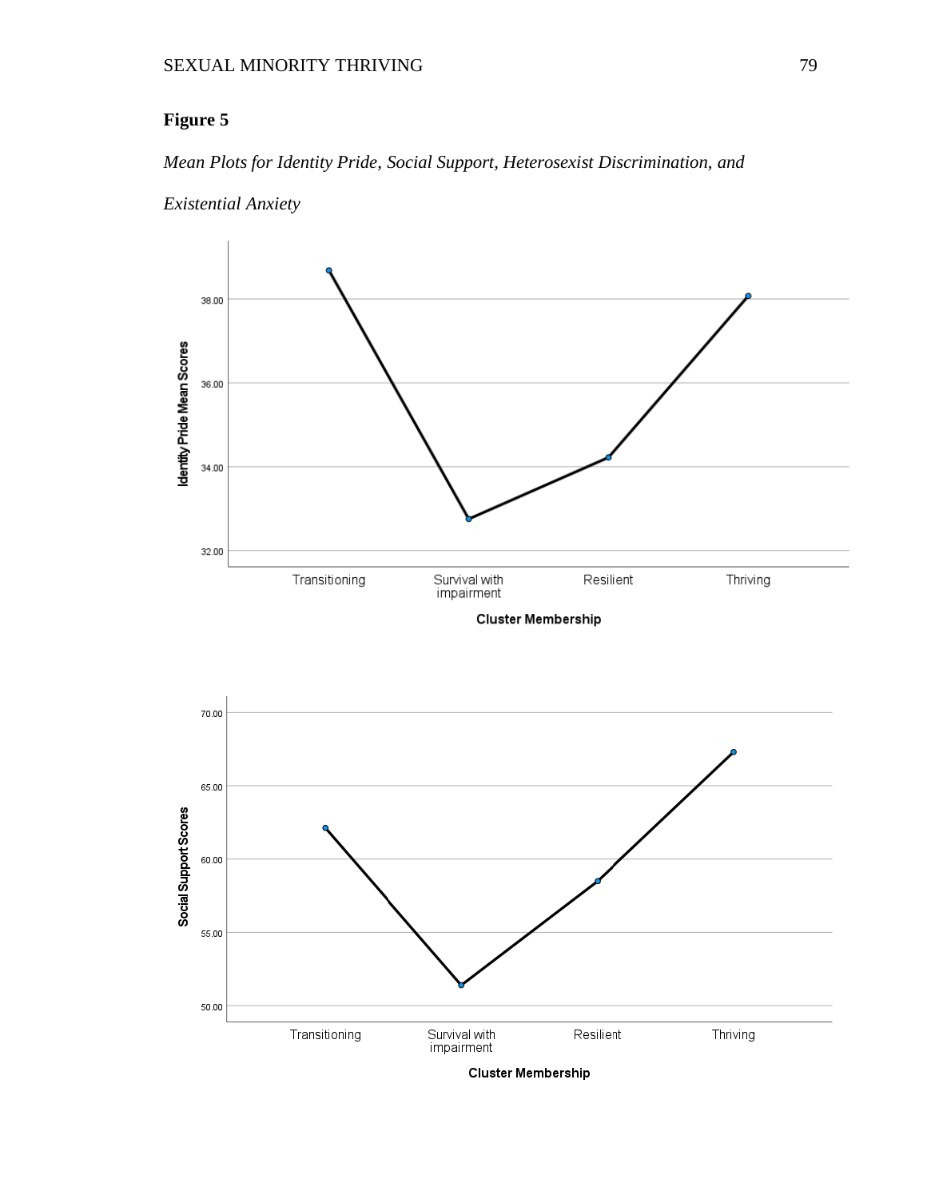**Figure 5**

*Mean Plots for Identity Pride, Social Support, Heterosexist Discrimination, and Existential Anxiety*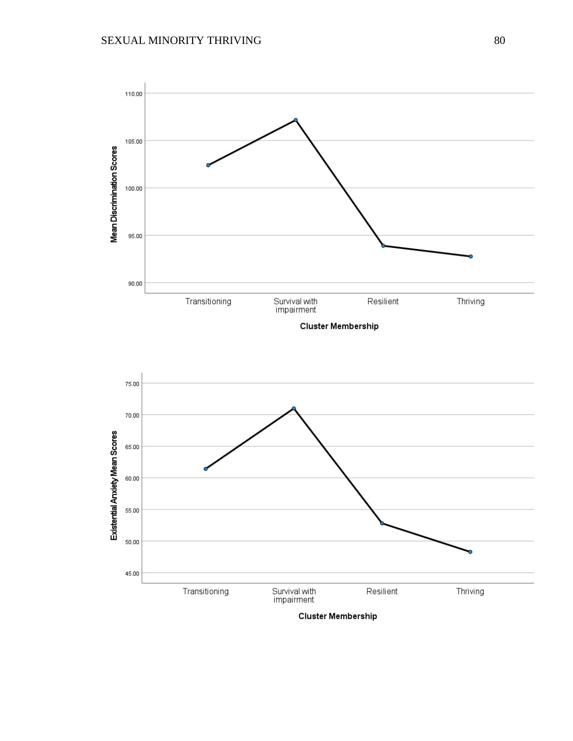Mean Discrimination Scores

110.00

105.00

100.00

95.00

90.00

Transitioning | Survival with impairment | Resilient | Thriving

**Cluster Membership**

Existential Anxiety Mean Scores

75.00

70.00

65.00

60.00

55.00

50.00

45.00

Transitioning | Survival with impairment | Resilient | Thriving

**Cluster Membership**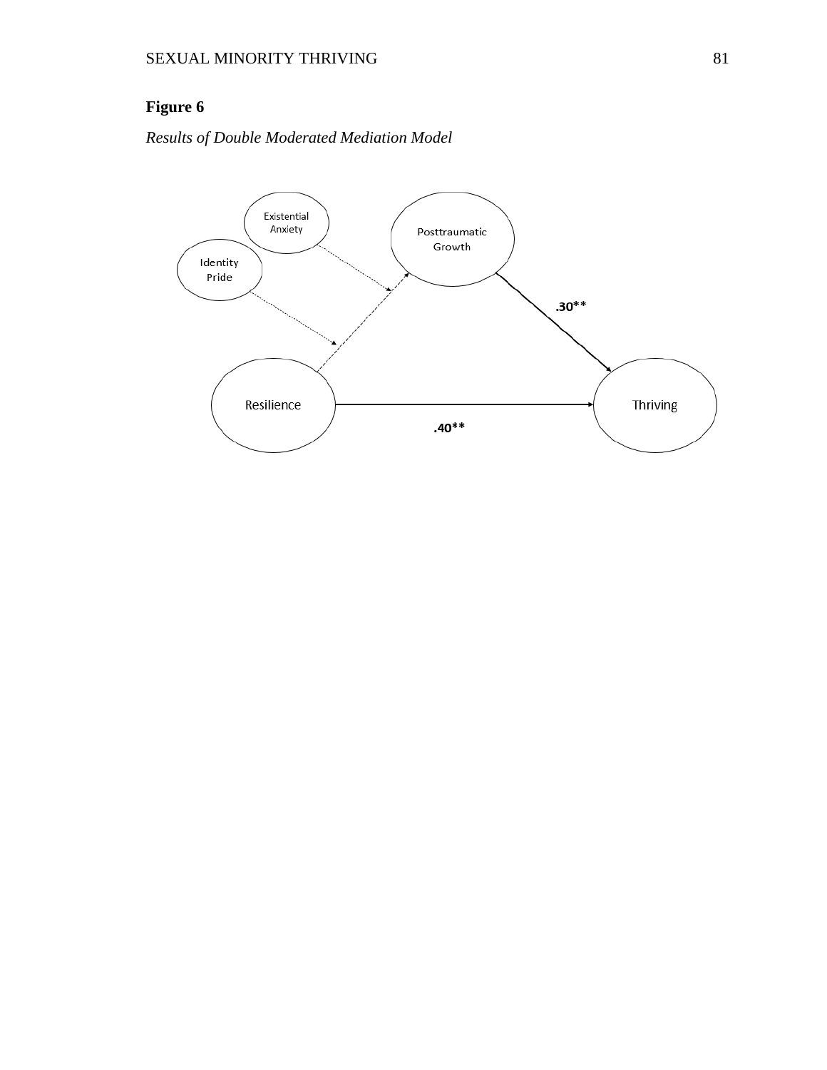**Figure 6**

*Results of Double Moderated Mediation Model*

Existential Anxiety

Identity Pride

Posttraumatic Growth

.30**

Resilience

Thriving

.40**